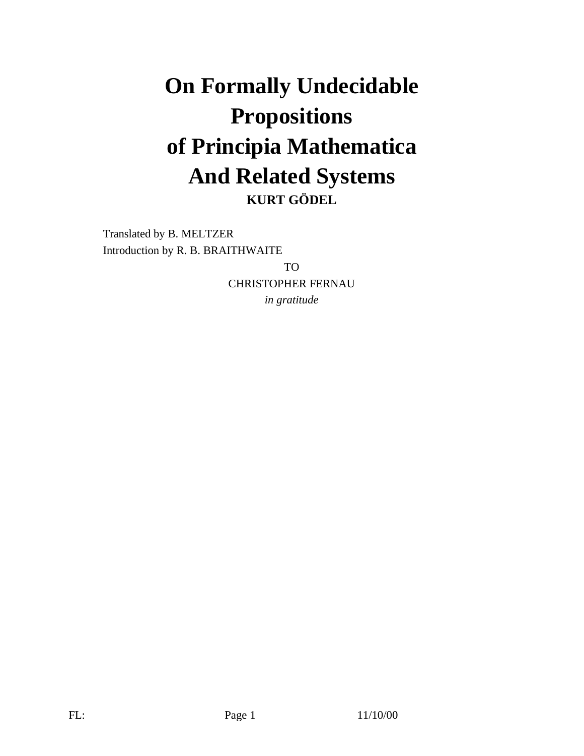# On Formally Undecidable Propositions of Principia Mathematica And Related Systems

**KURT GÖDEL**

Translated by B. MELTZER

Introduction by R. B. BRAITHWAITE

TO

CHRISTOPHER FERNAU

*in gratitude*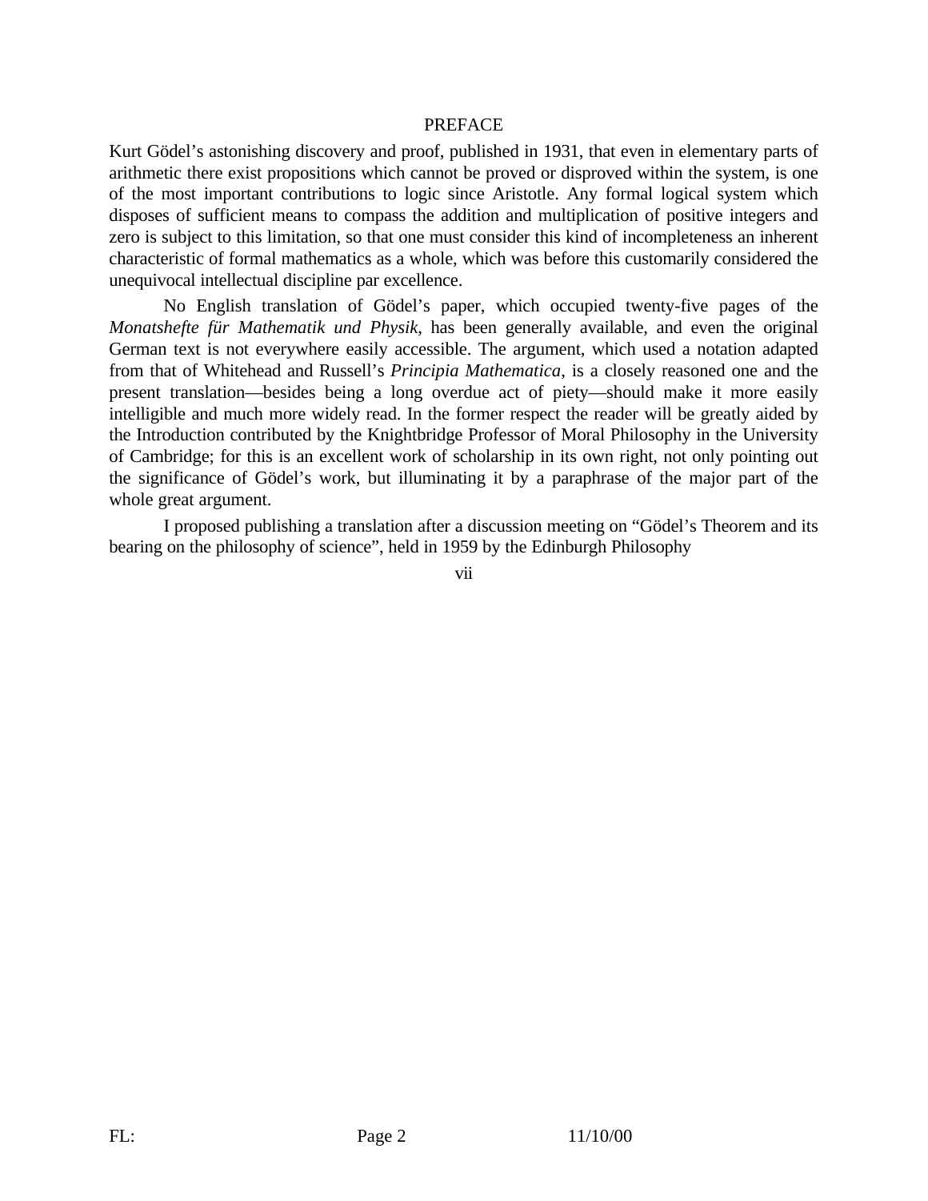## PREFACE

Kurt Gödel's astonishing discovery and proof, published in 1931, that even in elementary parts of arithmetic there exist propositions which cannot be proved or disproved within the system, is one of the most important contributions to logic since Aristotle. Any formal logical system which disposes of sufficient means to compass the addition and multiplication of positive integers and zero is subject to this limitation, so that one must consider this kind of incompleteness an inherent characteristic of formal mathematics as a whole, which was before this customarily considered the unequivocal intellectual discipline par excellence.

No English translation of Gödel's paper, which occupied twenty-five pages of the *Monatshefte für Mathematik und Physik*, has been generally available, and even the original German text is not everywhere easily accessible. The argument, which used a notation adapted from that of Whitehead and Russell's *Principia Mathematica*, is a closely reasoned one and the present translation—besides being a long overdue act of piety—should make it more easily intelligible and much more widely read. In the former respect the reader will be greatly aided by the Introduction contributed by the Knightbridge Professor of Moral Philosophy in the University of Cambridge; for this is an excellent work of scholarship in its own right, not only pointing out the significance of Gödel's work, but illuminating it by a paraphrase of the major part of the whole great argument.

I proposed publishing a translation after a discussion meeting on "Gödel's Theorem and its bearing on the philosophy of science", held in 1959 by the Edinburgh Philosophy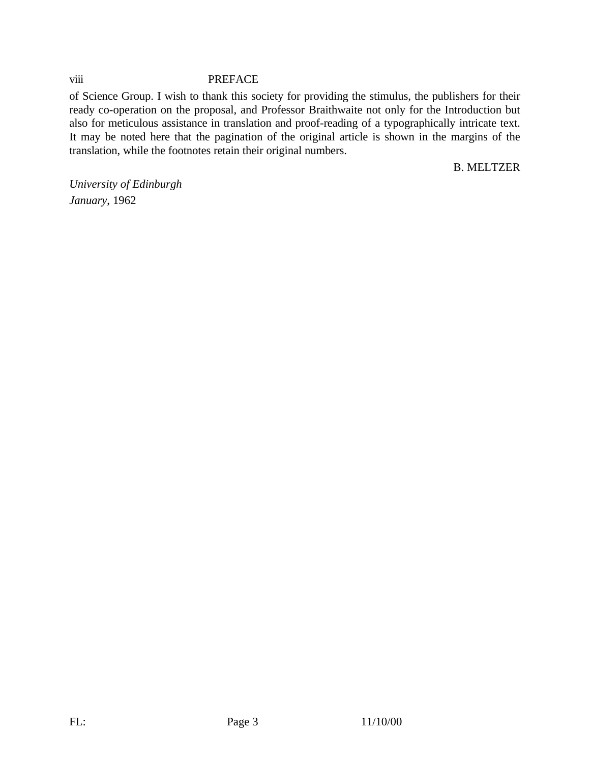of Science Group. I wish to thank this society for providing the stimulus, the publishers for their ready co-operation on the proposal, and Professor Braithwaite not only for the Introduction but also for meticulous assistance in translation and proof-reading of a typographically intricate text. It may be noted here that the pagination of the original article is shown in the margins of the translation, while the footnotes retain their original numbers.

B. MELTZER

*University of Edinburgh*
*January*, 1962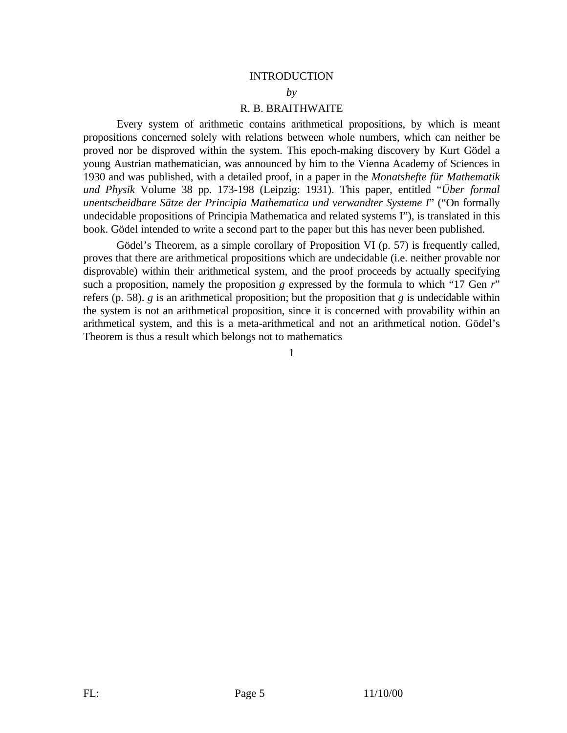# INTRODUCTION

*by*

R. B. BRAITHWAITE

Every system of arithmetic contains arithmetical propositions, by which is meant propositions concerned solely with relations between whole numbers, which can neither be proved nor be disproved within the system. This epoch-making discovery by Kurt Gödel a young Austrian mathematician, was announced by him to the Vienna Academy of Sciences in 1930 and was published, with a detailed proof, in a paper in the *Monatshefte für Mathematik und Physik* Volume 38 pp. 173-198 (Leipzig: 1931). This paper, entitled "*Über formal unentscheidbare Sätze der Principia Mathematica und verwandter Systeme I*" ("On formally undecidable propositions of Principia Mathematica and related systems I"), is translated in this book. Gödel intended to write a second part to the paper but this has never been published.

Gödel's Theorem, as a simple corollary of Proposition VI (p. 57) is frequently called, proves that there are arithmetical propositions which are undecidable (i.e. neither provable nor disprovable) within their arithmetical system, and the proof proceeds by actually specifying such a proposition, namely the proposition *g* expressed by the formula to which "17 Gen *r*" refers (p. 58). *g* is an arithmetical proposition; but the proposition that *g* is undecidable within the system is not an arithmetical proposition, since it is concerned with provability within an arithmetical system, and this is a meta-arithmetical and not an arithmetical notion. Gödel's Theorem is thus a result which belongs not to mathematics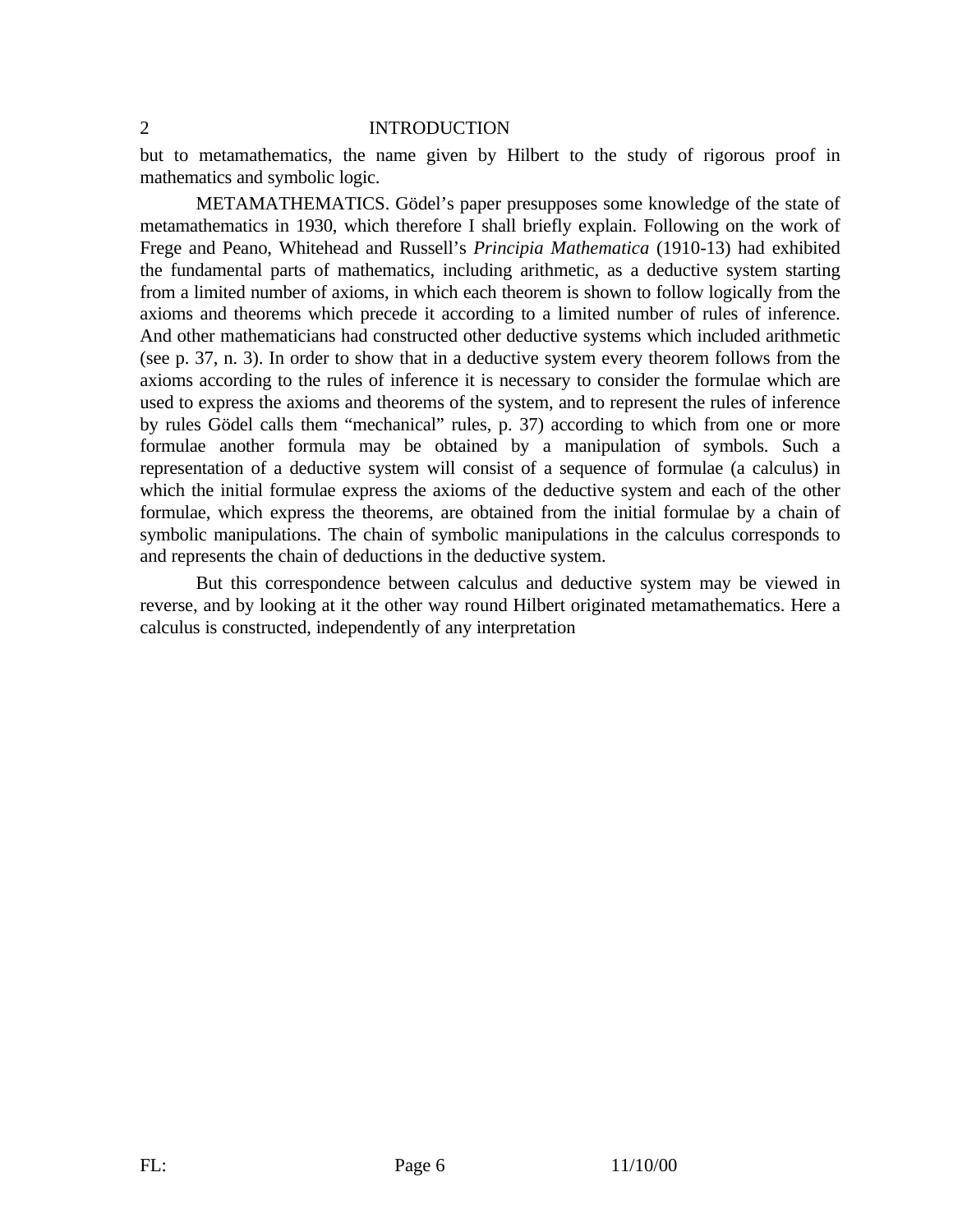but to metamathematics, the name given by Hilbert to the study of rigorous proof in mathematics and symbolic logic.

METAMATHEMATICS. Gödel's paper presupposes some knowledge of the state of metamathematics in 1930, which therefore I shall briefly explain. Following on the work of Frege and Peano, Whitehead and Russell's *Principia Mathematica* (1910-13) had exhibited the fundamental parts of mathematics, including arithmetic, as a deductive system starting from a limited number of axioms, in which each theorem is shown to follow logically from the axioms and theorems which precede it according to a limited number of rules of inference. And other mathematicians had constructed other deductive systems which included arithmetic (see p. 37, n. 3). In order to show that in a deductive system every theorem follows from the axioms according to the rules of inference it is necessary to consider the formulae which are used to express the axioms and theorems of the system, and to represent the rules of inference by rules Gödel calls them "mechanical" rules, p. 37) according to which from one or more formulae another formula may be obtained by a manipulation of symbols. Such a representation of a deductive system will consist of a sequence of formulae (a calculus) in which the initial formulae express the axioms of the deductive system and each of the other formulae, which express the theorems, are obtained from the initial formulae by a chain of symbolic manipulations. The chain of symbolic manipulations in the calculus corresponds to and represents the chain of deductions in the deductive system.

But this correspondence between calculus and deductive system may be viewed in reverse, and by looking at it the other way round Hilbert originated metamathematics. Here a calculus is constructed, independently of any interpretation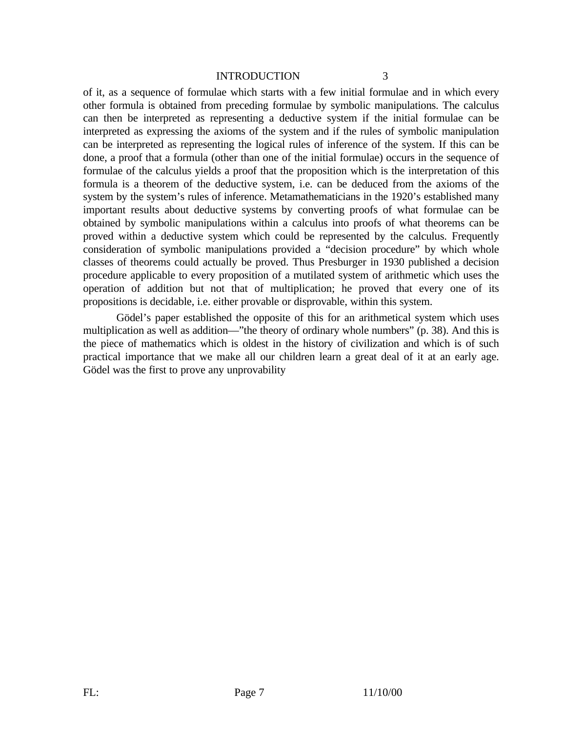of it, as a sequence of formulae which starts with a few initial formulae and in which every other formula is obtained from preceding formulae by symbolic manipulations. The calculus can then be interpreted as representing a deductive system if the initial formulae can be interpreted as expressing the axioms of the system and if the rules of symbolic manipulation can be interpreted as representing the logical rules of inference of the system. If this can be done, a proof that a formula (other than one of the initial formulae) occurs in the sequence of formulae of the calculus yields a proof that the proposition which is the interpretation of this formula is a theorem of the deductive system, i.e. can be deduced from the axioms of the system by the system's rules of inference. Metamathematicians in the 1920's established many important results about deductive systems by converting proofs of what formulae can be obtained by symbolic manipulations within a calculus into proofs of what theorems can be proved within a deductive system which could be represented by the calculus. Frequently consideration of symbolic manipulations provided a "decision procedure" by which whole classes of theorems could actually be proved. Thus Presburger in 1930 published a decision procedure applicable to every proposition of a mutilated system of arithmetic which uses the operation of addition but not that of multiplication; he proved that every one of its propositions is decidable, i.e. either provable or disprovable, within this system.

Gödel's paper established the opposite of this for an arithmetical system which uses multiplication as well as addition—"the theory of ordinary whole numbers" (p. 38). And this is the piece of mathematics which is oldest in the history of civilization and which is of such practical importance that we make all our children learn a great deal of it at an early age. Gödel was the first to prove any unprovability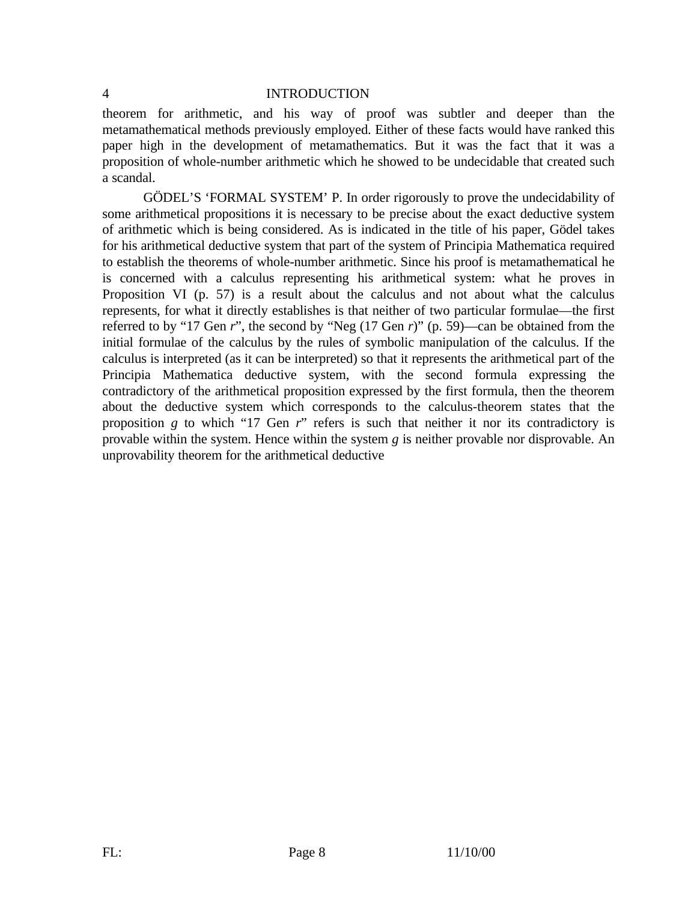theorem for arithmetic, and his way of proof was subtler and deeper than the metamathematical methods previously employed. Either of these facts would have ranked this paper high in the development of metamathematics. But it was the fact that it was a proposition of whole-number arithmetic which he showed to be undecidable that created such a scandal.

GÖDEL'S 'FORMAL SYSTEM' P. In order rigorously to prove the undecidability of some arithmetical propositions it is necessary to be precise about the exact deductive system of arithmetic which is being considered. As is indicated in the title of his paper, Gödel takes for his arithmetical deductive system that part of the system of Principia Mathematica required to establish the theorems of whole-number arithmetic. Since his proof is metamathematical he is concerned with a calculus representing his arithmetical system: what he proves in Proposition VI (p. 57) is a result about the calculus and not about what the calculus represents, for what it directly establishes is that neither of two particular formulae—the first referred to by "17 Gen *r*", the second by "Neg (17 Gen *r*)" (p. 59)—can be obtained from the initial formulae of the calculus by the rules of symbolic manipulation of the calculus. If the calculus is interpreted (as it can be interpreted) so that it represents the arithmetical part of the Principia Mathematica deductive system, with the second formula expressing the contradictory of the arithmetical proposition expressed by the first formula, then the theorem about the deductive system which corresponds to the calculus-theorem states that the proposition *g* to which "17 Gen *r*" refers is such that neither it nor its contradictory is provable within the system. Hence within the system *g* is neither provable nor disprovable. An unprovability theorem for the arithmetical deductive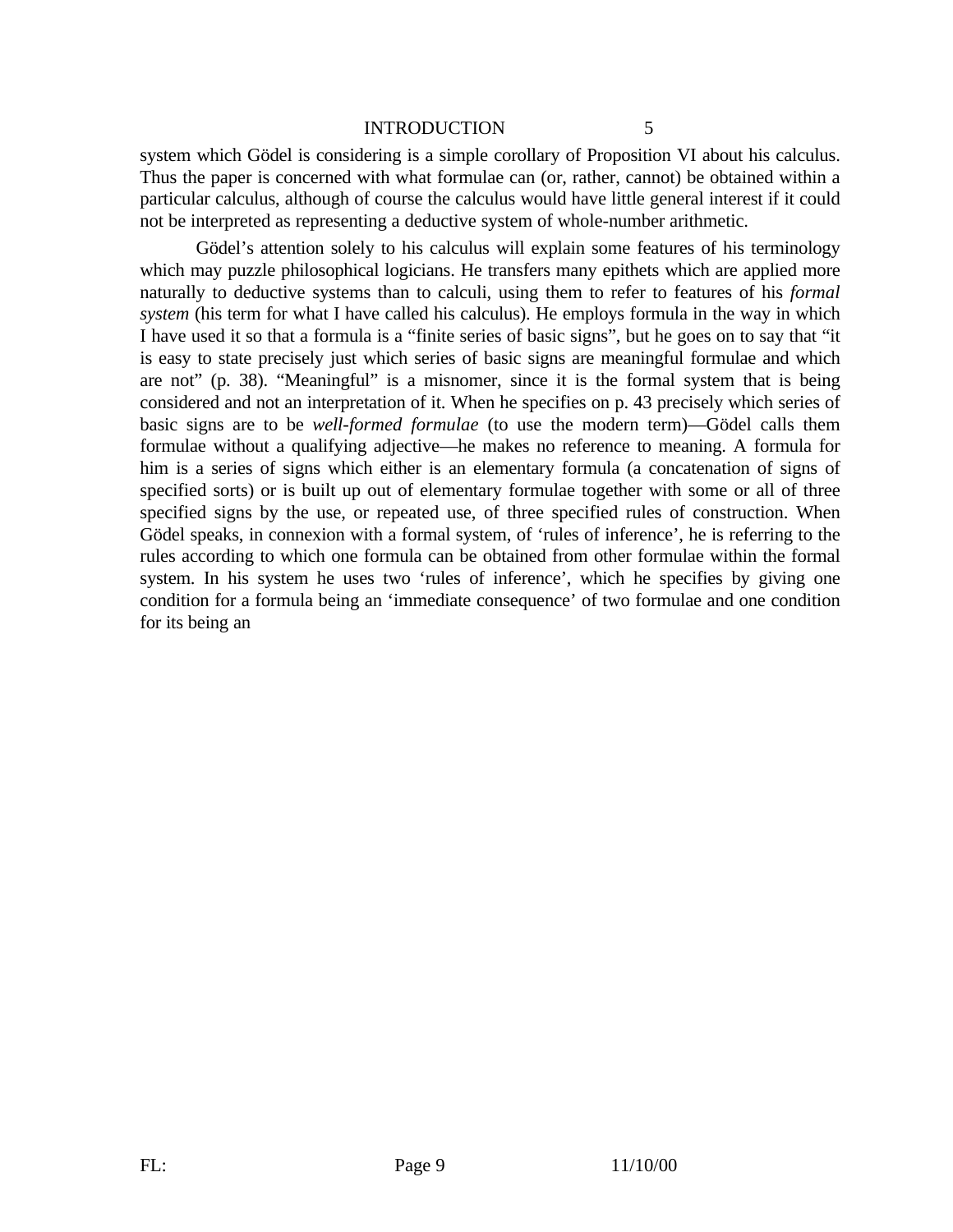system which Gödel is considering is a simple corollary of Proposition VI about his calculus. Thus the paper is concerned with what formulae can (or, rather, cannot) be obtained within a particular calculus, although of course the calculus would have little general interest if it could not be interpreted as representing a deductive system of whole-number arithmetic.

Gödel's attention solely to his calculus will explain some features of his terminology which may puzzle philosophical logicians. He transfers many epithets which are applied more naturally to deductive systems than to calculi, using them to refer to features of his *formal system* (his term for what I have called his calculus). He employs formula in the way in which I have used it so that a formula is a "finite series of basic signs", but he goes on to say that "it is easy to state precisely just which series of basic signs are meaningful formulae and which are not" (p. 38). "Meaningful" is a misnomer, since it is the formal system that is being considered and not an interpretation of it. When he specifies on p. 43 precisely which series of basic signs are to be *well-formed formulae* (to use the modern term)—Gödel calls them formulae without a qualifying adjective—he makes no reference to meaning. A formula for him is a series of signs which either is an elementary formula (a concatenation of signs of specified sorts) or is built up out of elementary formulae together with some or all of three specified signs by the use, or repeated use, of three specified rules of construction. When Gödel speaks, in connexion with a formal system, of 'rules of inference', he is referring to the rules according to which one formula can be obtained from other formulae within the formal system. In his system he uses two 'rules of inference', which he specifies by giving one condition for a formula being an 'immediate consequence' of two formulae and one condition for its being an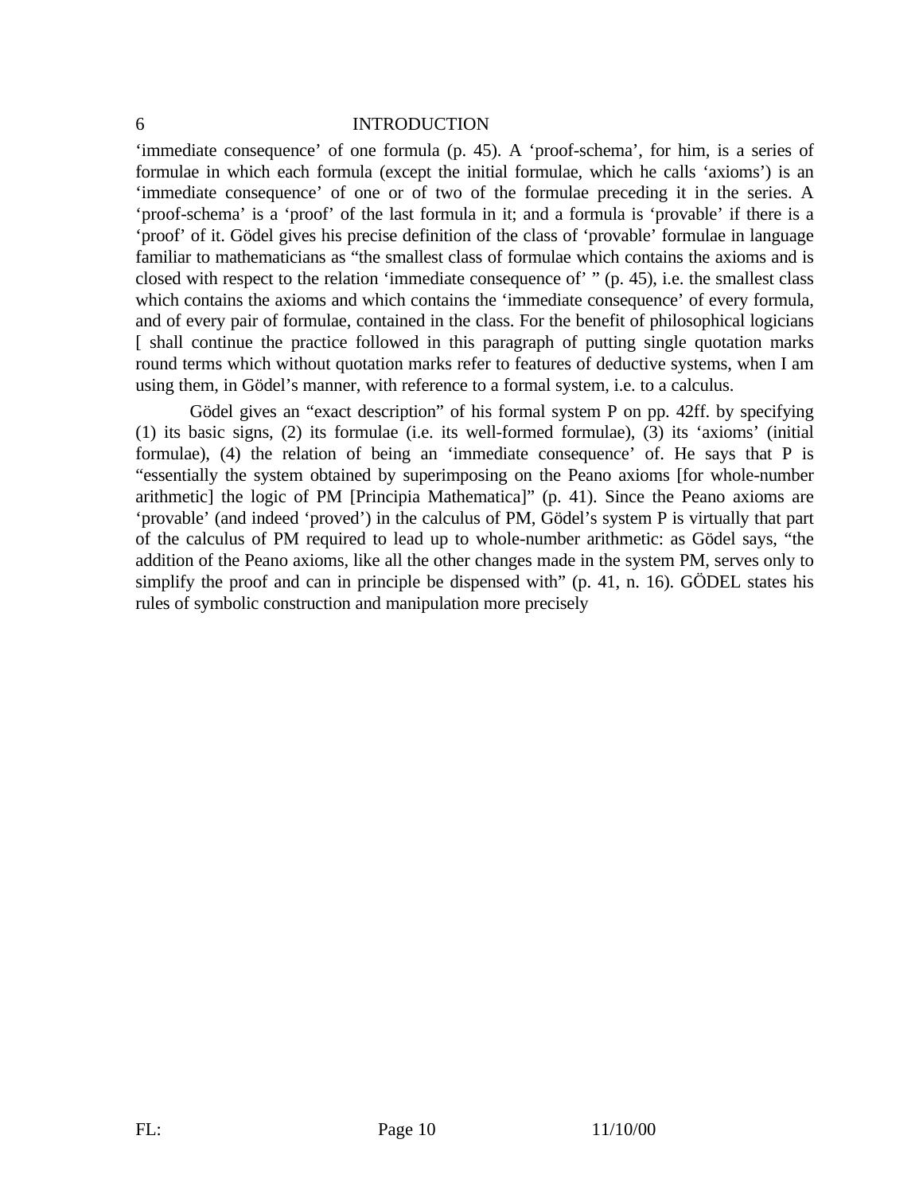'immediate consequence' of one formula (p. 45). A 'proof-schema', for him, is a series of formulae in which each formula (except the initial formulae, which he calls 'axioms') is an 'immediate consequence' of one or of two of the formulae preceding it in the series. A 'proof-schema' is a 'proof' of the last formula in it; and a formula is 'provable' if there is a 'proof' of it. Gödel gives his precise definition of the class of 'provable' formulae in language familiar to mathematicians as "the smallest class of formulae which contains the axioms and is closed with respect to the relation 'immediate consequence of' " (p. 45), i.e. the smallest class which contains the axioms and which contains the 'immediate consequence' of every formula, and of every pair of formulae, contained in the class. For the benefit of philosophical logicians [ shall continue the practice followed in this paragraph of putting single quotation marks round terms which without quotation marks refer to features of deductive systems, when I am using them, in Gödel's manner, with reference to a formal system, i.e. to a calculus.

Gödel gives an "exact description" of his formal system P on pp. 42ff. by specifying (1) its basic signs, (2) its formulae (i.e. its well-formed formulae), (3) its 'axioms' (initial formulae), (4) the relation of being an 'immediate consequence' of. He says that P is "essentially the system obtained by superimposing on the Peano axioms [for whole-number arithmetic] the logic of PM [Principia Mathematica]" (p. 41). Since the Peano axioms are 'provable' (and indeed 'proved') in the calculus of PM, Gödel's system P is virtually that part of the calculus of PM required to lead up to whole-number arithmetic: as Gödel says, "the addition of the Peano axioms, like all the other changes made in the system PM, serves only to simplify the proof and can in principle be dispensed with" (p. 41, n. 16). GÖDEL states his rules of symbolic construction and manipulation more precisely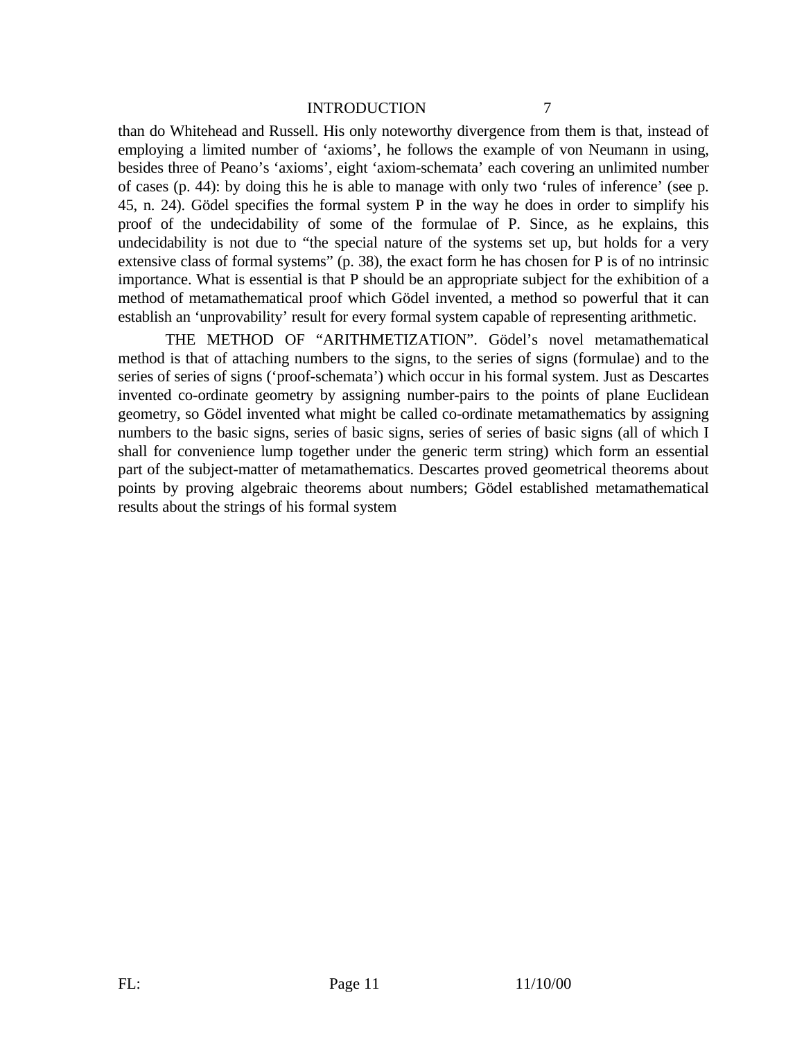than do Whitehead and Russell. His only noteworthy divergence from them is that, instead of employing a limited number of 'axioms', he follows the example of von Neumann in using, besides three of Peano's 'axioms', eight 'axiom-schemata' each covering an unlimited number of cases (p. 44): by doing this he is able to manage with only two 'rules of inference' (see p. 45, n. 24). Gödel specifies the formal system P in the way he does in order to simplify his proof of the undecidability of some of the formulae of P. Since, as he explains, this undecidability is not due to "the special nature of the systems set up, but holds for a very extensive class of formal systems" (p. 38), the exact form he has chosen for P is of no intrinsic importance. What is essential is that P should be an appropriate subject for the exhibition of a method of metamathematical proof which Gödel invented, a method so powerful that it can establish an 'unprovability' result for every formal system capable of representing arithmetic.

THE METHOD OF "ARITHMETIZATION". Gödel's novel metamathematical method is that of attaching numbers to the signs, to the series of signs (formulae) and to the series of series of signs ('proof-schemata') which occur in his formal system. Just as Descartes invented co-ordinate geometry by assigning number-pairs to the points of plane Euclidean geometry, so Gödel invented what might be called co-ordinate metamathematics by assigning numbers to the basic signs, series of basic signs, series of series of basic signs (all of which I shall for convenience lump together under the generic term string) which form an essential part of the subject-matter of metamathematics. Descartes proved geometrical theorems about points by proving algebraic theorems about numbers; Gödel established metamathematical results about the strings of his formal system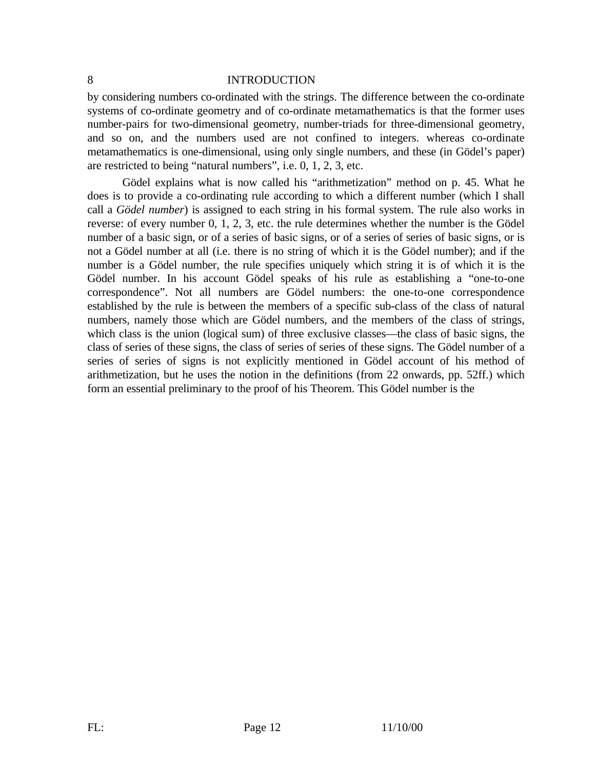by considering numbers co-ordinated with the strings. The difference between the co-ordinate systems of co-ordinate geometry and of co-ordinate metamathematics is that the former uses number-pairs for two-dimensional geometry, number-triads for three-dimensional geometry, and so on, and the numbers used are not confined to integers. whereas co-ordinate metamathematics is one-dimensional, using only single numbers, and these (in Gödel's paper) are restricted to being "natural numbers", i.e. 0, 1, 2, 3, etc.

Gödel explains what is now called his "arithmetization" method on p. 45. What he does is to provide a co-ordinating rule according to which a different number (which I shall call a *Gödel number*) is assigned to each string in his formal system. The rule also works in reverse: of every number 0, 1, 2, 3, etc. the rule determines whether the number is the Gödel number of a basic sign, or of a series of basic signs, or of a series of series of basic signs, or is not a Gödel number at all (i.e. there is no string of which it is the Gödel number); and if the number is a Gödel number, the rule specifies uniquely which string it is of which it is the Gödel number. In his account Gödel speaks of his rule as establishing a "one-to-one correspondence". Not all numbers are Gödel numbers: the one-to-one correspondence established by the rule is between the members of a specific sub-class of the class of natural numbers, namely those which are Gödel numbers, and the members of the class of strings, which class is the union (logical sum) of three exclusive classes—the class of basic strings, the class of series of these signs, the class of series of series of these signs. The Gödel number of a series of series of signs is not explicitly mentioned in Gödel account of his method of arithmetization, but he uses the notion in the definitions (from 22 onwards, pp. 52ff.) which form an essential preliminary to the proof of his Theorem. This Gödel number is the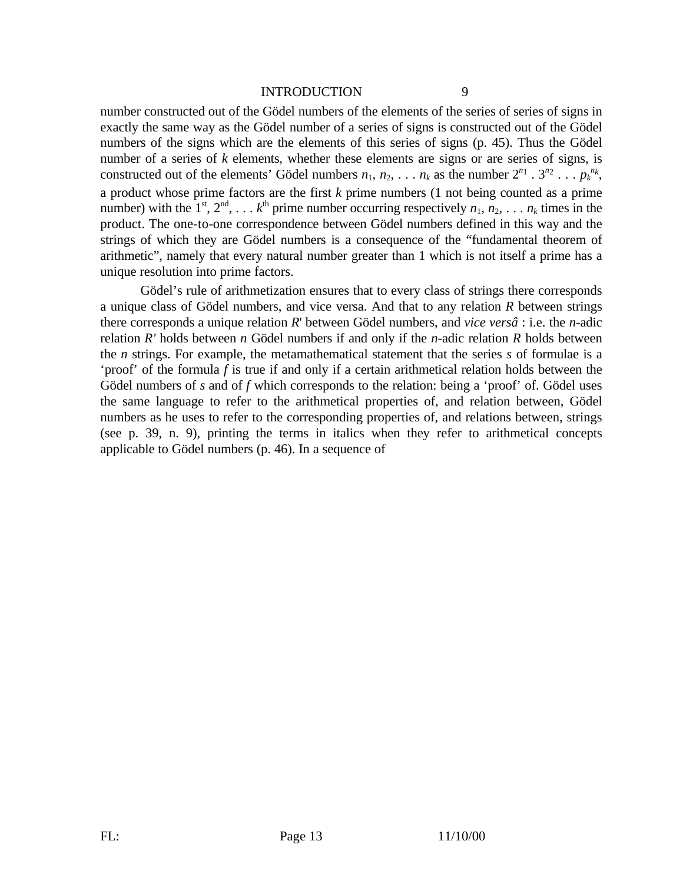number constructed out of the Gödel numbers of the elements of the series of series of signs in exactly the same way as the Gödel number of a series of signs is constructed out of the Gödel numbers of the signs which are the elements of this series of signs (p. 45). Thus the Gödel number of a series of *k* elements, whether these elements are signs or are series of signs, is constructed out of the elements' Gödel numbers $n_1$, $n_2$, . . . $n_k$ as the number $2^{n1} \cdot 3^{n2} \ldots p_k^{nk}$, a product whose prime factors are the first *k* prime numbers (1 not being counted as a prime number) with the 1st, 2nd, . . . *k*th prime number occurring respectively $n_1$, $n_2$, . . . $n_k$ times in the product. The one-to-one correspondence between Gödel numbers defined in this way and the strings of which they are Gödel numbers is a consequence of the "fundamental theorem of arithmetic", namely that every natural number greater than 1 which is not itself a prime has a unique resolution into prime factors.

Gödel's rule of arithmetization ensures that to every class of strings there corresponds a unique class of Gödel numbers, and vice versa. And that to any relation *R* between strings there corresponds a unique relation *R*' between Gödel numbers, and *vice versâ* : i.e. the *n*-adic relation *R′* holds between *n* Gödel numbers if and only if the *n*-adic relation *R* holds between the *n* strings. For example, the metamathematical statement that the series *s* of formulae is a 'proof' of the formula *f* is true if and only if a certain arithmetical relation holds between the Gödel numbers of *s* and of *f* which corresponds to the relation: being a 'proof' of. Gödel uses the same language to refer to the arithmetical properties of, and relation between, Gödel numbers as he uses to refer to the corresponding properties of, and relations between, strings (see p. 39, n. 9), printing the terms in italics when they refer to arithmetical concepts applicable to Gödel numbers (p. 46). In a sequence of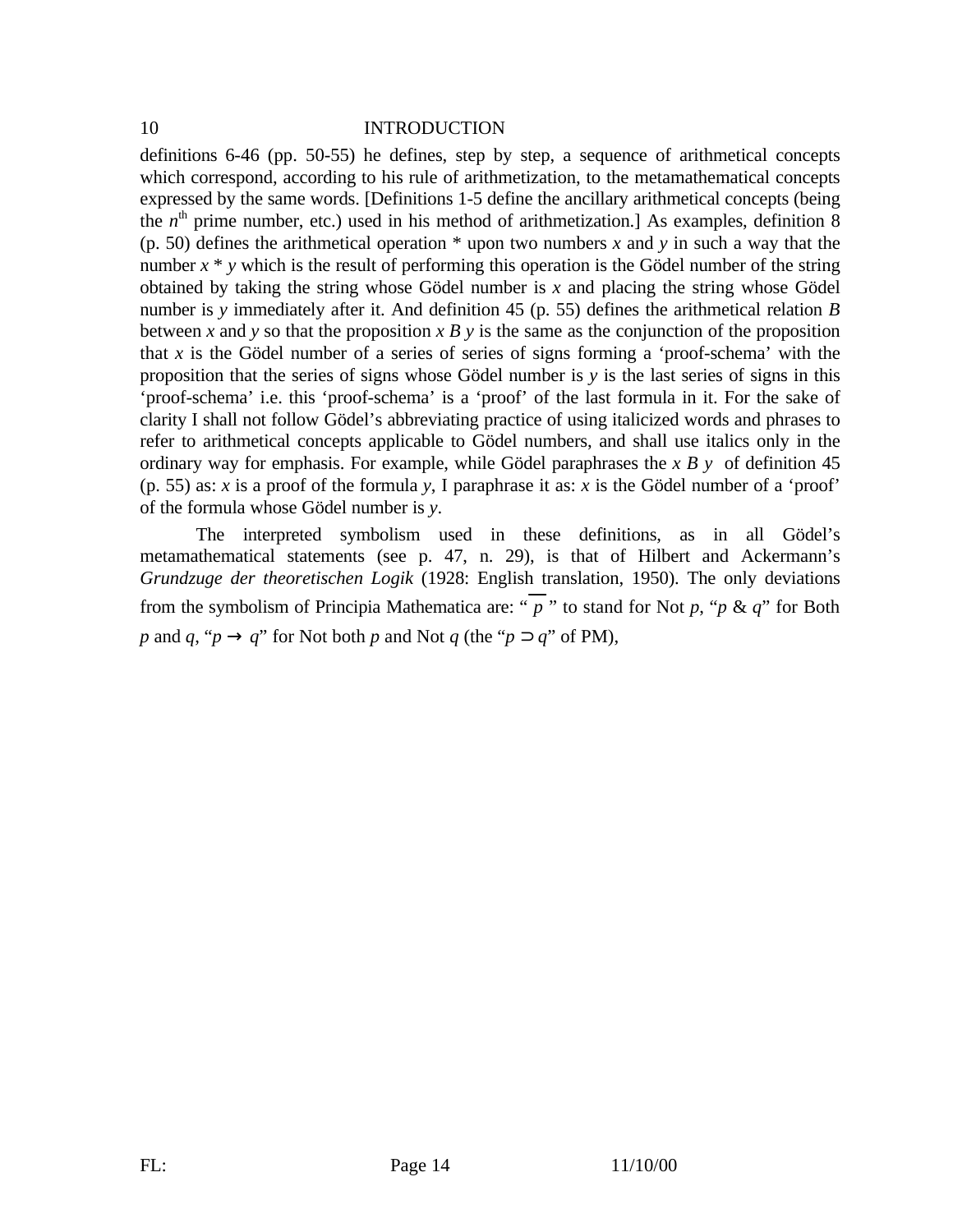definitions 6-46 (pp. 50-55) he defines, step by step, a sequence of arithmetical concepts which correspond, according to his rule of arithmetization, to the metamathematical concepts expressed by the same words. [Definitions 1-5 define the ancillary arithmetical concepts (being the $n^{th}$ prime number, etc.) used in his method of arithmetization.] As examples, definition 8 (p. 50) defines the arithmetical operation * upon two numbers *x* and *y* in such a way that the number *x* * *y* which is the result of performing this operation is the Gödel number of the string obtained by taking the string whose Gödel number is *x* and placing the string whose Gödel number is *y* immediately after it. And definition 45 (p. 55) defines the arithmetical relation *B* between *x* and *y* so that the proposition *x B y* is the same as the conjunction of the proposition that *x* is the Gödel number of a series of series of signs forming a 'proof-schema' with the proposition that the series of signs whose Gödel number is *y* is the last series of signs in this 'proof-schema' i.e. this 'proof-schema' is a 'proof' of the last formula in it. For the sake of clarity I shall not follow Gödel's abbreviating practice of using italicized words and phrases to refer to arithmetical concepts applicable to Gödel numbers, and shall use italics only in the ordinary way for emphasis. For example, while Gödel paraphrases the *x B y* of definition 45 (p. 55) as: *x* is a proof of the formula *y*, I paraphrase it as: *x* is the Gödel number of a 'proof' of the formula whose Gödel number is *y*.

The interpreted symbolism used in these definitions, as in all Gödel's metamathematical statements (see p. 47, n. 29), is that of Hilbert and Ackermann's *Grundzuge der theoretischen Logik* (1928: English translation, 1950). The only deviations from the symbolism of Principia Mathematica are: "$\overline{p}$" to stand for Not *p*, "*p* & *q*" for Both *p* and *q*, "$p \rightarrow q$" for Not both *p* and Not *q* (the "$p \supset q$" of PM),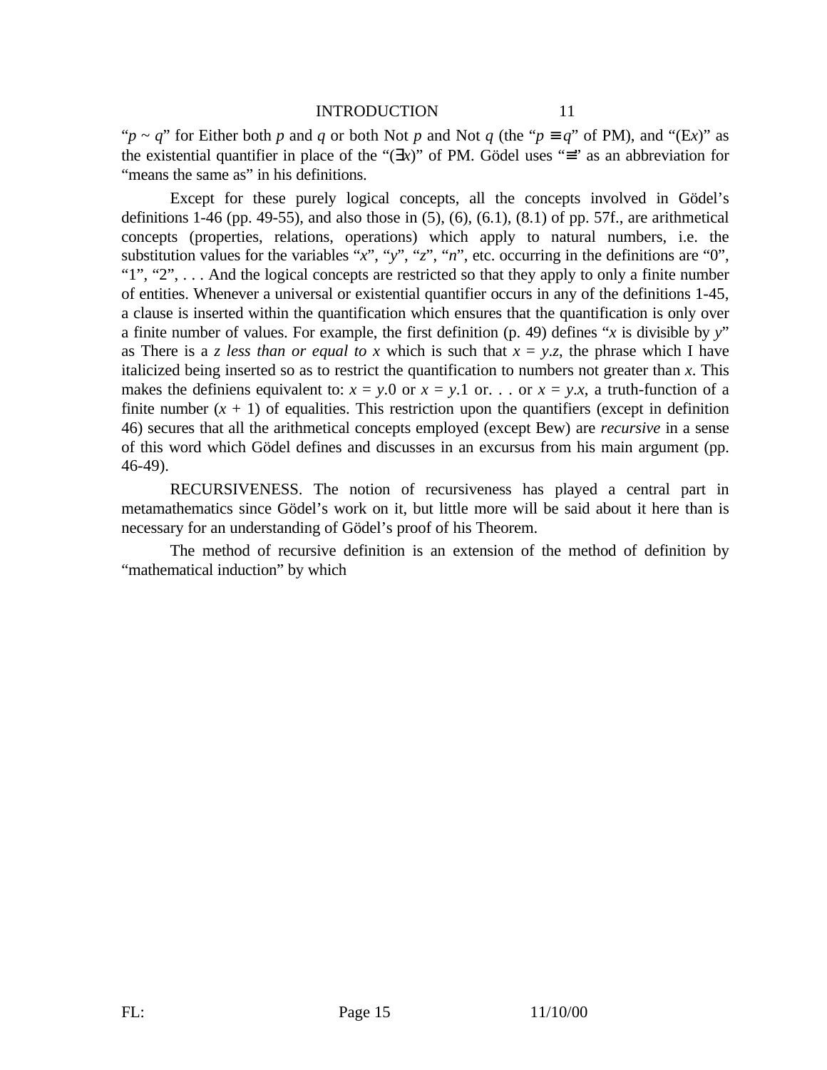"$p \sim q$" for Either both $p$ and $q$ or both Not $p$ and Not $q$ (the "$p \equiv q$" of PM), and "(E$x$)" as the existential quantifier in place of the "($\exists x$)" of PM. Gödel uses "$\equiv$" as an abbreviation for "means the same as" in his definitions.

Except for these purely logical concepts, all the concepts involved in Gödel's definitions 1-46 (pp. 49-55), and also those in (5), (6), (6.1), (8.1) of pp. 57f., are arithmetical concepts (properties, relations, operations) which apply to natural numbers, i.e. the substitution values for the variables "$x$", "$y$", "$z$", "$n$", etc. occurring in the definitions are "0", "1", "2", . . . And the logical concepts are restricted so that they apply to only a finite number of entities. Whenever a universal or existential quantifier occurs in any of the definitions 1-45, a clause is inserted within the quantification which ensures that the quantification is only over a finite number of values. For example, the first definition (p. 49) defines "$x$ is divisible by $y$" as There is a *z less than or equal to x* which is such that $x = y.z$, the phrase which I have italicized being inserted so as to restrict the quantification to numbers not greater than $x$. This makes the definiens equivalent to: $x = y.0$ or $x = y.1$ or. . . or $x = y.x$, a truth-function of a finite number ($x + 1$) of equalities. This restriction upon the quantifiers (except in definition 46) secures that all the arithmetical concepts employed (except Bew) are *recursive* in a sense of this word which Gödel defines and discusses in an excursus from his main argument (pp. 46-49).

RECURSIVENESS. The notion of recursiveness has played a central part in metamathematics since Gödel's work on it, but little more will be said about it here than is necessary for an understanding of Gödel's proof of his Theorem.

The method of recursive definition is an extension of the method of definition by "mathematical induction" by which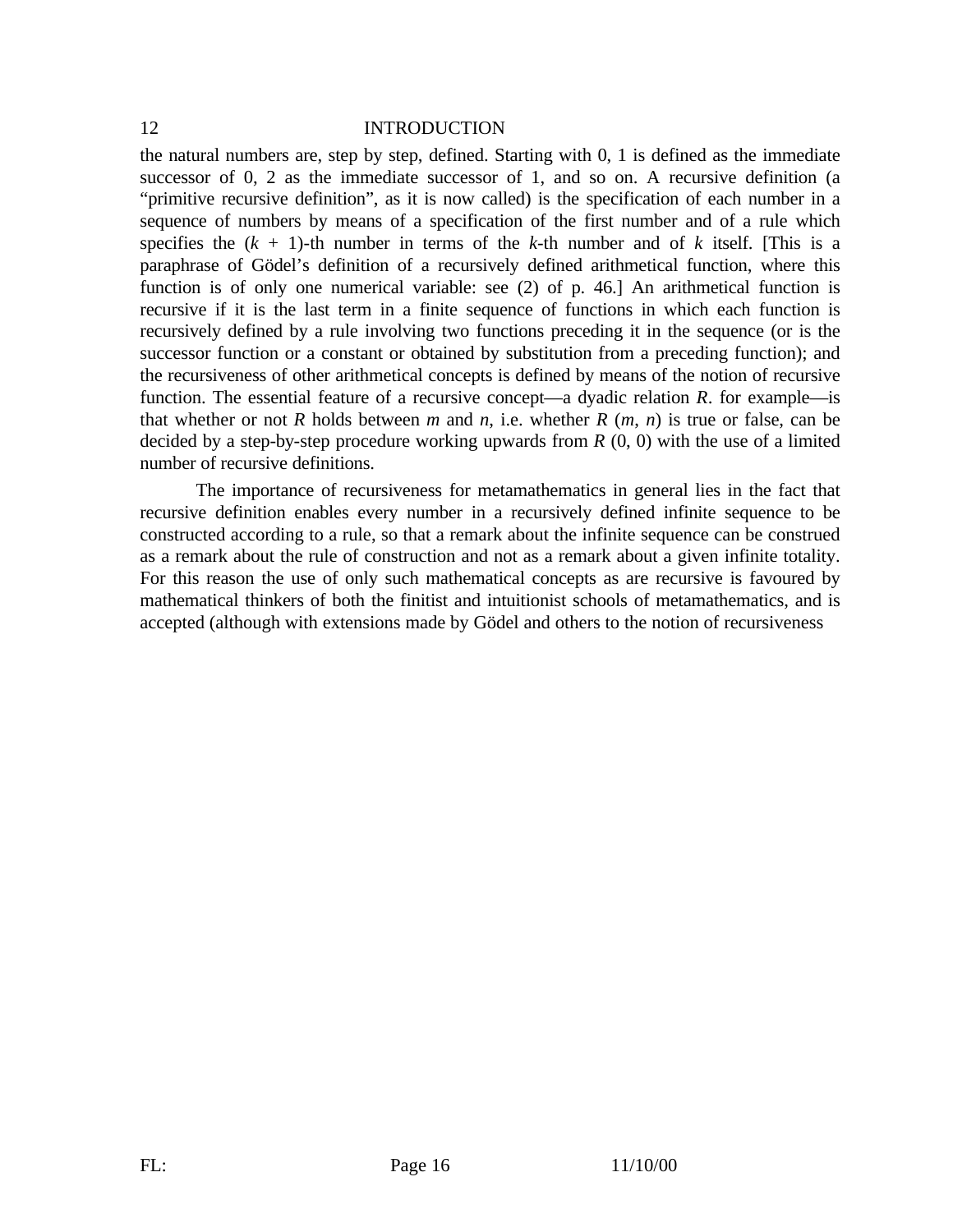the natural numbers are, step by step, defined. Starting with 0, 1 is defined as the immediate successor of 0, 2 as the immediate successor of 1, and so on. A recursive definition (a "primitive recursive definition", as it is now called) is the specification of each number in a sequence of numbers by means of a specification of the first number and of a rule which specifies the $(k + 1)$-th number in terms of the $k$-th number and of $k$ itself. [This is a paraphrase of Gödel's definition of a recursively defined arithmetical function, where this function is of only one numerical variable: see (2) of p. 46.] An arithmetical function is recursive if it is the last term in a finite sequence of functions in which each function is recursively defined by a rule involving two functions preceding it in the sequence (or is the successor function or a constant or obtained by substitution from a preceding function); and the recursiveness of other arithmetical concepts is defined by means of the notion of recursive function. The essential feature of a recursive concept—a dyadic relation $R$. for example—is that whether or not $R$ holds between $m$ and $n$, i.e. whether $R\ (m, n)$ is true or false, can be decided by a step-by-step procedure working upwards from $R\ (0, 0)$ with the use of a limited number of recursive definitions.

The importance of recursiveness for metamathematics in general lies in the fact that recursive definition enables every number in a recursively defined infinite sequence to be constructed according to a rule, so that a remark about the infinite sequence can be construed as a remark about the rule of construction and not as a remark about a given infinite totality. For this reason the use of only such mathematical concepts as are recursive is favoured by mathematical thinkers of both the finitist and intuitionist schools of metamathematics, and is accepted (although with extensions made by Gödel and others to the notion of recursiveness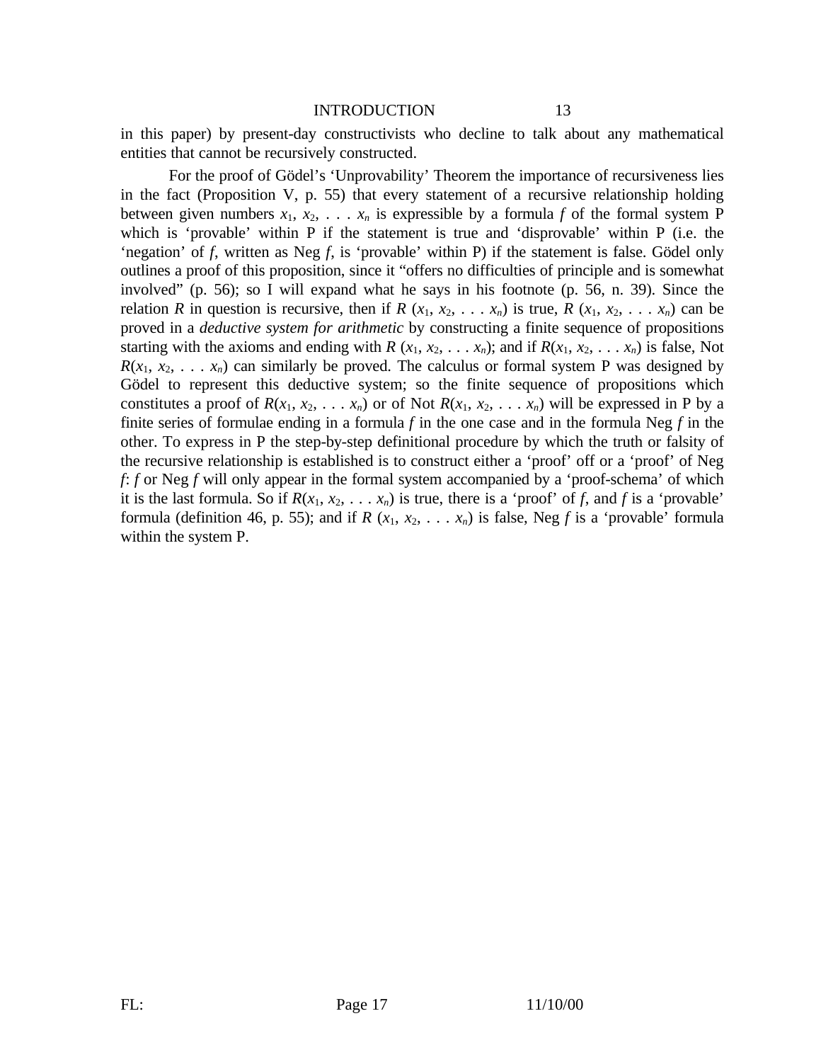in this paper) by present-day constructivists who decline to talk about any mathematical entities that cannot be recursively constructed.

For the proof of Gödel's 'Unprovability' Theorem the importance of recursiveness lies in the fact (Proposition V, p. 55) that every statement of a recursive relationship holding between given numbers $x_1, x_2, \ldots x_n$ is expressible by a formula *f* of the formal system P which is 'provable' within P if the statement is true and 'disprovable' within P (i.e. the 'negation' of *f*, written as Neg *f*, is 'provable' within P) if the statement is false. Gödel only outlines a proof of this proposition, since it "offers no difficulties of principle and is somewhat involved" (p. 56); so I will expand what he says in his footnote (p. 56, n. 39). Since the relation $R$ in question is recursive, then if $R(x_1, x_2, \ldots x_n)$ is true, $R(x_1, x_2, \ldots x_n)$ can be proved in a *deductive system for arithmetic* by constructing a finite sequence of propositions starting with the axioms and ending with $R(x_1, x_2, \ldots x_n)$; and if $R(x_1, x_2, \ldots x_n)$ is false, Not $R(x_1, x_2, \ldots x_n)$ can similarly be proved. The calculus or formal system P was designed by Gödel to represent this deductive system; so the finite sequence of propositions which constitutes a proof of $R(x_1, x_2, \ldots x_n)$ or of Not $R(x_1, x_2, \ldots x_n)$ will be expressed in P by a finite series of formulae ending in a formula *f* in the one case and in the formula Neg *f* in the other. To express in P the step-by-step definitional procedure by which the truth or falsity of the recursive relationship is established is to construct either a 'proof' off or a 'proof' of Neg *f*: *f* or Neg *f* will only appear in the formal system accompanied by a 'proof-schema' of which it is the last formula. So if $R(x_1, x_2, \ldots x_n)$ is true, there is a 'proof' of *f*, and *f* is a 'provable' formula (definition 46, p. 55); and if $R(x_1, x_2, \ldots x_n)$ is false, Neg *f* is a 'provable' formula within the system P.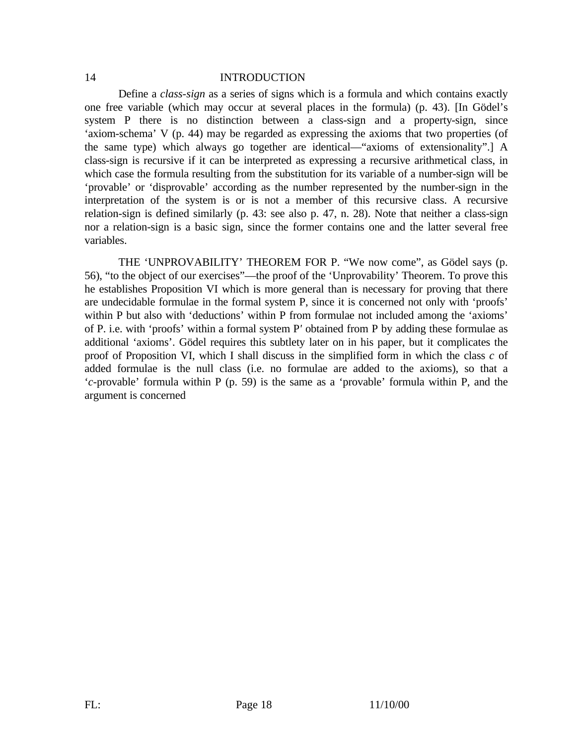Define a *class-sign* as a series of signs which is a formula and which contains exactly one free variable (which may occur at several places in the formula) (p. 43). [In Gödel's system P there is no distinction between a class-sign and a property-sign, since 'axiom-schema' V (p. 44) may be regarded as expressing the axioms that two properties (of the same type) which always go together are identical—"axioms of extensionality".] A class-sign is recursive if it can be interpreted as expressing a recursive arithmetical class, in which case the formula resulting from the substitution for its variable of a number-sign will be 'provable' or 'disprovable' according as the number represented by the number-sign in the interpretation of the system is or is not a member of this recursive class. A recursive relation-sign is defined similarly (p. 43: see also p. 47, n. 28). Note that neither a class-sign nor a relation-sign is a basic sign, since the former contains one and the latter several free variables.

THE 'UNPROVABILITY' THEOREM FOR P. "We now come", as Gödel says (p. 56), "to the object of our exercises"—the proof of the 'Unprovability' Theorem. To prove this he establishes Proposition VI which is more general than is necessary for proving that there are undecidable formulae in the formal system P, since it is concerned not only with 'proofs' within P but also with 'deductions' within P from formulae not included among the 'axioms' of P. i.e. with 'proofs' within a formal system P′ obtained from P by adding these formulae as additional 'axioms'. Gödel requires this subtlety later on in his paper, but it complicates the proof of Proposition VI, which I shall discuss in the simplified form in which the class *c* of added formulae is the null class (i.e. no formulae are added to the axioms), so that a '*c*-provable' formula within P (p. 59) is the same as a 'provable' formula within P, and the argument is concerned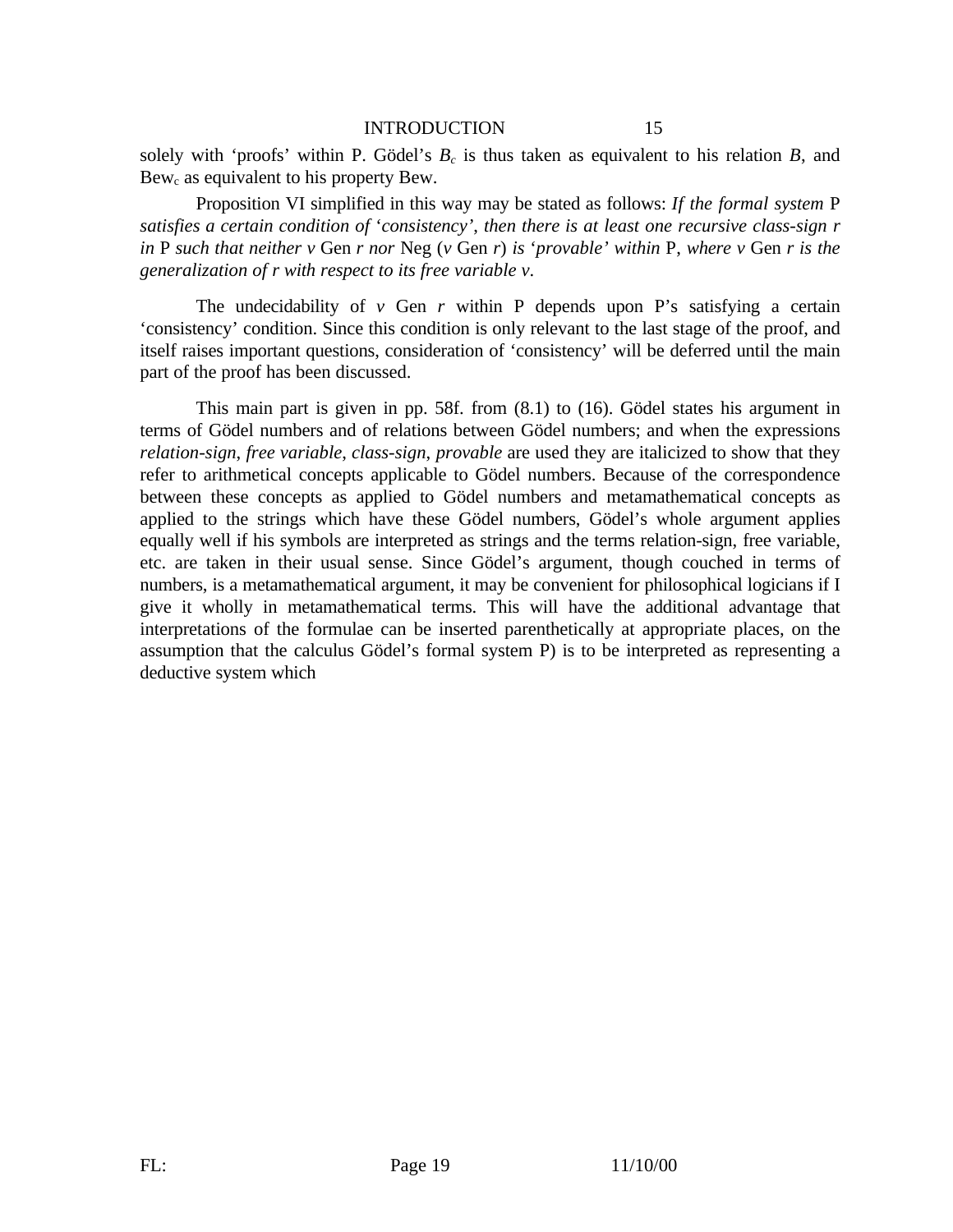solely with ‘proofs’ within P. Gödel’s $B_c$ is thus taken as equivalent to his relation $B$, and $\text{Bew}_c$ as equivalent to his property Bew.

Proposition VI simplified in this way may be stated as follows: *If the formal system* P *satisfies a certain condition of ‘consistency’, then there is at least one recursive class-sign r in* P *such that neither v* Gen *r nor* Neg (*v* Gen *r*) *is ‘provable’ within* P, *where v* Gen *r is the generalization of r with respect to its free variable v*.

The undecidability of *v* Gen *r* within P depends upon P’s satisfying a certain ‘consistency’ condition. Since this condition is only relevant to the last stage of the proof, and itself raises important questions, consideration of ‘consistency’ will be deferred until the main part of the proof has been discussed.

This main part is given in pp. 58f. from (8.1) to (16). Gödel states his argument in terms of Gödel numbers and of relations between Gödel numbers; and when the expressions *relation-sign*, *free variable*, *class-sign*, *provable* are used they are italicized to show that they refer to arithmetical concepts applicable to Gödel numbers. Because of the correspondence between these concepts as applied to Gödel numbers and metamathematical concepts as applied to the strings which have these Gödel numbers, Gödel’s whole argument applies equally well if his symbols are interpreted as strings and the terms relation-sign, free variable, etc. are taken in their usual sense. Since Gödel’s argument, though couched in terms of numbers, is a metamathematical argument, it may be convenient for philosophical logicians if I give it wholly in metamathematical terms. This will have the additional advantage that interpretations of the formulae can be inserted parenthetically at appropriate places, on the assumption that the calculus Gödel’s formal system P) is to be interpreted as representing a deductive system which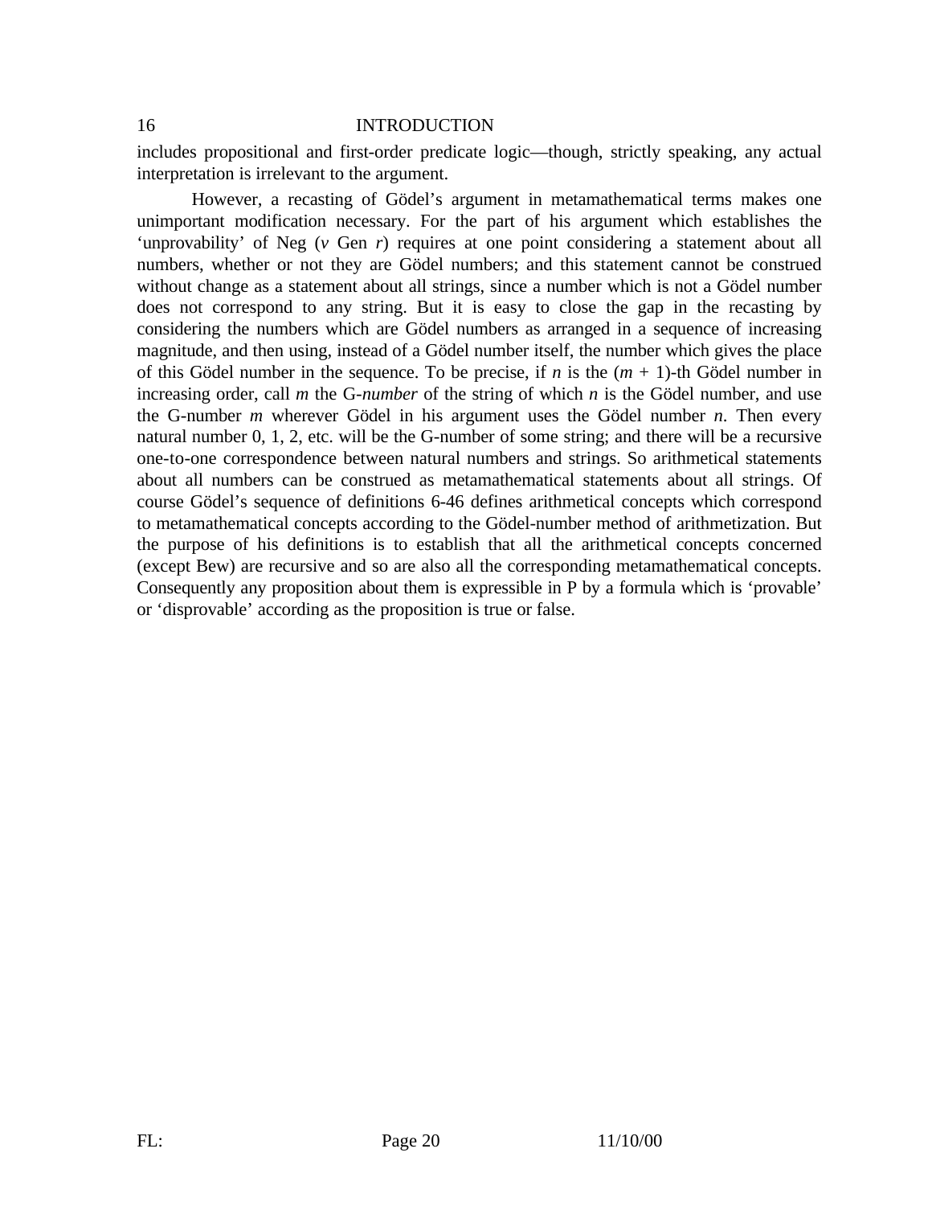includes propositional and first-order predicate logic—though, strictly speaking, any actual interpretation is irrelevant to the argument.

However, a recasting of Gödel's argument in metamathematical terms makes one unimportant modification necessary. For the part of his argument which establishes the 'unprovability' of Neg (*v* Gen *r*) requires at one point considering a statement about all numbers, whether or not they are Gödel numbers; and this statement cannot be construed without change as a statement about all strings, since a number which is not a Gödel number does not correspond to any string. But it is easy to close the gap in the recasting by considering the numbers which are Gödel numbers as arranged in a sequence of increasing magnitude, and then using, instead of a Gödel number itself, the number which gives the place of this Gödel number in the sequence. To be precise, if $n$ is the $(m + 1)$-th Gödel number in increasing order, call $m$ the G-*number* of the string of which $n$ is the Gödel number, and use the G-number $m$ wherever Gödel in his argument uses the Gödel number $n$. Then every natural number 0, 1, 2, etc. will be the G-number of some string; and there will be a recursive one-to-one correspondence between natural numbers and strings. So arithmetical statements about all numbers can be construed as metamathematical statements about all strings. Of course Gödel's sequence of definitions 6-46 defines arithmetical concepts which correspond to metamathematical concepts according to the Gödel-number method of arithmetization. But the purpose of his definitions is to establish that all the arithmetical concepts concerned (except Bew) are recursive and so are also all the corresponding metamathematical concepts. Consequently any proposition about them is expressible in P by a formula which is 'provable' or 'disprovable' according as the proposition is true or false.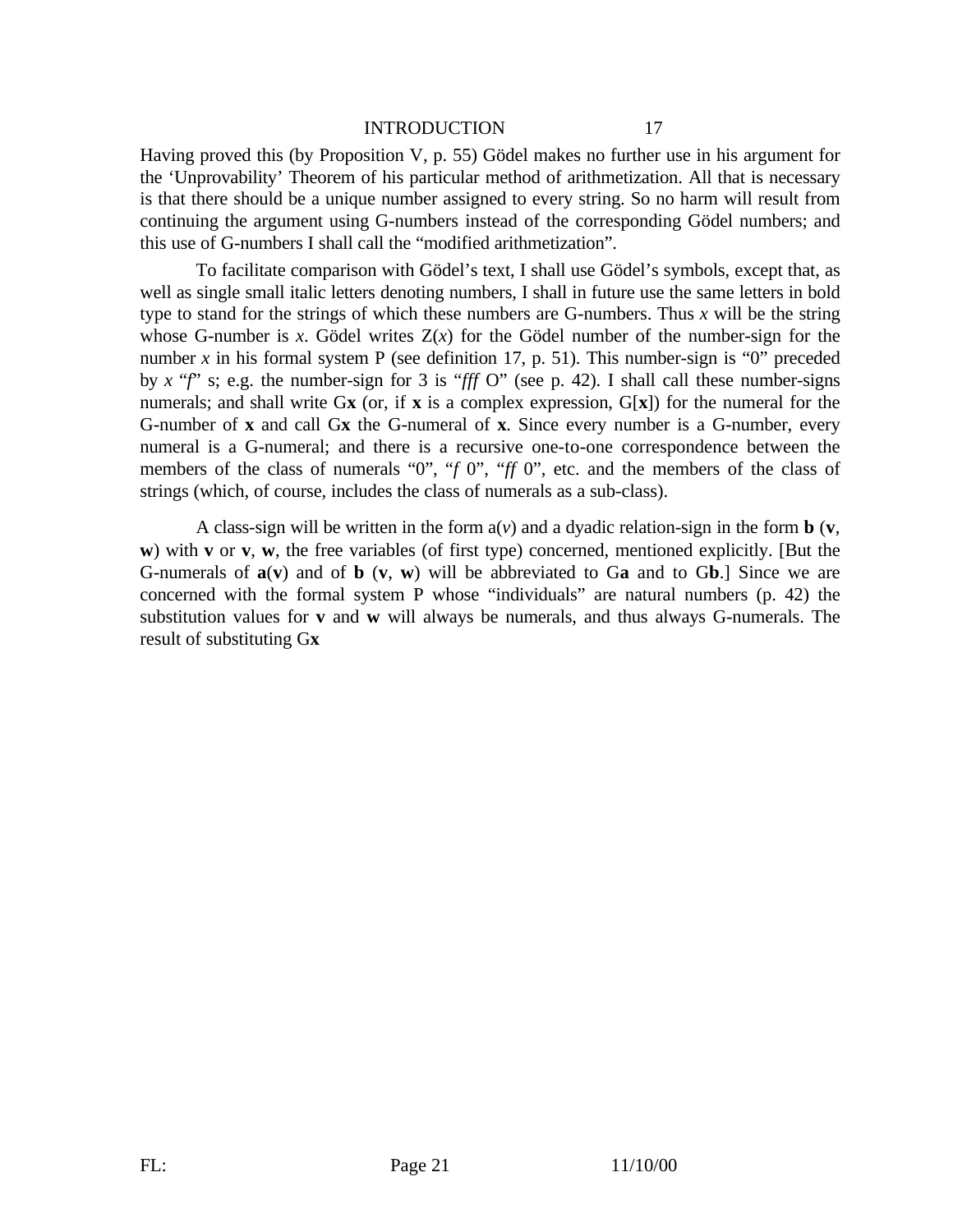Having proved this (by Proposition V, p. 55) Gödel makes no further use in his argument for the 'Unprovability' Theorem of his particular method of arithmetization. All that is necessary is that there should be a unique number assigned to every string. So no harm will result from continuing the argument using G-numbers instead of the corresponding Gödel numbers; and this use of G-numbers I shall call the "modified arithmetization".

To facilitate comparison with Gödel's text, I shall use Gödel's symbols, except that, as well as single small italic letters denoting numbers, I shall in future use the same letters in bold type to stand for the strings of which these numbers are G-numbers. Thus **x** will be the string whose G-number is *x*. Gödel writes Z(*x*) for the Gödel number of the number-sign for the number *x* in his formal system P (see definition 17, p. 51). This number-sign is "0" preceded by *x* "*f*" s; e.g. the number-sign for 3 is "*fff* O" (see p. 42). I shall call these number-signs numerals; and shall write G**x** (or, if **x** is a complex expression, G[**x**]) for the numeral for the G-number of **x** and call G**x** the G-numeral of **x**. Since every number is a G-number, every numeral is a G-numeral; and there is a recursive one-to-one correspondence between the members of the class of numerals "0", "*f* 0", "*ff* 0", etc. and the members of the class of strings (which, of course, includes the class of numerals as a sub-class).

A class-sign will be written in the form a(*v*) and a dyadic relation-sign in the form **b** (**v**, **w**) with **v** or **v**, **w**, the free variables (of first type) concerned, mentioned explicitly. [But the G-numerals of **a**(**v**) and of **b** (**v**, **w**) will be abbreviated to G**a** and to G**b**.] Since we are concerned with the formal system P whose "individuals" are natural numbers (p. 42) the substitution values for **v** and **w** will always be numerals, and thus always G-numerals. The result of substituting G**x**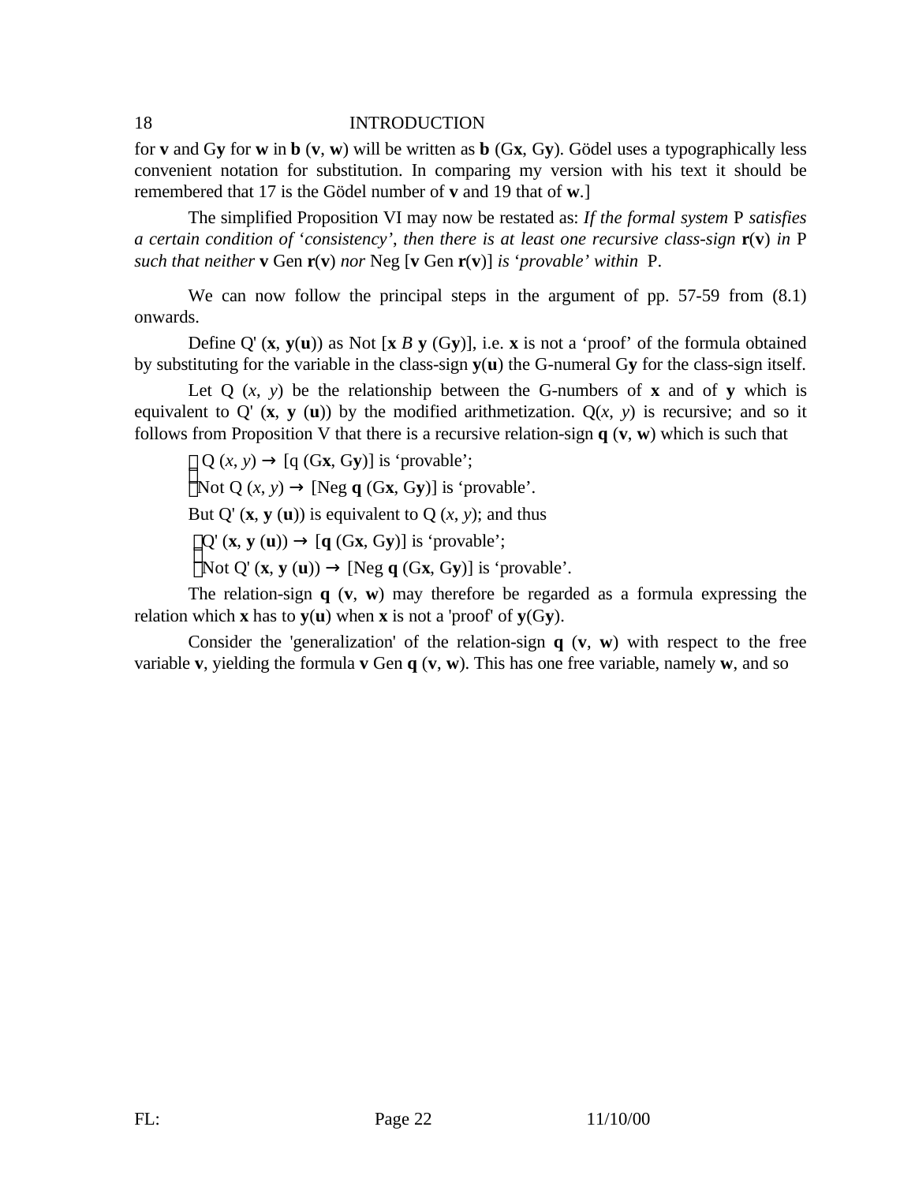for **v** and G**y** for **w** in **b** (**v**, **w**) will be written as **b** (G**x**, G**y**). Gödel uses a typographically less convenient notation for substitution. In comparing my version with his text it should be remembered that 17 is the Gödel number of **v** and 19 that of **w**.]

The simplified Proposition VI may now be restated as: *If the formal system* P *satisfies a certain condition of 'consistency', then there is at least one recursive class-sign* **r**(**v**) *in* P *such that neither* **v** Gen **r**(**v**) *nor* Neg [**v** Gen **r**(**v**)] *is 'provable' within* P.

We can now follow the principal steps in the argument of pp. 57-59 from (8.1) onwards.

Define Q' (**x**, **y**(**u**)) as Not [**x** *B* **y** (G**y**)], i.e. **x** is not a 'proof' of the formula obtained by substituting for the variable in the class-sign **y**(**u**) the G-numeral G**y** for the class-sign itself.

Let Q (*x*, *y*) be the relationship between the G-numbers of **x** and of **y** which is equivalent to Q' (**x**, **y** (**u**)) by the modified arithmetization. Q(*x*, *y*) is recursive; and so it follows from Proposition V that there is a recursive relation-sign **q** (**v**, **w**) which is such that

Q (*x*, *y*) → [q (G**x**, G**y**)] is 'provable';

Not Q (*x*, *y*) → [Neg **q** (G**x**, G**y**)] is 'provable'.

But Q' (**x**, **y** (**u**)) is equivalent to Q (*x*, *y*); and thus

Q' (**x**, **y** (**u**)) → [**q** (G**x**, G**y**)] is 'provable';

Not Q' (**x**, **y** (**u**)) → [Neg **q** (G**x**, G**y**)] is 'provable'.

The relation-sign **q** (**v**, **w**) may therefore be regarded as a formula expressing the relation which **x** has to **y**(**u**) when **x** is not a 'proof' of **y**(G**y**).

Consider the 'generalization' of the relation-sign **q** (**v**, **w**) with respect to the free variable **v**, yielding the formula **v** Gen **q** (**v**, **w**). This has one free variable, namely **w**, and so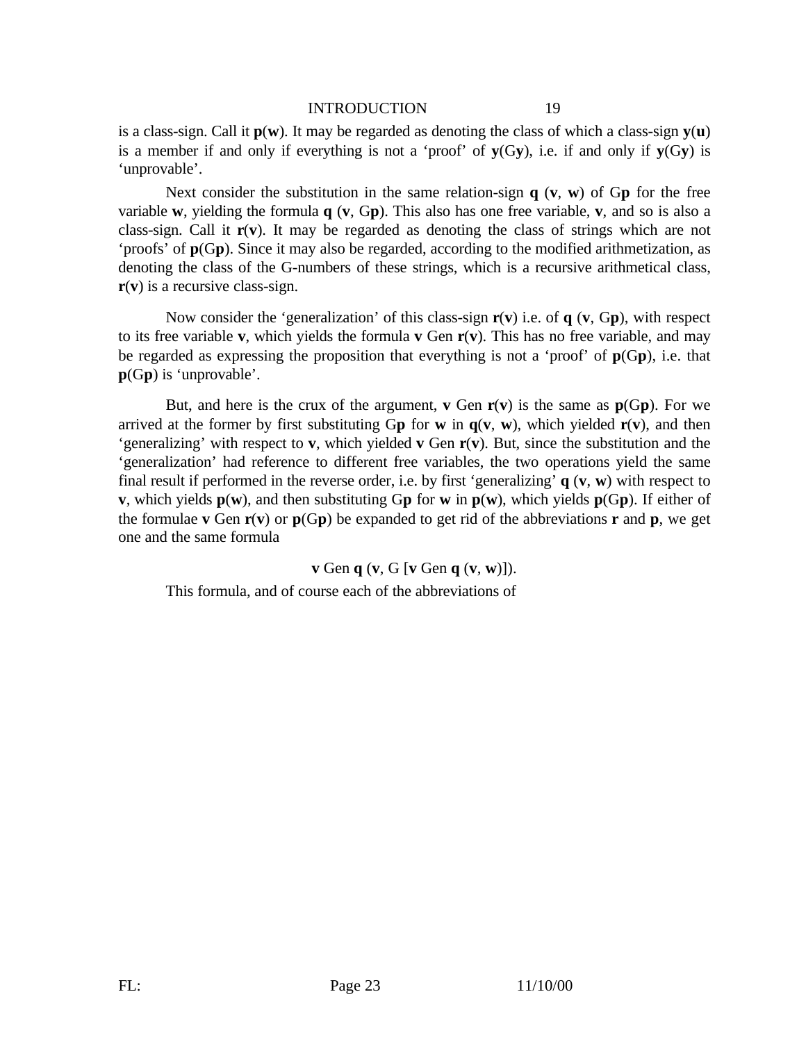is a class-sign. Call it **p**(**w**). It may be regarded as denoting the class of which a class-sign **y**(**u**) is a member if and only if everything is not a 'proof' of **y**(G**y**), i.e. if and only if **y**(G**y**) is 'unprovable'.

Next consider the substitution in the same relation-sign **q** (**v**, **w**) of G**p** for the free variable **w**, yielding the formula **q** (**v**, G**p**). This also has one free variable, **v**, and so is also a class-sign. Call it **r**(**v**). It may be regarded as denoting the class of strings which are not 'proofs' of **p**(G**p**). Since it may also be regarded, according to the modified arithmetization, as denoting the class of the G-numbers of these strings, which is a recursive arithmetical class, **r**(**v**) is a recursive class-sign.

Now consider the 'generalization' of this class-sign **r**(**v**) i.e. of **q** (**v**, G**p**), with respect to its free variable **v**, which yields the formula **v** Gen **r**(**v**). This has no free variable, and may be regarded as expressing the proposition that everything is not a 'proof' of **p**(G**p**), i.e. that **p**(G**p**) is 'unprovable'.

But, and here is the crux of the argument, **v** Gen **r**(**v**) is the same as **p**(G**p**). For we arrived at the former by first substituting G**p** for **w** in **q**(**v**, **w**), which yielded **r**(**v**), and then 'generalizing' with respect to **v**, which yielded **v** Gen **r**(**v**). But, since the substitution and the 'generalization' had reference to different free variables, the two operations yield the same final result if performed in the reverse order, i.e. by first 'generalizing' **q** (**v**, **w**) with respect to **v**, which yields **p**(**w**), and then substituting G**p** for **w** in **p**(**w**), which yields **p**(G**p**). If either of the formulae **v** Gen **r**(**v**) or **p**(G**p**) be expanded to get rid of the abbreviations **r** and **p**, we get one and the same formula

**v** Gen **q** (**v**, G [**v** Gen **q** (**v**, **w**)]).

This formula, and of course each of the abbreviations of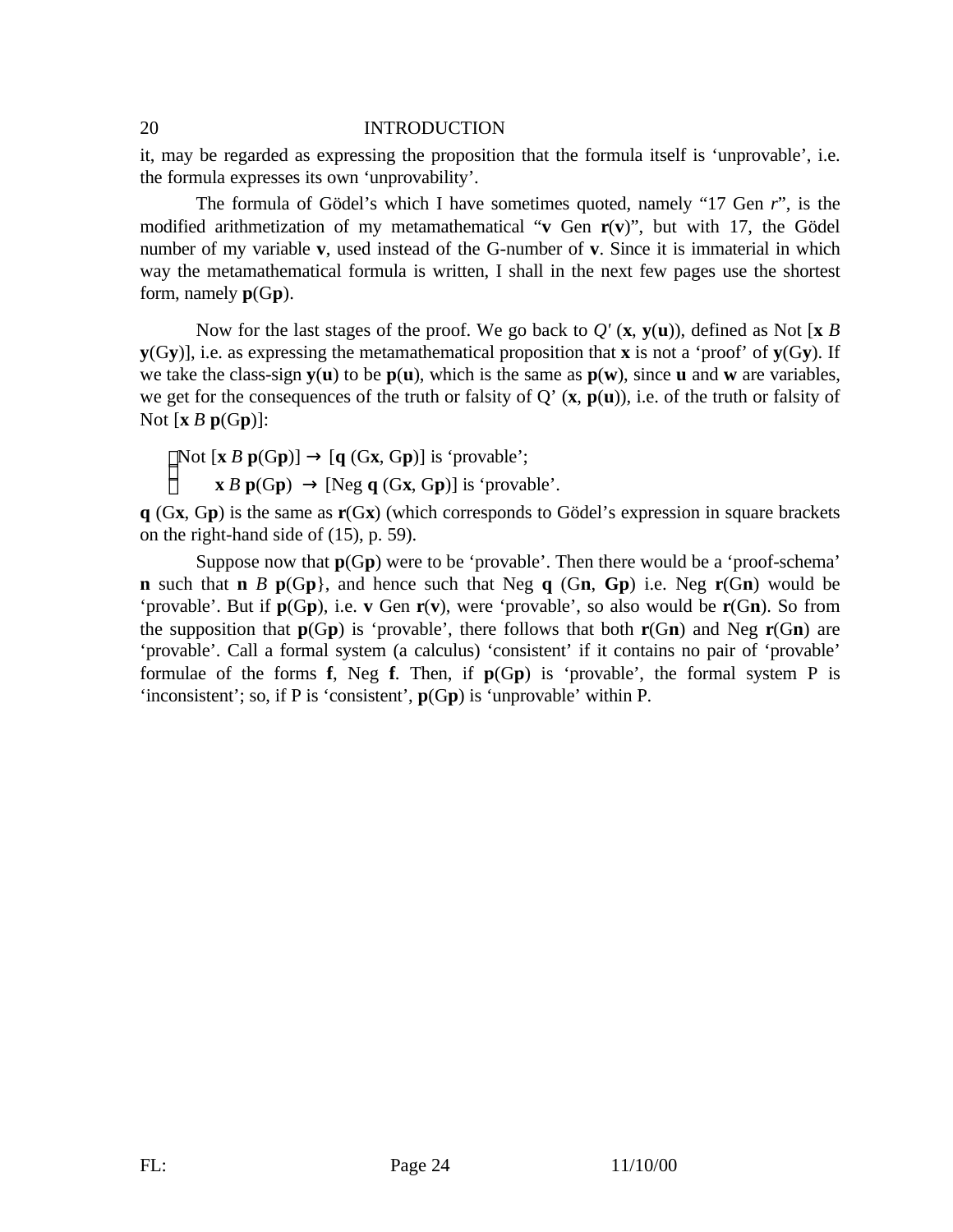it, may be regarded as expressing the proposition that the formula itself is 'unprovable', i.e. the formula expresses its own 'unprovability'.

The formula of Gödel's which I have sometimes quoted, namely "17 Gen *r*", is the modified arithmetization of my metamathematical "**v** Gen **r**(**v**)", but with 17, the Gödel number of my variable **v**, used instead of the G-number of **v**. Since it is immaterial in which way the metamathematical formula is written, I shall in the next few pages use the shortest form, namely **p**(G**p**).

Now for the last stages of the proof. We go back to *Q′* (**x**, **y**(**u**)), defined as Not [**x** *B* **y**(G**y**)], i.e. as expressing the metamathematical proposition that **x** is not a 'proof' of **y**(G**y**). If we take the class-sign **y**(**u**) to be **p**(**u**), which is the same as **p**(**w**), since **u** and **w** are variables, we get for the consequences of the truth or falsity of Q' (**x**, **p**(**u**)), i.e. of the truth or falsity of Not [**x** *B* **p**(G**p**)]:

Not [**x** *B* **p**(G**p**)] → [**q** (G**x**, G**p**)] is 'provable';
**x** *B* **p**(G**p**) → [Neg **q** (G**x**, G**p**)] is 'provable'.

**q** (G**x**, G**p**) is the same as **r**(G**x**) (which corresponds to Gödel's expression in square brackets on the right-hand side of (15), p. 59).

Suppose now that **p**(G**p**) were to be 'provable'. Then there would be a 'proof-schema' **n** such that **n** *B* **p**(G**p**}, and hence such that Neg **q** (G**n**, **Gp**) i.e. Neg **r**(G**n**) would be 'provable'. But if **p**(G**p**), i.e. **v** Gen **r**(**v**), were 'provable', so also would be **r**(G**n**). So from the supposition that **p**(G**p**) is 'provable', there follows that both **r**(G**n**) and Neg **r**(G**n**) are 'provable'. Call a formal system (a calculus) 'consistent' if it contains no pair of 'provable' formulae of the forms **f**, Neg **f**. Then, if **p**(G**p**) is 'provable', the formal system P is 'inconsistent'; so, if P is 'consistent', **p**(G**p**) is 'unprovable' within P.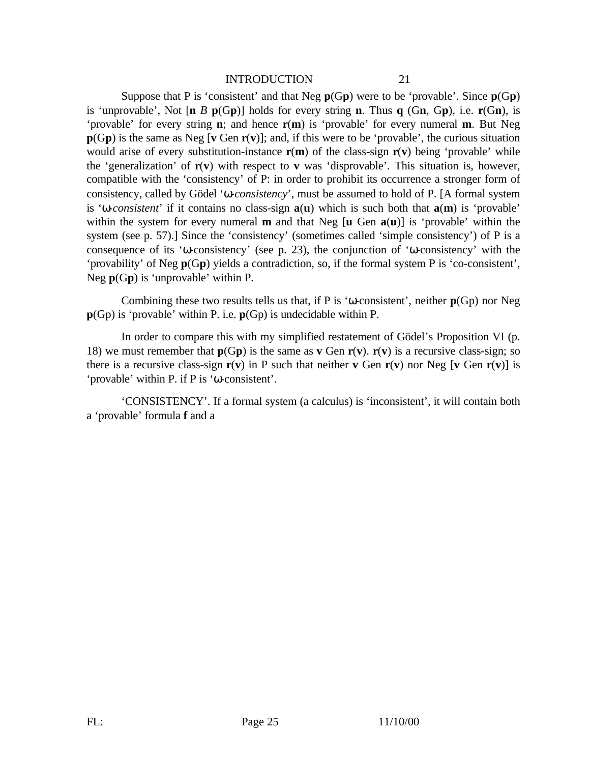Suppose that P is 'consistent' and that Neg **p**(G**p**) were to be 'provable'. Since **p**(G**p**) is 'unprovable', Not [**n** *B* **p**(G**p**)] holds for every string **n**. Thus **q** (G**n**, G**p**), i.e. **r**(G**n**), is 'provable' for every string **n**; and hence **r**(**m**) is 'provable' for every numeral **m**. But Neg **p**(G**p**) is the same as Neg [**v** Gen **r**(**v**)]; and, if this were to be 'provable', the curious situation would arise of every substitution-instance **r**(**m**) of the class-sign **r**(**v**) being 'provable' while the 'generalization' of **r**(**v**) with respect to **v** was 'disprovable'. This situation is, however, compatible with the 'consistency' of P: in order to prohibit its occurrence a stronger form of consistency, called by Gödel '*ω-consistency*', must be assumed to hold of P. [A formal system is '*ω-consistent*' if it contains no class-sign **a**(**u**) which is such both that **a**(**m**) is 'provable' within the system for every numeral **m** and that Neg [**u** Gen **a**(**u**)] is 'provable' within the system (see p. 57).] Since the 'consistency' (sometimes called 'simple consistency') of P is a consequence of its 'ω-consistency' (see p. 23), the conjunction of 'ω-consistency' with the 'provability' of Neg **p**(G**p**) yields a contradiction, so, if the formal system P is 'co-consistent', Neg **p**(G**p**) is 'unprovable' within P.

Combining these two results tells us that, if P is 'ω-consistent', neither **p**(Gp) nor Neg **p**(Gp) is 'provable' within P. i.e. **p**(Gp) is undecidable within P.

In order to compare this with my simplified restatement of Gödel's Proposition VI (p. 18) we must remember that **p**(G**p**) is the same as **v** Gen **r**(**v**). **r**(**v**) is a recursive class-sign; so there is a recursive class-sign **r**(**v**) in P such that neither **v** Gen **r**(**v**) nor Neg [**v** Gen **r**(**v**)] is 'provable' within P. if P is 'ω-consistent'.

'CONSISTENCY'. If a formal system (a calculus) is 'inconsistent', it will contain both a 'provable' formula **f** and a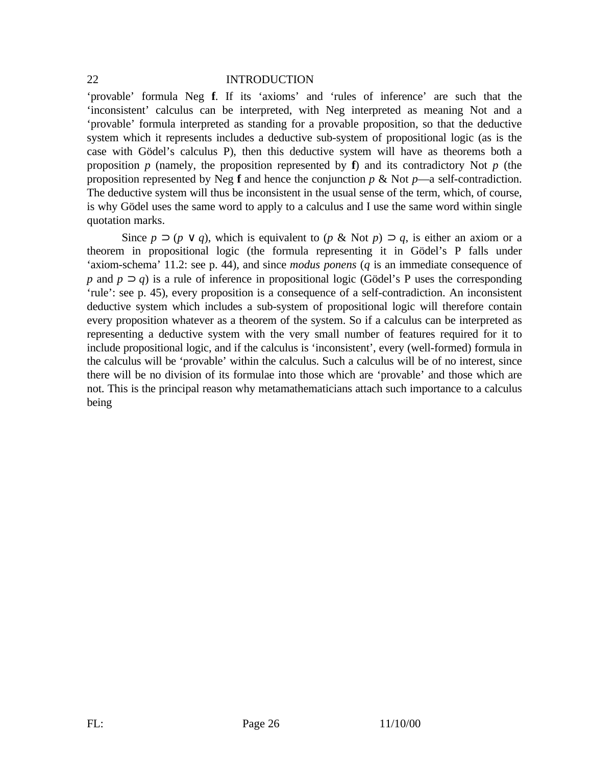‘provable’ formula Neg **f**. If its ‘axioms’ and ‘rules of inference’ are such that the ‘inconsistent’ calculus can be interpreted, with Neg interpreted as meaning Not and a ‘provable’ formula interpreted as standing for a provable proposition, so that the deductive system which it represents includes a deductive sub-system of propositional logic (as is the case with Gödel’s calculus P), then this deductive system will have as theorems both a proposition $p$ (namely, the proposition represented by **f**) and its contradictory Not $p$ (the proposition represented by Neg **f** and hence the conjunction $p$ & Not $p$—a self-contradiction. The deductive system will thus be inconsistent in the usual sense of the term, which, of course, is why Gödel uses the same word to apply to a calculus and I use the same word within single quotation marks.

Since $p \supset (p \vee q)$, which is equivalent to ($p$ & Not $p$) $\supset q$, is either an axiom or a theorem in propositional logic (the formula representing it in Gödel’s P falls under ‘axiom-schema’ 11.2: see p. 44), and since *modus ponens* ($q$ is an immediate consequence of $p$ and $p \supset q$) is a rule of inference in propositional logic (Gödel’s P uses the corresponding ‘rule’: see p. 45), every proposition is a consequence of a self-contradiction. An inconsistent deductive system which includes a sub-system of propositional logic will therefore contain every proposition whatever as a theorem of the system. So if a calculus can be interpreted as representing a deductive system with the very small number of features required for it to include propositional logic, and if the calculus is ‘inconsistent’, every (well-formed) formula in the calculus will be ‘provable’ within the calculus. Such a calculus will be of no interest, since there will be no division of its formulae into those which are ‘provable’ and those which are not. This is the principal reason why metamathematicians attach such importance to a calculus being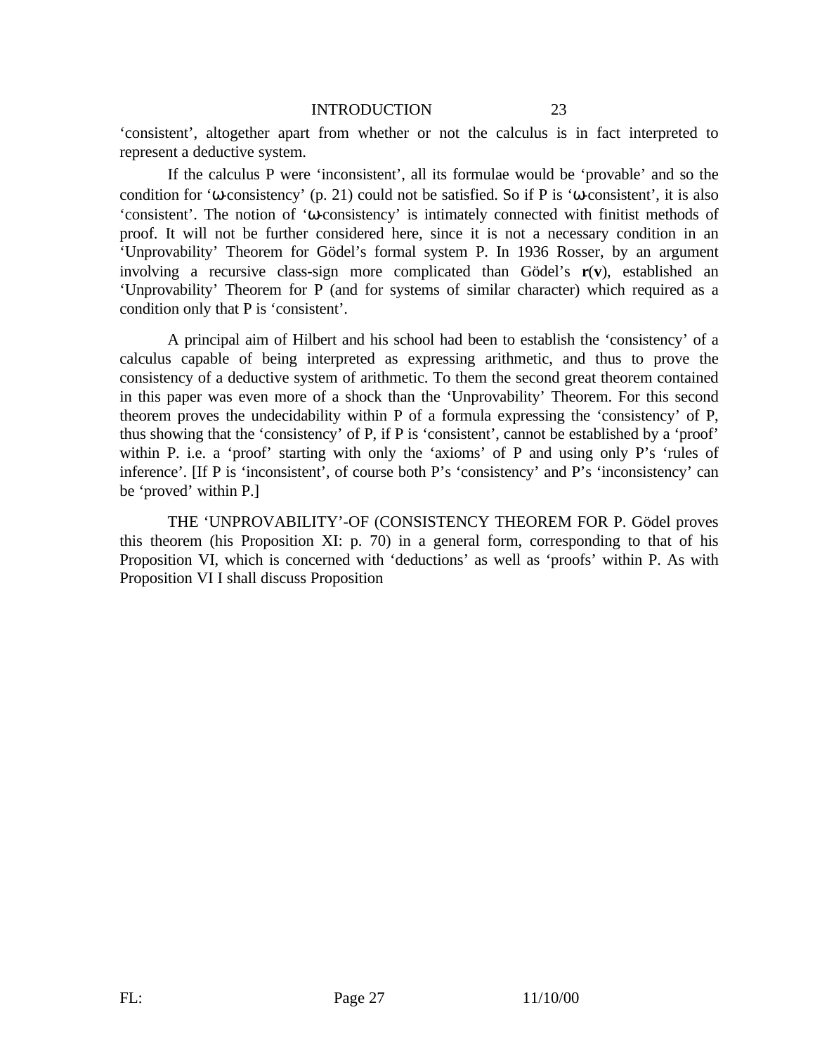‘consistent’, altogether apart from whether or not the calculus is in fact interpreted to represent a deductive system.

If the calculus P were ‘inconsistent’, all its formulae would be ‘provable’ and so the condition for ‘ω-consistency’ (p. 21) could not be satisfied. So if P is ‘ω-consistent’, it is also ‘consistent’. The notion of ‘ω-consistency’ is intimately connected with finitist methods of proof. It will not be further considered here, since it is not a necessary condition in an ‘Unprovability’ Theorem for Gödel’s formal system P. In 1936 Rosser, by an argument involving a recursive class-sign more complicated than Gödel’s **r**(**v**), established an ‘Unprovability’ Theorem for P (and for systems of similar character) which required as a condition only that P is ‘consistent’.

A principal aim of Hilbert and his school had been to establish the ‘consistency’ of a calculus capable of being interpreted as expressing arithmetic, and thus to prove the consistency of a deductive system of arithmetic. To them the second great theorem contained in this paper was even more of a shock than the ‘Unprovability’ Theorem. For this second theorem proves the undecidability within P of a formula expressing the ‘consistency’ of P, thus showing that the ‘consistency’ of P, if P is ‘consistent’, cannot be established by a ‘proof’ within P. i.e. a ‘proof’ starting with only the ‘axioms’ of P and using only P’s ‘rules of inference’. [If P is ‘inconsistent’, of course both P’s ‘consistency’ and P’s ‘inconsistency’ can be ‘proved’ within P.]

THE ‘UNPROVABILITY’-OF (CONSISTENCY THEOREM FOR P. Gödel proves this theorem (his Proposition XI: p. 70) in a general form, corresponding to that of his Proposition VI, which is concerned with ‘deductions’ as well as ‘proofs’ within P. As with Proposition VI I shall discuss Proposition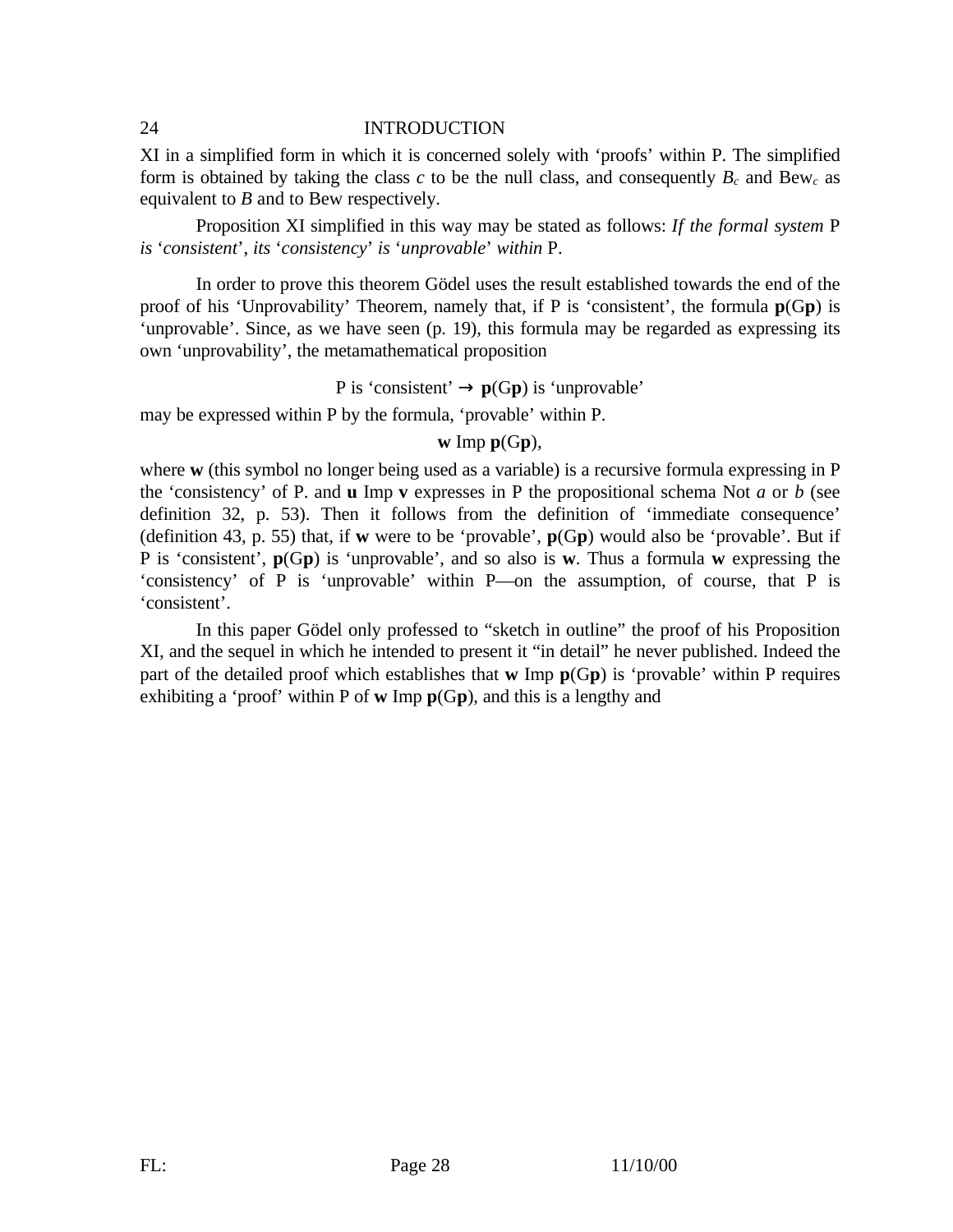XI in a simplified form in which it is concerned solely with 'proofs' within P. The simplified form is obtained by taking the class *c* to be the null class, and consequently $B_c$ and $\text{Bew}_c$ as equivalent to *B* and to Bew respectively.

Proposition XI simplified in this way may be stated as follows: *If the formal system* P *is 'consistent', its 'consistency' is 'unprovable' within* P.

In order to prove this theorem Gödel uses the result established towards the end of the proof of his 'Unprovability' Theorem, namely that, if P is 'consistent', the formula **p**(G**p**) is 'unprovable'. Since, as we have seen (p. 19), this formula may be regarded as expressing its own 'unprovability', the metamathematical proposition

P is 'consistent' $\rightarrow$ **p**(G**p**) is 'unprovable'

may be expressed within P by the formula, 'provable' within P.

**w** Imp **p**(G**p**),

where **w** (this symbol no longer being used as a variable) is a recursive formula expressing in P the 'consistency' of P. and **u** Imp **v** expresses in P the propositional schema Not *a* or *b* (see definition 32, p. 53). Then it follows from the definition of 'immediate consequence' (definition 43, p. 55) that, if **w** were to be 'provable', **p**(G**p**) would also be 'provable'. But if P is 'consistent', **p**(G**p**) is 'unprovable', and so also is **w**. Thus a formula **w** expressing the 'consistency' of P is 'unprovable' within P—on the assumption, of course, that P is 'consistent'.

In this paper Gödel only professed to "sketch in outline" the proof of his Proposition XI, and the sequel in which he intended to present it "in detail" he never published. Indeed the part of the detailed proof which establishes that **w** Imp **p**(G**p**) is 'provable' within P requires exhibiting a 'proof' within P of **w** Imp **p**(G**p**), and this is a lengthy and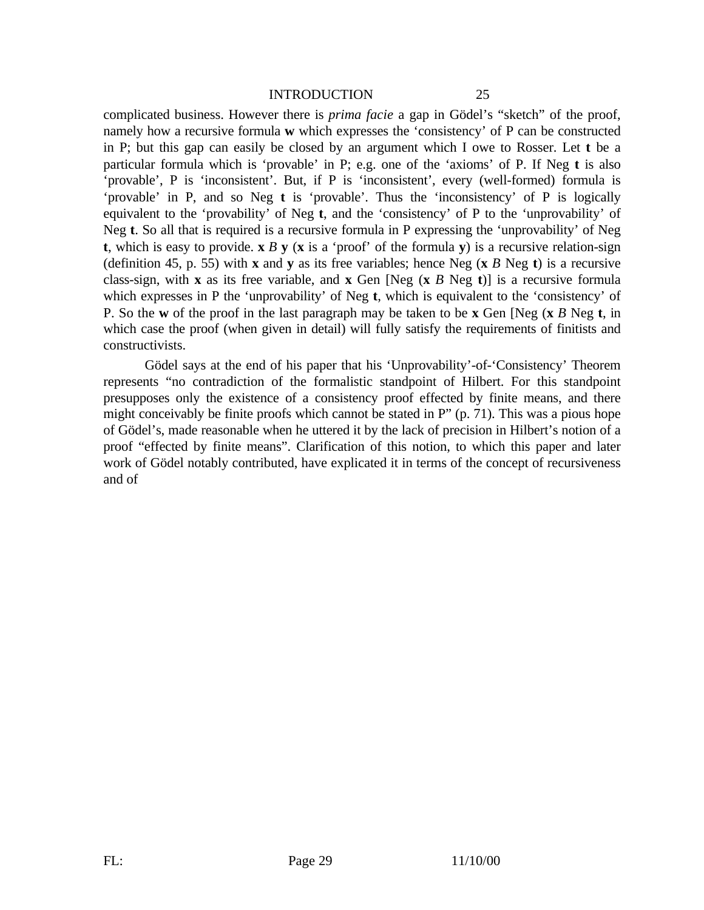complicated business. However there is *prima facie* a gap in Gödel's "sketch" of the proof, namely how a recursive formula **w** which expresses the 'consistency' of P can be constructed in P; but this gap can easily be closed by an argument which I owe to Rosser. Let **t** be a particular formula which is 'provable' in P; e.g. one of the 'axioms' of P. If Neg **t** is also 'provable', P is 'inconsistent'. But, if P is 'inconsistent', every (well-formed) formula is 'provable' in P, and so Neg **t** is 'provable'. Thus the 'inconsistency' of P is logically equivalent to the 'provability' of Neg **t**, and the 'consistency' of P to the 'unprovability' of Neg **t**. So all that is required is a recursive formula in P expressing the 'unprovability' of Neg **t**, which is easy to provide. **x** *B* **y** (**x** is a 'proof' of the formula **y**) is a recursive relation-sign (definition 45, p. 55) with **x** and **y** as its free variables; hence Neg (**x** *B* Neg **t**) is a recursive class-sign, with **x** as its free variable, and **x** Gen [Neg (**x** *B* Neg **t**)] is a recursive formula which expresses in P the 'unprovability' of Neg **t**, which is equivalent to the 'consistency' of P. So the **w** of the proof in the last paragraph may be taken to be **x** Gen [Neg (**x** *B* Neg **t**, in which case the proof (when given in detail) will fully satisfy the requirements of finitists and constructivists.

Gödel says at the end of his paper that his 'Unprovability'-of-'Consistency' Theorem represents "no contradiction of the formalistic standpoint of Hilbert. For this standpoint presupposes only the existence of a consistency proof effected by finite means, and there might conceivably be finite proofs which cannot be stated in P" (p. 71). This was a pious hope of Gödel's, made reasonable when he uttered it by the lack of precision in Hilbert's notion of a proof "effected by finite means". Clarification of this notion, to which this paper and later work of Gödel notably contributed, have explicated it in terms of the concept of recursiveness and of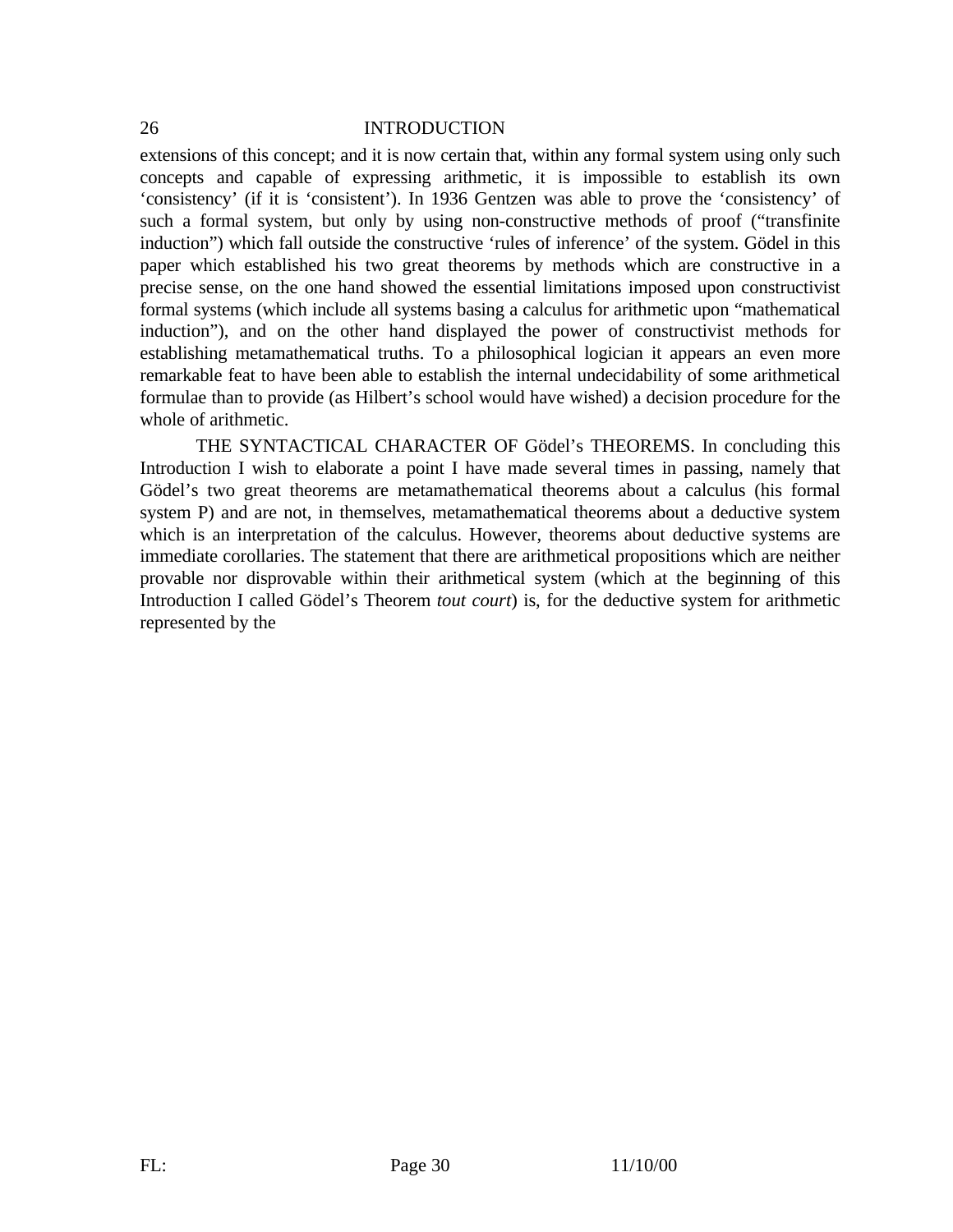extensions of this concept; and it is now certain that, within any formal system using only such concepts and capable of expressing arithmetic, it is impossible to establish its own ‘consistency’ (if it is ‘consistent’). In 1936 Gentzen was able to prove the ‘consistency’ of such a formal system, but only by using non-constructive methods of proof (“transfinite induction”) which fall outside the constructive ‘rules of inference’ of the system. Gödel in this paper which established his two great theorems by methods which are constructive in a precise sense, on the one hand showed the essential limitations imposed upon constructivist formal systems (which include all systems basing a calculus for arithmetic upon “mathematical induction”), and on the other hand displayed the power of constructivist methods for establishing metamathematical truths. To a philosophical logician it appears an even more remarkable feat to have been able to establish the internal undecidability of some arithmetical formulae than to provide (as Hilbert’s school would have wished) a decision procedure for the whole of arithmetic.

THE SYNTACTICAL CHARACTER OF Gödel’s THEOREMS. In concluding this Introduction I wish to elaborate a point I have made several times in passing, namely that Gödel’s two great theorems are metamathematical theorems about a calculus (his formal system P) and are not, in themselves, metamathematical theorems about a deductive system which is an interpretation of the calculus. However, theorems about deductive systems are immediate corollaries. The statement that there are arithmetical propositions which are neither provable nor disprovable within their arithmetical system (which at the beginning of this Introduction I called Gödel’s Theorem *tout court*) is, for the deductive system for arithmetic represented by the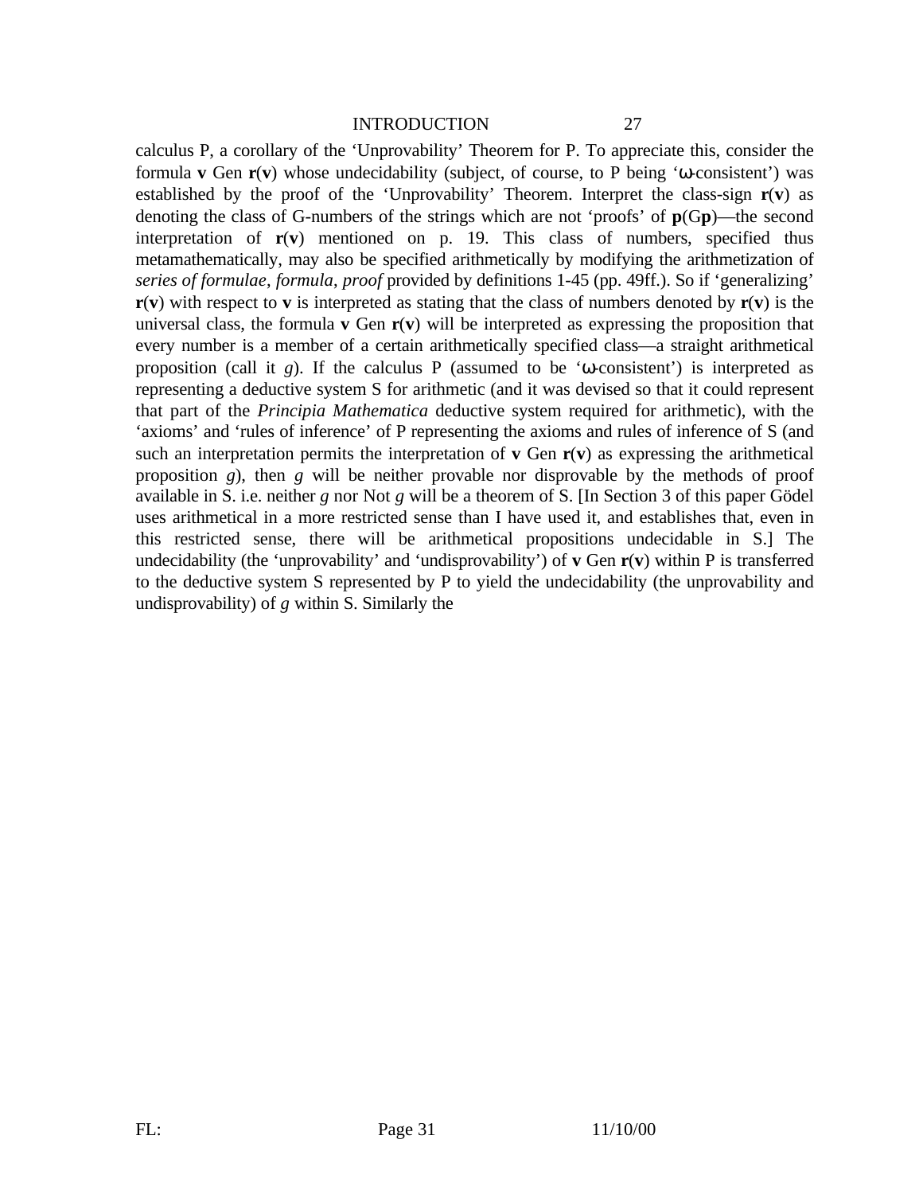calculus P, a corollary of the 'Unprovability' Theorem for P. To appreciate this, consider the formula **v** Gen **r**(**v**) whose undecidability (subject, of course, to P being 'ω-consistent') was established by the proof of the 'Unprovability' Theorem. Interpret the class-sign **r**(**v**) as denoting the class of G-numbers of the strings which are not 'proofs' of **p**(G**p**)—the second interpretation of **r**(**v**) mentioned on p. 19. This class of numbers, specified thus metamathematically, may also be specified arithmetically by modifying the arithmetization of *series of formulae*, *formula*, *proof* provided by definitions 1-45 (pp. 49ff.). So if 'generalizing' **r**(**v**) with respect to **v** is interpreted as stating that the class of numbers denoted by **r**(**v**) is the universal class, the formula **v** Gen **r**(**v**) will be interpreted as expressing the proposition that every number is a member of a certain arithmetically specified class—a straight arithmetical proposition (call it *g*). If the calculus P (assumed to be 'ω-consistent') is interpreted as representing a deductive system S for arithmetic (and it was devised so that it could represent that part of the *Principia Mathematica* deductive system required for arithmetic), with the 'axioms' and 'rules of inference' of P representing the axioms and rules of inference of S (and such an interpretation permits the interpretation of **v** Gen **r**(**v**) as expressing the arithmetical proposition *g*), then *g* will be neither provable nor disprovable by the methods of proof available in S. i.e. neither *g* nor Not *g* will be a theorem of S. [In Section 3 of this paper Gödel uses arithmetical in a more restricted sense than I have used it, and establishes that, even in this restricted sense, there will be arithmetical propositions undecidable in S.] The undecidability (the 'unprovability' and 'undisprovability') of **v** Gen **r**(**v**) within P is transferred to the deductive system S represented by P to yield the undecidability (the unprovability and undisprovability) of *g* within S. Similarly the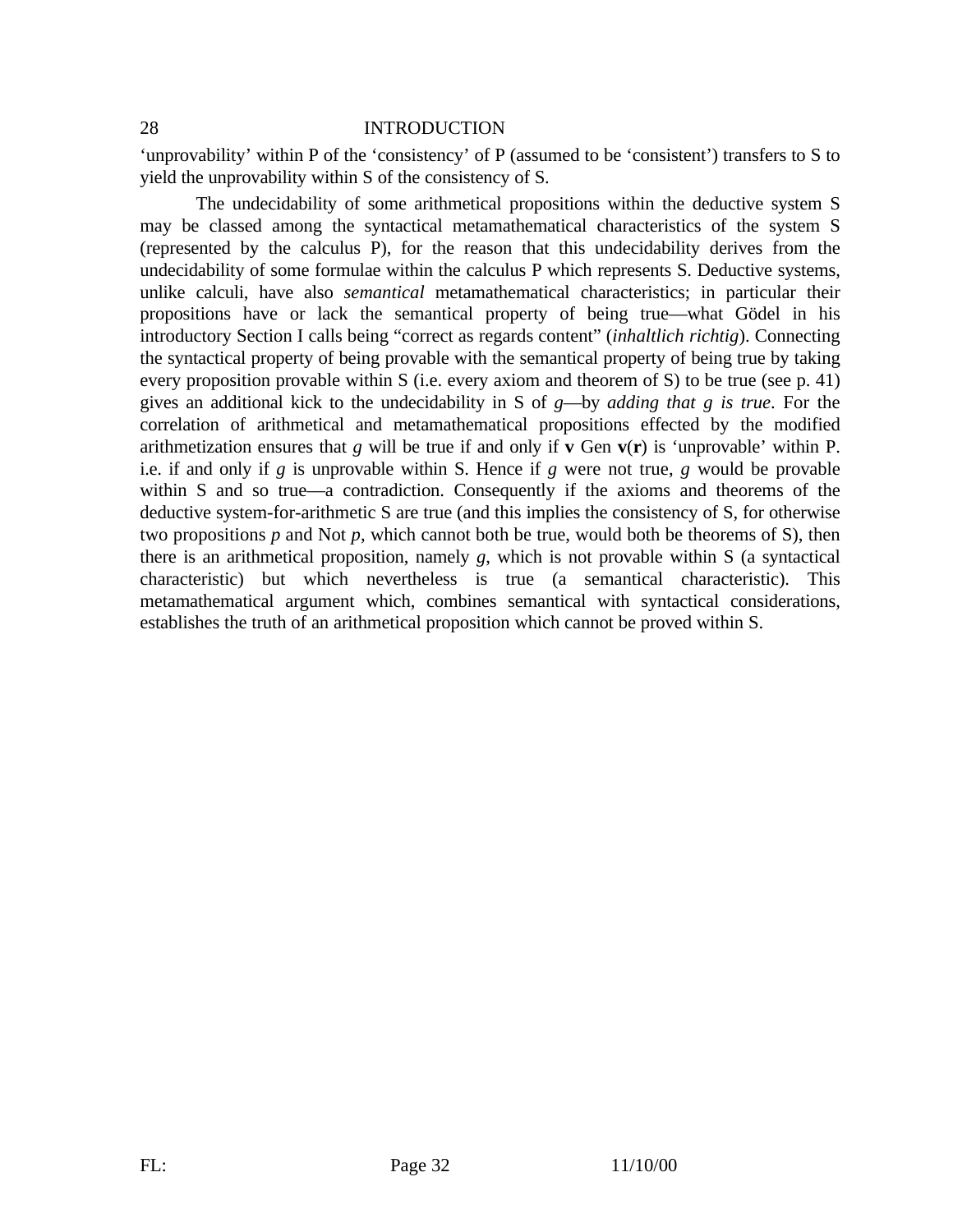'unprovability' within P of the 'consistency' of P (assumed to be 'consistent') transfers to S to yield the unprovability within S of the consistency of S.

The undecidability of some arithmetical propositions within the deductive system S may be classed among the syntactical metamathematical characteristics of the system S (represented by the calculus P), for the reason that this undecidability derives from the undecidability of some formulae within the calculus P which represents S. Deductive systems, unlike calculi, have also *semantical* metamathematical characteristics; in particular their propositions have or lack the semantical property of being true—what Gödel in his introductory Section I calls being "correct as regards content" (*inhaltlich richtig*). Connecting the syntactical property of being provable with the semantical property of being true by taking every proposition provable within S (i.e. every axiom and theorem of S) to be true (see p. 41) gives an additional kick to the undecidability in S of *g*—by *adding that g is true*. For the correlation of arithmetical and metamathematical propositions effected by the modified arithmetization ensures that *g* will be true if and only if **v** Gen **v**(**r**) is 'unprovable' within P. i.e. if and only if *g* is unprovable within S. Hence if *g* were not true, *g* would be provable within S and so true—a contradiction. Consequently if the axioms and theorems of the deductive system-for-arithmetic S are true (and this implies the consistency of S, for otherwise two propositions *p* and Not *p*, which cannot both be true, would both be theorems of S), then there is an arithmetical proposition, namely *g*, which is not provable within S (a syntactical characteristic) but which nevertheless is true (a semantical characteristic). This metamathematical argument which, combines semantical with syntactical considerations, establishes the truth of an arithmetical proposition which cannot be proved within S.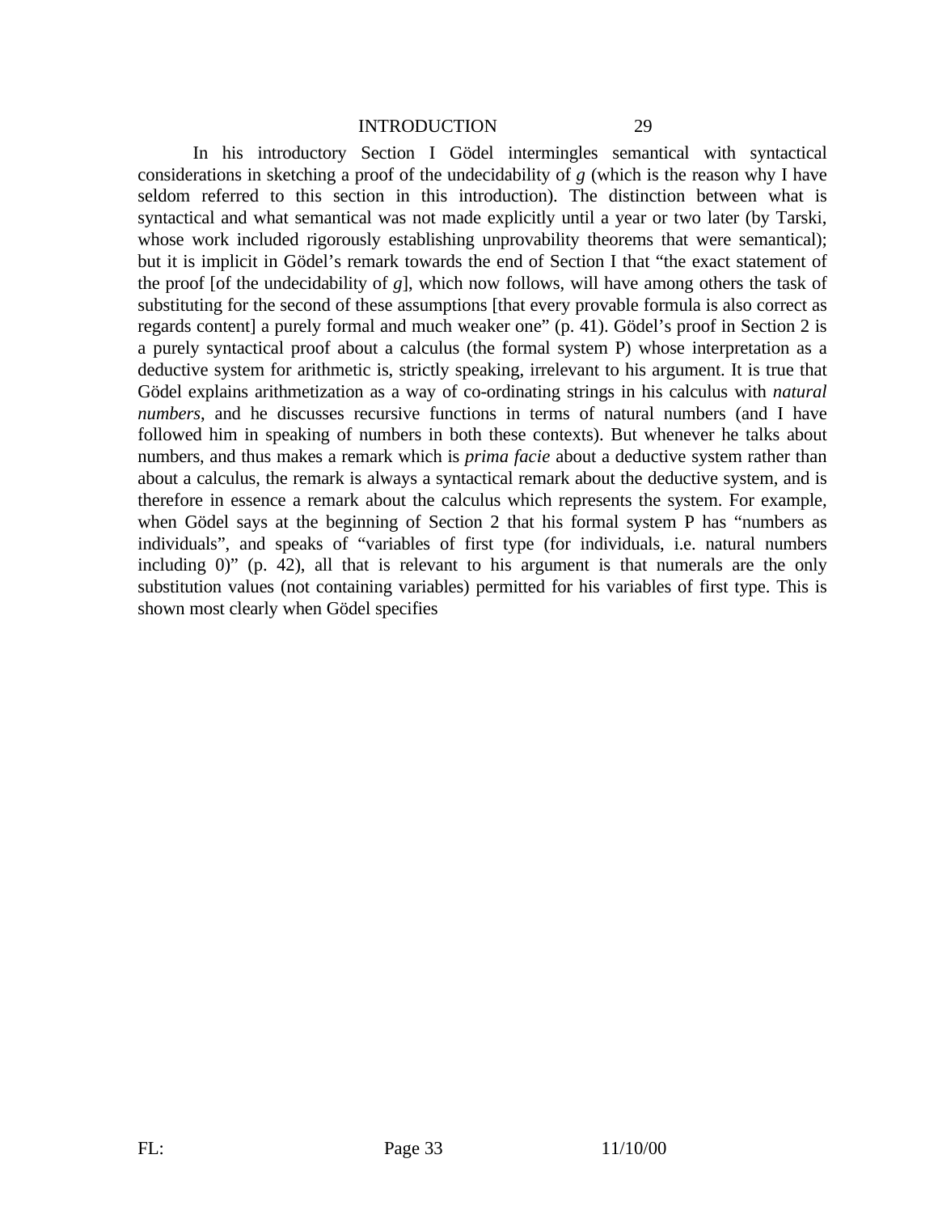In his introductory Section I Gödel intermingles semantical with syntactical considerations in sketching a proof of the undecidability of *g* (which is the reason why I have seldom referred to this section in this introduction). The distinction between what is syntactical and what semantical was not made explicitly until a year or two later (by Tarski, whose work included rigorously establishing unprovability theorems that were semantical); but it is implicit in Gödel's remark towards the end of Section I that "the exact statement of the proof [of the undecidability of *g*], which now follows, will have among others the task of substituting for the second of these assumptions [that every provable formula is also correct as regards content] a purely formal and much weaker one" (p. 41). Gödel's proof in Section 2 is a purely syntactical proof about a calculus (the formal system P) whose interpretation as a deductive system for arithmetic is, strictly speaking, irrelevant to his argument. It is true that Gödel explains arithmetization as a way of co-ordinating strings in his calculus with *natural numbers*, and he discusses recursive functions in terms of natural numbers (and I have followed him in speaking of numbers in both these contexts). But whenever he talks about numbers, and thus makes a remark which is *prima facie* about a deductive system rather than about a calculus, the remark is always a syntactical remark about the deductive system, and is therefore in essence a remark about the calculus which represents the system. For example, when Gödel says at the beginning of Section 2 that his formal system P has "numbers as individuals", and speaks of "variables of first type (for individuals, i.e. natural numbers including 0)" (p. 42), all that is relevant to his argument is that numerals are the only substitution values (not containing variables) permitted for his variables of first type. This is shown most clearly when Gödel specifies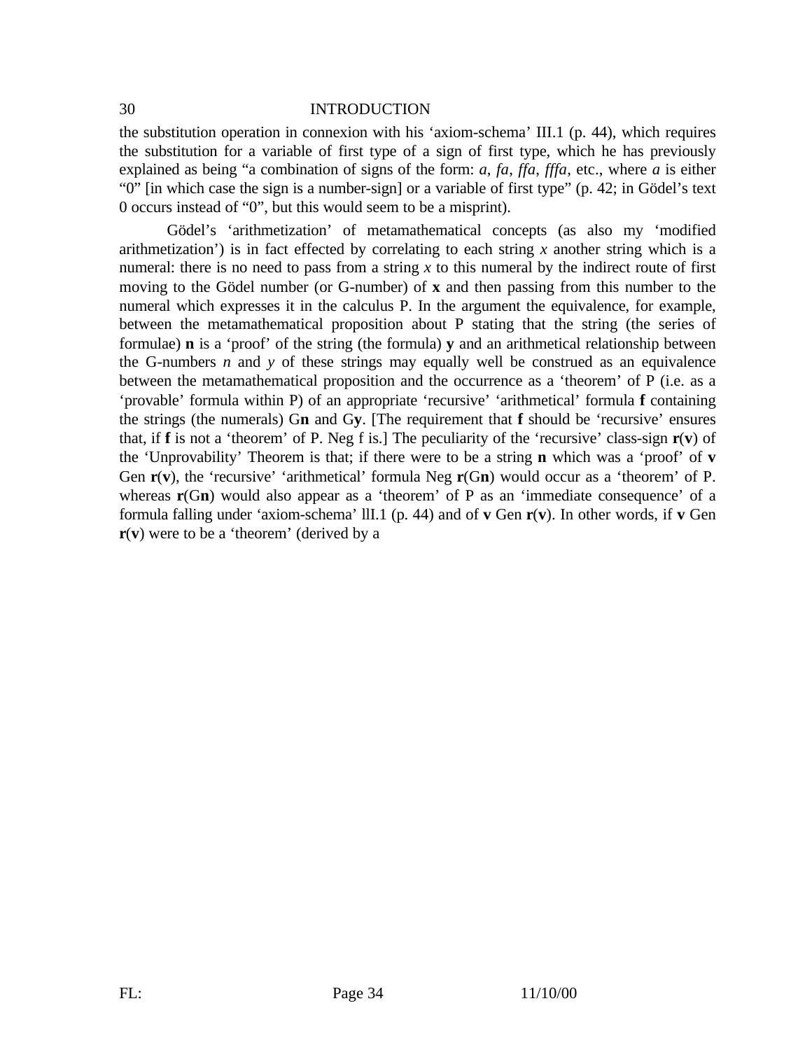the substitution operation in connexion with his ‘axiom-schema’ III.1 (p. 44), which requires the substitution for a variable of first type of a sign of first type, which he has previously explained as being “a combination of signs of the form: *a*, *fa*, *ffa*, *fffa*, etc., where *a* is either “0” [in which case the sign is a number-sign] or a variable of first type” (p. 42; in Gödel’s text 0 occurs instead of “0”, but this would seem to be a misprint).

Gödel’s ‘arithmetization’ of metamathematical concepts (as also my ‘modified arithmetization’) is in fact effected by correlating to each string *x* another string which is a numeral: there is no need to pass from a string *x* to this numeral by the indirect route of first moving to the Gödel number (or G-number) of **x** and then passing from this number to the numeral which expresses it in the calculus P. In the argument the equivalence, for example, between the metamathematical proposition about P stating that the string (the series of formulae) **n** is a ‘proof’ of the string (the formula) **y** and an arithmetical relationship between the G-numbers *n* and *y* of these strings may equally well be construed as an equivalence between the metamathematical proposition and the occurrence as a ‘theorem’ of P (i.e. as a ‘provable’ formula within P) of an appropriate ‘recursive’ ‘arithmetical’ formula **f** containing the strings (the numerals) G**n** and G**y**. [The requirement that **f** should be ‘recursive’ ensures that, if **f** is not a ‘theorem’ of P. Neg f is.] The peculiarity of the ‘recursive’ class-sign **r**(**v**) of the ‘Unprovability’ Theorem is that; if there were to be a string **n** which was a ‘proof’ of **v** Gen **r**(**v**), the ‘recursive’ ‘arithmetical’ formula Neg **r**(G**n**) would occur as a ‘theorem’ of P. whereas **r**(G**n**) would also appear as a ‘theorem’ of P as an ‘immediate consequence’ of a formula falling under ‘axiom-schema’ llI.1 (p. 44) and of **v** Gen **r**(**v**). In other words, if **v** Gen **r**(**v**) were to be a ‘theorem’ (derived by a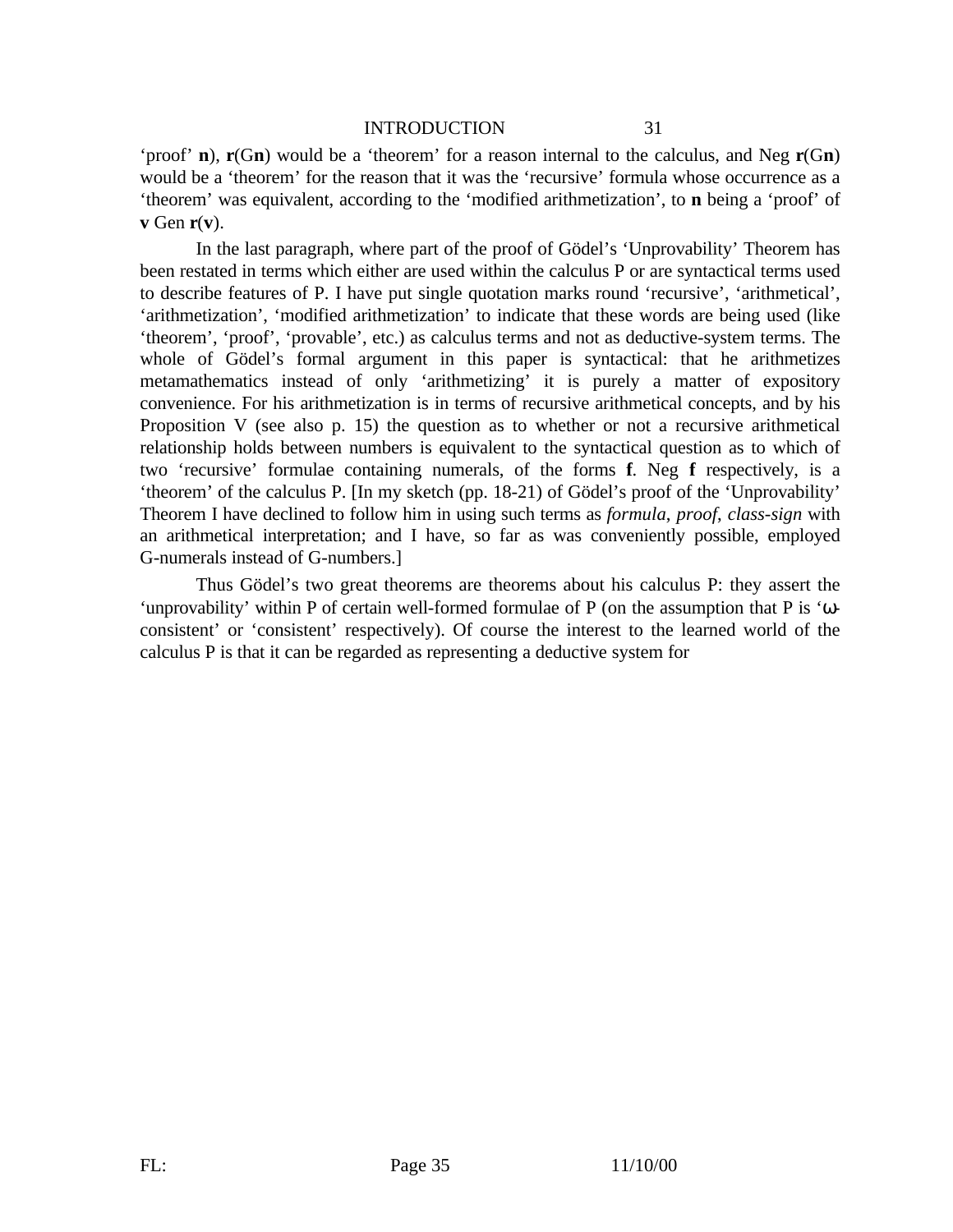‘proof’ **n**), **r**(G**n**) would be a ‘theorem’ for a reason internal to the calculus, and Neg **r**(G**n**) would be a ‘theorem’ for the reason that it was the ‘recursive’ formula whose occurrence as a ‘theorem’ was equivalent, according to the ‘modified arithmetization’, to **n** being a ‘proof’ of **v** Gen **r**(**v**).

In the last paragraph, where part of the proof of Gödel’s ‘Unprovability’ Theorem has been restated in terms which either are used within the calculus P or are syntactical terms used to describe features of P. I have put single quotation marks round ‘recursive’, ‘arithmetical’, ‘arithmetization’, ‘modified arithmetization’ to indicate that these words are being used (like ‘theorem’, ‘proof’, ‘provable’, etc.) as calculus terms and not as deductive-system terms. The whole of Gödel’s formal argument in this paper is syntactical: that he arithmetizes metamathematics instead of only ‘arithmetizing’ it is purely a matter of expository convenience. For his arithmetization is in terms of recursive arithmetical concepts, and by his Proposition V (see also p. 15) the question as to whether or not a recursive arithmetical relationship holds between numbers is equivalent to the syntactical question as to which of two ‘recursive’ formulae containing numerals, of the forms **f**. Neg **f** respectively, is a ‘theorem’ of the calculus P. [In my sketch (pp. 18-21) of Gödel’s proof of the ‘Unprovability’ Theorem I have declined to follow him in using such terms as *formula*, *proof*, *class-sign* with an arithmetical interpretation; and I have, so far as was conveniently possible, employed G-numerals instead of G-numbers.]

Thus Gödel’s two great theorems are theorems about his calculus P: they assert the ‘unprovability’ within P of certain well-formed formulae of P (on the assumption that P is ‘ω-consistent’ or ‘consistent’ respectively). Of course the interest to the learned world of the calculus P is that it can be regarded as representing a deductive system for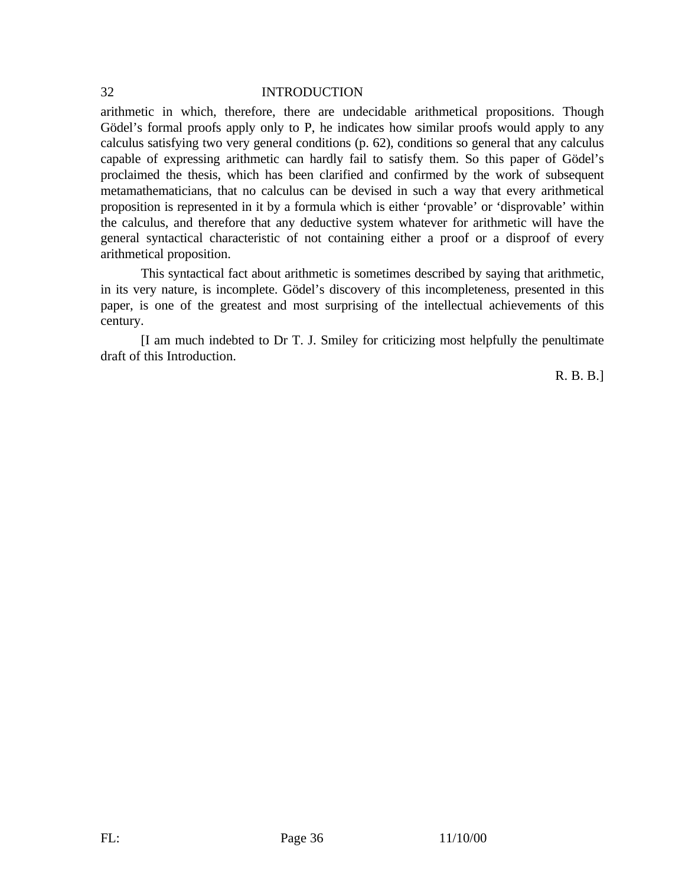arithmetic in which, therefore, there are undecidable arithmetical propositions. Though Gödel's formal proofs apply only to P, he indicates how similar proofs would apply to any calculus satisfying two very general conditions (p. 62), conditions so general that any calculus capable of expressing arithmetic can hardly fail to satisfy them. So this paper of Gödel's proclaimed the thesis, which has been clarified and confirmed by the work of subsequent metamathematicians, that no calculus can be devised in such a way that every arithmetical proposition is represented in it by a formula which is either 'provable' or 'disprovable' within the calculus, and therefore that any deductive system whatever for arithmetic will have the general syntactical characteristic of not containing either a proof or a disproof of every arithmetical proposition.

This syntactical fact about arithmetic is sometimes described by saying that arithmetic, in its very nature, is incomplete. Gödel's discovery of this incompleteness, presented in this paper, is one of the greatest and most surprising of the intellectual achievements of this century.

[I am much indebted to Dr T. J. Smiley for criticizing most helpfully the penultimate draft of this Introduction.

R. B. B.]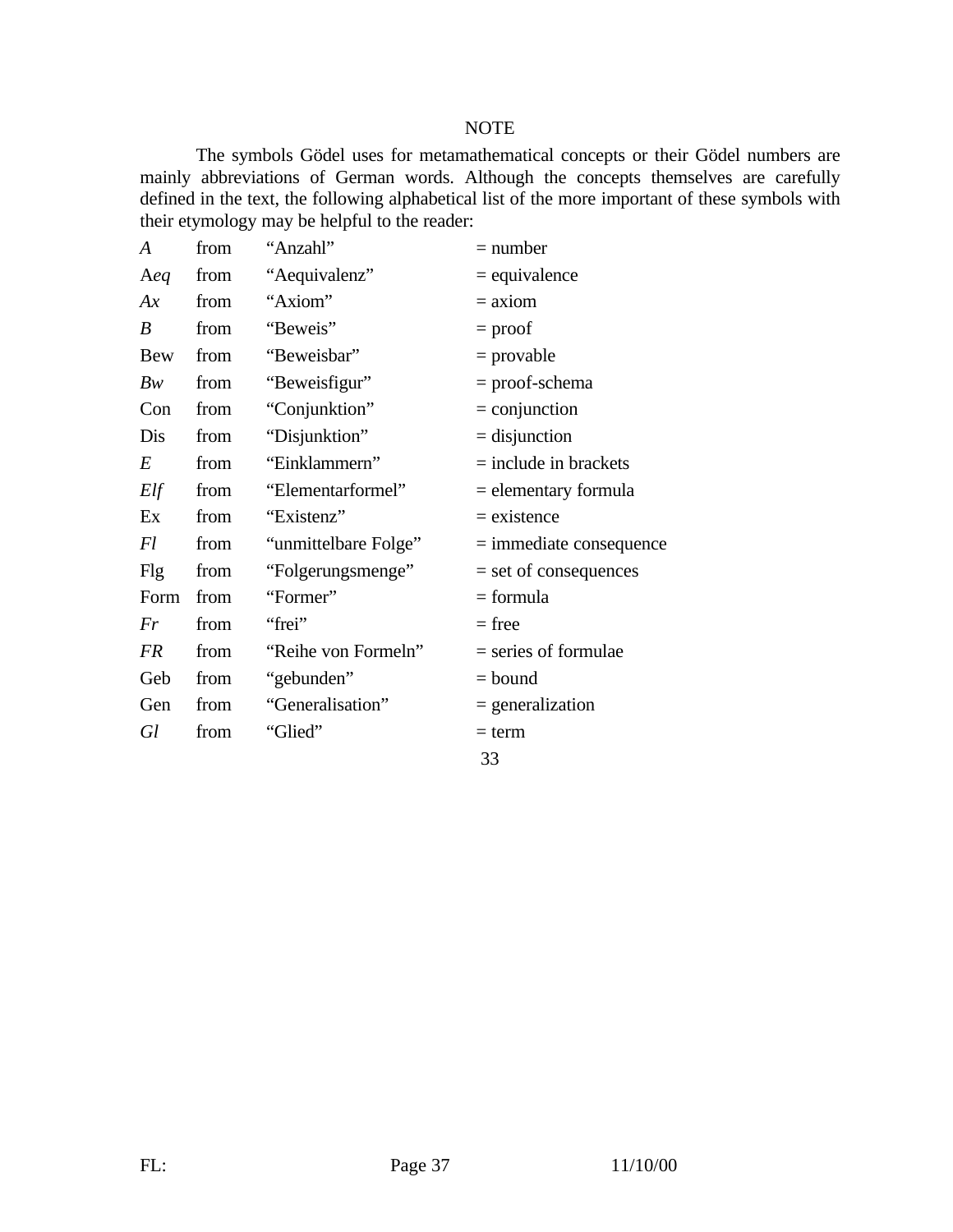NOTE

The symbols Gödel uses for metamathematical concepts or their Gödel numbers are mainly abbreviations of German words. Although the concepts themselves are carefully defined in the text, the following alphabetical list of the more important of these symbols with their etymology may be helpful to the reader:

| | | | |
|---|---|---|---|
| *A* | from | “Anzahl” | = number |
| A*eq* | from | “Aequivalenz” | = equivalence |
| *Ax* | from | “Axiom” | = axiom |
| *B* | from | “Beweis” | = proof |
| Bew | from | “Beweisbar” | = provable |
| *Bw* | from | “Beweisfigur” | = proof-schema |
| Con | from | “Conjunktion” | = conjunction |
| Dis | from | “Disjunktion” | = disjunction |
| *E* | from | “Einklammern” | = include in brackets |
| *Elf* | from | “Elementarformel” | = elementary formula |
| Ex | from | “Existenz” | = existence |
| *Fl* | from | “unmittelbare Folge” | = immediate consequence |
| Flg | from | “Folgerungsmenge” | = set of consequences |
| Form | from | “Former” | = formula |
| *Fr* | from | “frei” | = free |
| *FR* | from | “Reihe von Formeln” | = series of formulae |
| Geb | from | “gebunden” | = bound |
| Gen | from | “Generalisation” | = generalization |
| *Gl* | from | “Glied” | = term |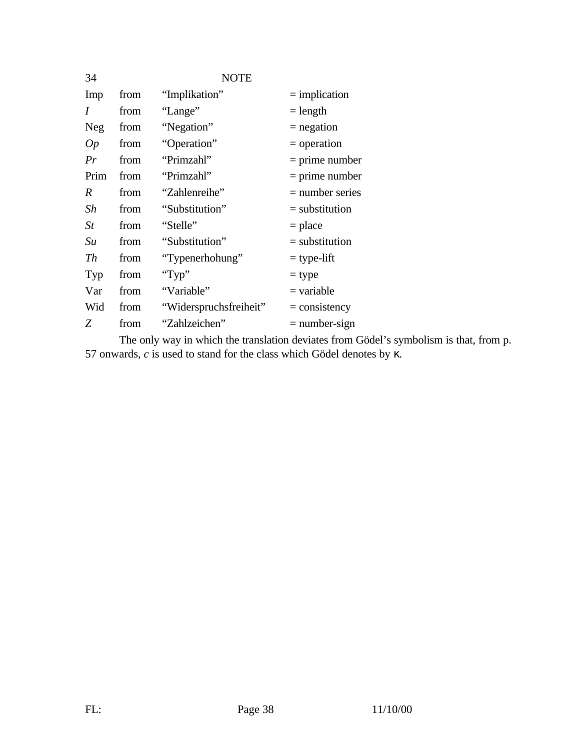## NOTE

| | | | |
|---|---|---|---|
| Imp | from | “Implikation” | = implication |
| *I* | from | “Lange” | = length |
| Neg | from | “Negation” | = negation |
| *Op* | from | “Operation” | = operation |
| *Pr* | from | “Primzahl” | = prime number |
| Prim | from | “Primzahl” | = prime number |
| *R* | from | “Zahlenreihe” | = number series |
| *Sh* | from | “Substitution” | = substitution |
| *St* | from | “Stelle” | = place |
| *Su* | from | “Substitution” | = substitution |
| *Th* | from | “Typenerhohung” | = type-lift |
| Typ | from | “Typ” | = type |
| Var | from | “Variable” | = variable |
| Wid | from | “Widerspruchsfreiheit” | = consistency |
| *Z* | from | “Zahlzeichen” | = number-sign |

The only way in which the translation deviates from Gödel’s symbolism is that, from p. 57 onwards, *c* is used to stand for the class which Gödel denotes by $\kappa$.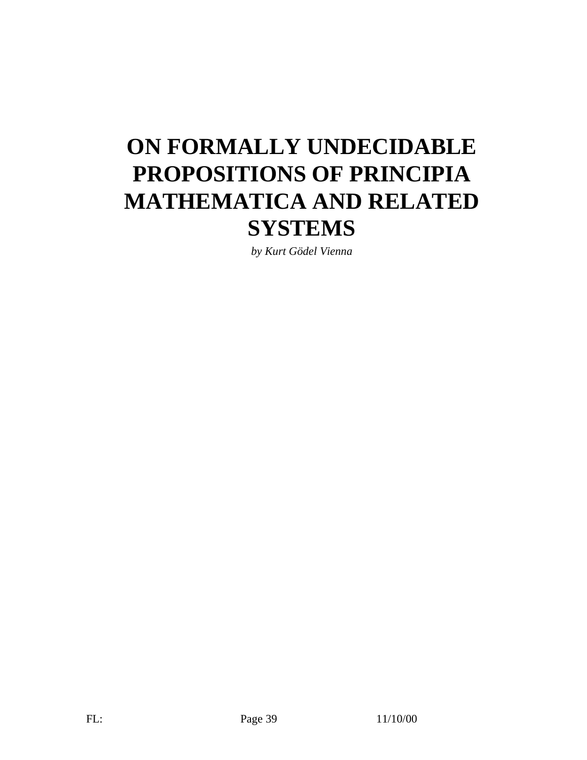# ON FORMALLY UNDECIDABLE PROPOSITIONS OF PRINCIPIA MATHEMATICA AND RELATED SYSTEMS

*by Kurt Gödel Vienna*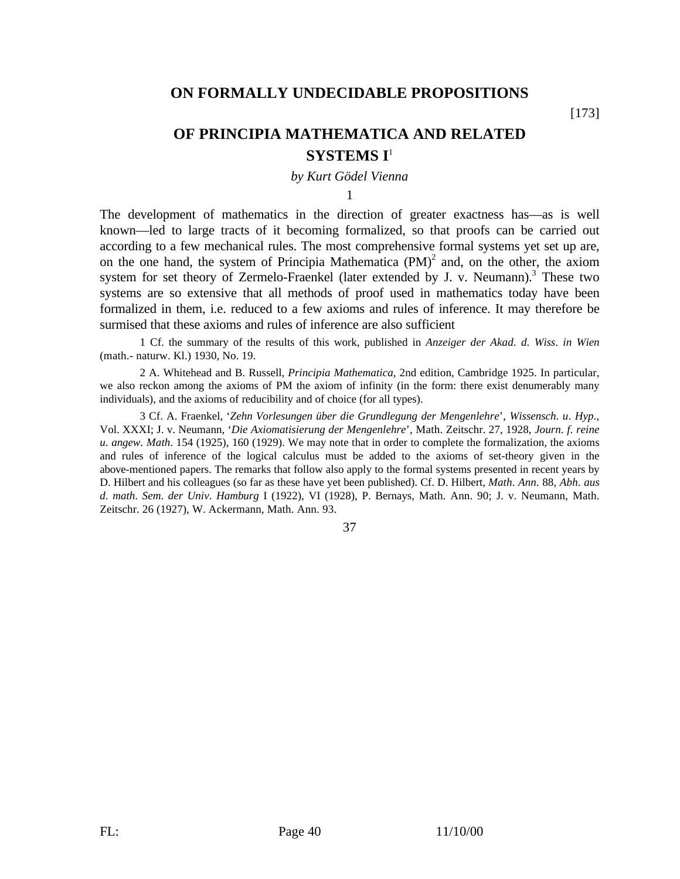# ON FORMALLY UNDECIDABLE PROPOSITIONS

[173]

# OF PRINCIPIA MATHEMATICA AND RELATED SYSTEMS I[1]

*by Kurt Gödel Vienna*

1

The development of mathematics in the direction of greater exactness has—as is well known—led to large tracts of it becoming formalized, so that proofs can be carried out according to a few mechanical rules. The most comprehensive formal systems yet set up are, on the one hand, the system of Principia Mathematica (PM)[2] and, on the other, the axiom system for set theory of Zermelo-Fraenkel (later extended by J. v. Neumann).[3] These two systems are so extensive that all methods of proof used in mathematics today have been formalized in them, i.e. reduced to a few axioms and rules of inference. It may therefore be surmised that these axioms and rules of inference are also sufficient

1 Cf. the summary of the results of this work, published in *Anzeiger der Akad. d. Wiss. in Wien* (math.- naturw. Kl.) 1930, No. 19.

2 A. Whitehead and B. Russell, *Principia Mathematica*, 2nd edition, Cambridge 1925. In particular, we also reckon among the axioms of PM the axiom of infinity (in the form: there exist denumerably many individuals), and the axioms of reducibility and of choice (for all types).

3 Cf. A. Fraenkel, '*Zehn Vorlesungen über die Grundlegung der Mengenlehre*', *Wissensch. u. Hyp.*, Vol. XXXI; J. v. Neumann, '*Die Axiomatisierung der Mengenlehre*', Math. Zeitschr. 27, 1928, *Journ. f. reine u. angew. Math.* 154 (1925), 160 (1929). We may note that in order to complete the formalization, the axioms and rules of inference of the logical calculus must be added to the axioms of set-theory given in the above-mentioned papers. The remarks that follow also apply to the formal systems presented in recent years by D. Hilbert and his colleagues (so far as these have yet been published). Cf. D. Hilbert, *Math. Ann.* 88, *Abh. aus d. math. Sem. der Univ. Hamburg* I (1922), VI (1928), P. Bernays, Math. Ann. 90; J. v. Neumann, Math. Zeitschr. 26 (1927), W. Ackermann, Math. Ann. 93.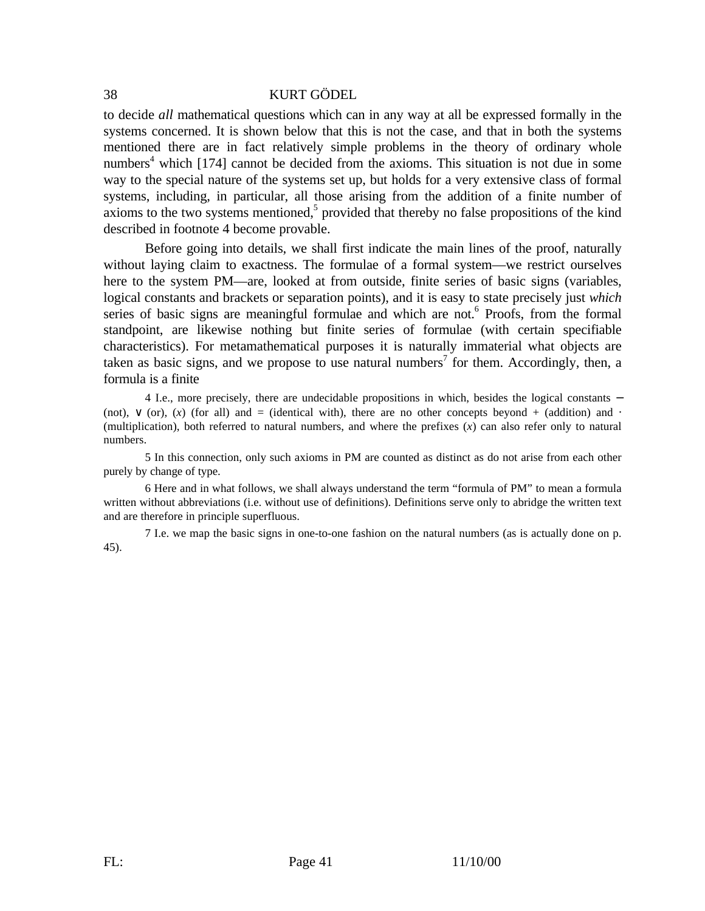to decide *all* mathematical questions which can in any way at all be expressed formally in the systems concerned. It is shown below that this is not the case, and that in both the systems mentioned there are in fact relatively simple problems in the theory of ordinary whole numbers[4] which [174] cannot be decided from the axioms. This situation is not due in some way to the special nature of the systems set up, but holds for a very extensive class of formal systems, including, in particular, all those arising from the addition of a finite number of axioms to the two systems mentioned,[5] provided that thereby no false propositions of the kind described in footnote 4 become provable.

Before going into details, we shall first indicate the main lines of the proof, naturally without laying claim to exactness. The formulae of a formal system—we restrict ourselves here to the system PM—are, looked at from outside, finite series of basic signs (variables, logical constants and brackets or separation points), and it is easy to state precisely just *which* series of basic signs are meaningful formulae and which are not.[6] Proofs, from the formal standpoint, are likewise nothing but finite series of formulae (with certain specifiable characteristics). For metamathematical purposes it is naturally immaterial what objects are taken as basic signs, and we propose to use natural numbers[7] for them. Accordingly, then, a formula is a finite

4 I.e., more precisely, there are undecidable propositions in which, besides the logical constants – (not), ∨ (or), ($x$) (for all) and = (identical with), there are no other concepts beyond + (addition) and · (multiplication), both referred to natural numbers, and where the prefixes ($x$) can also refer only to natural numbers.

5 In this connection, only such axioms in PM are counted as distinct as do not arise from each other purely by change of type.

6 Here and in what follows, we shall always understand the term "formula of PM" to mean a formula written without abbreviations (i.e. without use of definitions). Definitions serve only to abridge the written text and are therefore in principle superfluous.

7 I.e. we map the basic signs in one-to-one fashion on the natural numbers (as is actually done on p. 45).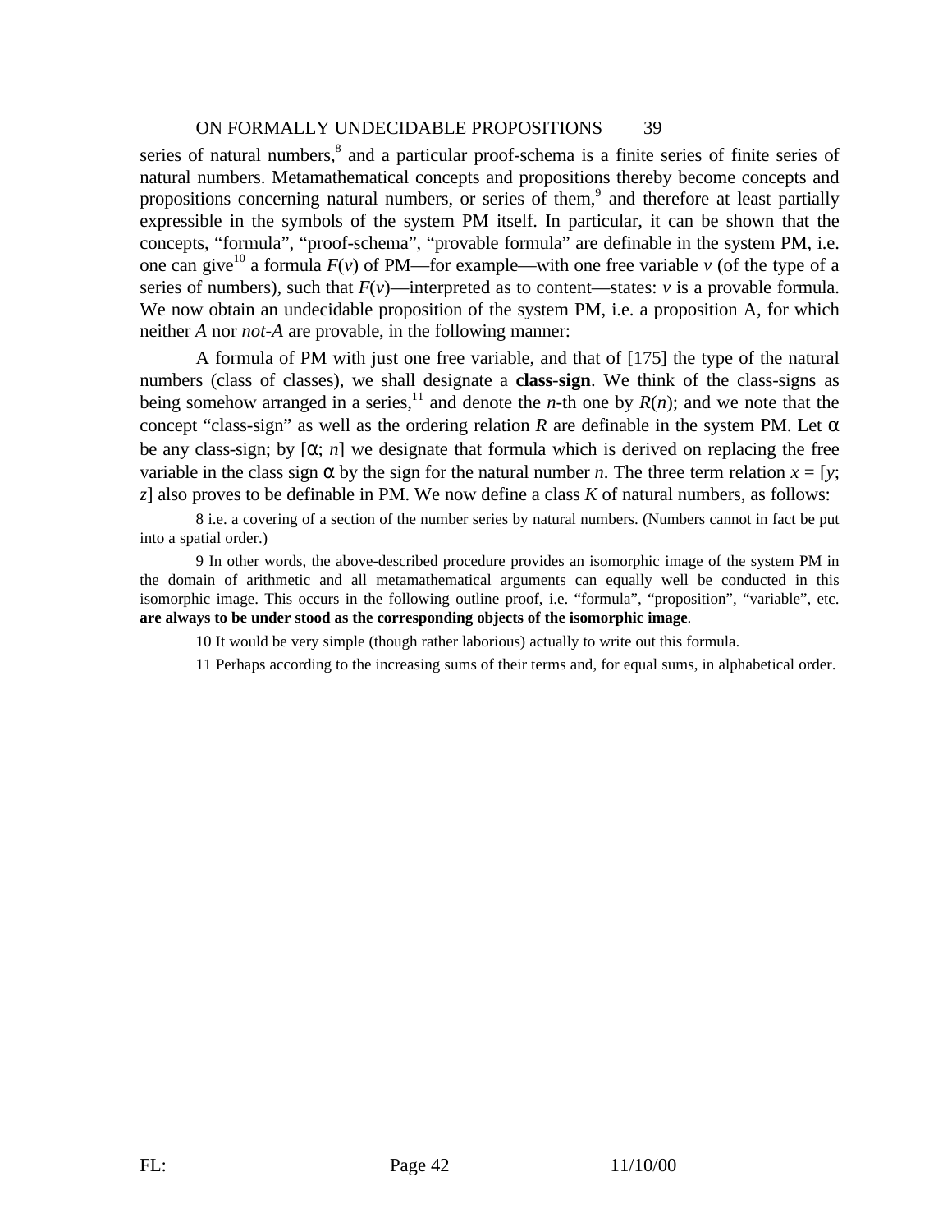series of natural numbers,[8] and a particular proof-schema is a finite series of finite series of natural numbers. Metamathematical concepts and propositions thereby become concepts and propositions concerning natural numbers, or series of them,[9] and therefore at least partially expressible in the symbols of the system PM itself. In particular, it can be shown that the concepts, "formula", "proof-schema", "provable formula" are definable in the system PM, i.e. one can give[10] a formula $F(v)$ of PM—for example—with one free variable $v$ (of the type of a series of numbers), such that $F(v)$—interpreted as to content—states: $v$ is a provable formula. We now obtain an undecidable proposition of the system PM, i.e. a proposition A, for which neither *A* nor *not-A* are provable, in the following manner:

A formula of PM with just one free variable, and that of [175] the type of the natural numbers (class of classes), we shall designate a **class-sign**. We think of the class-signs as being somehow arranged in a series,[11] and denote the *n*-th one by $R(n)$; and we note that the concept "class-sign" as well as the ordering relation $R$ are definable in the system PM. Let $\alpha$ be any class-sign; by $[\alpha; n]$ we designate that formula which is derived on replacing the free variable in the class sign $\alpha$ by the sign for the natural number $n$. The three term relation $x = [y; z]$ also proves to be definable in PM. We now define a class $K$ of natural numbers, as follows:

8 i.e. a covering of a section of the number series by natural numbers. (Numbers cannot in fact be put into a spatial order.)

9 In other words, the above-described procedure provides an isomorphic image of the system PM in the domain of arithmetic and all metamathematical arguments can equally well be conducted in this isomorphic image. This occurs in the following outline proof, i.e. "formula", "proposition", "variable", etc. **are always to be under stood as the corresponding objects of the isomorphic image**.

10 It would be very simple (though rather laborious) actually to write out this formula.

11 Perhaps according to the increasing sums of their terms and, for equal sums, in alphabetical order.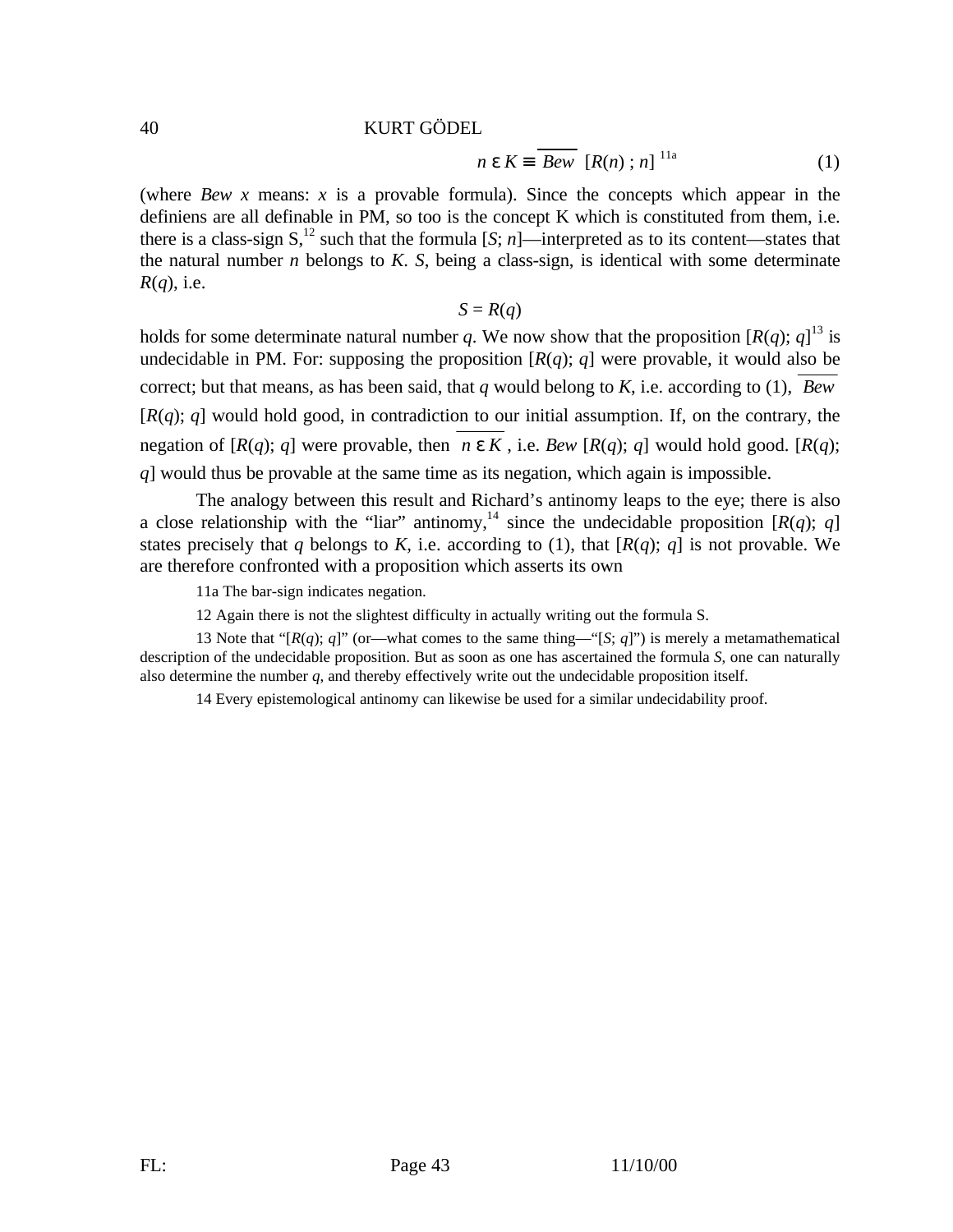$$n \,\varepsilon\, K \equiv \overline{Bew}\ [R(n) ; n] \quad \text{[11a]} \tag{1}$$

(where *Bew x* means: *x* is a provable formula). Since the concepts which appear in the definiens are all definable in PM, so too is the concept K which is constituted from them, i.e. there is a class-sign S,[12] such that the formula [*S*; *n*]—interpreted as to its content—states that the natural number *n* belongs to *K*. *S*, being a class-sign, is identical with some determinate *R*(*q*), i.e.

$$S = R(q)$$

holds for some determinate natural number *q*. We now show that the proposition [*R*(*q*); *q*][13] is undecidable in PM. For: supposing the proposition [*R*(*q*); *q*] were provable, it would also be correct; but that means, as has been said, that *q* would belong to *K*, i.e. according to (1), $\overline{Bew}$ [*R*(*q*); *q*] would hold good, in contradiction to our initial assumption. If, on the contrary, the negation of [*R*(*q*); *q*] were provable, then $\overline{n \,\varepsilon\, K}$, i.e. *Bew* [*R*(*q*); *q*] would hold good. [*R*(*q*); *q*] would thus be provable at the same time as its negation, which again is impossible.

The analogy between this result and Richard's antinomy leaps to the eye; there is also a close relationship with the "liar" antinomy,[14] since the undecidable proposition [*R*(*q*); *q*] states precisely that *q* belongs to *K*, i.e. according to (1), that [*R*(*q*); *q*] is not provable. We are therefore confronted with a proposition which asserts its own

11a The bar-sign indicates negation.

12 Again there is not the slightest difficulty in actually writing out the formula S.

13 Note that "[*R*(*q*); *q*]" (or—what comes to the same thing—"[*S*; *q*]") is merely a metamathematical description of the undecidable proposition. But as soon as one has ascertained the formula *S*, one can naturally also determine the number *q*, and thereby effectively write out the undecidable proposition itself.

14 Every epistemological antinomy can likewise be used for a similar undecidability proof.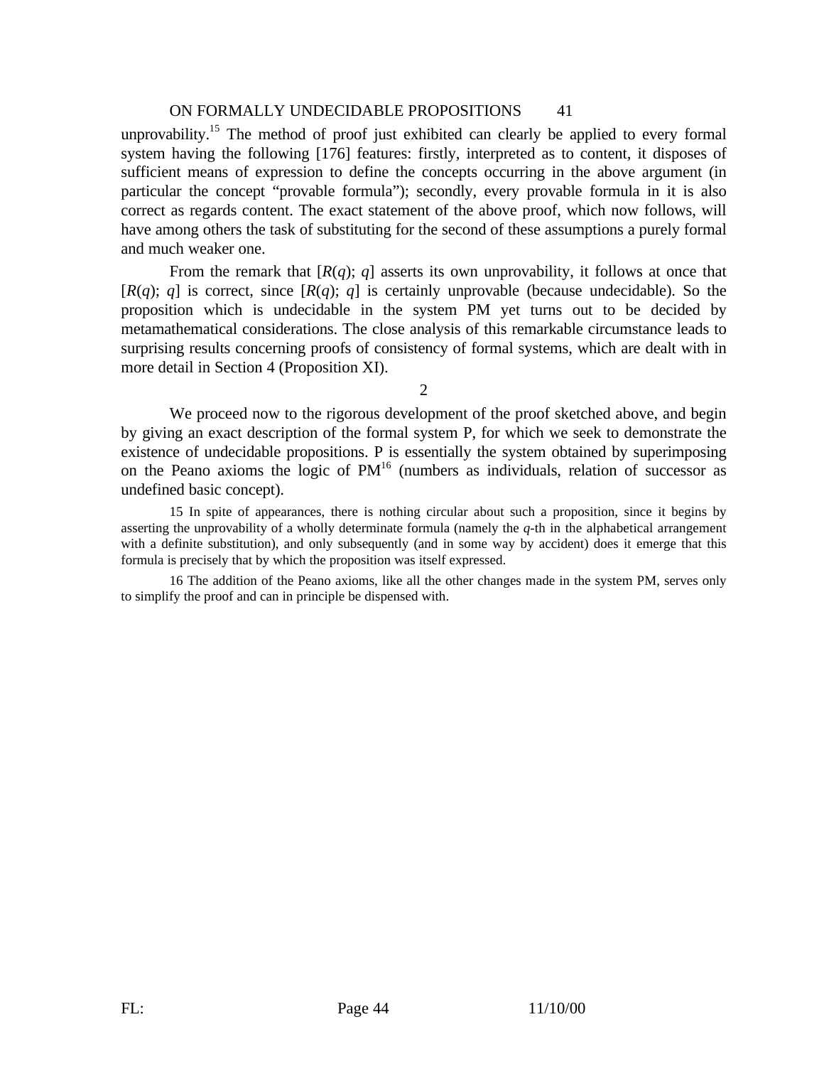unprovability.[15] The method of proof just exhibited can clearly be applied to every formal system having the following [176] features: firstly, interpreted as to content, it disposes of sufficient means of expression to define the concepts occurring in the above argument (in particular the concept "provable formula"); secondly, every provable formula in it is also correct as regards content. The exact statement of the above proof, which now follows, will have among others the task of substituting for the second of these assumptions a purely formal and much weaker one.

From the remark that $[R(q); q]$ asserts its own unprovability, it follows at once that $[R(q); q]$ is correct, since $[R(q); q]$ is certainly unprovable (because undecidable). So the proposition which is undecidable in the system PM yet turns out to be decided by metamathematical considerations. The close analysis of this remarkable circumstance leads to surprising results concerning proofs of consistency of formal systems, which are dealt with in more detail in Section 4 (Proposition XI).

## 2

We proceed now to the rigorous development of the proof sketched above, and begin by giving an exact description of the formal system P, for which we seek to demonstrate the existence of undecidable propositions. P is essentially the system obtained by superimposing on the Peano axioms the logic of PM[16] (numbers as individuals, relation of successor as undefined basic concept).

15 In spite of appearances, there is nothing circular about such a proposition, since it begins by asserting the unprovability of a wholly determinate formula (namely the *q*-th in the alphabetical arrangement with a definite substitution), and only subsequently (and in some way by accident) does it emerge that this formula is precisely that by which the proposition was itself expressed.

16 The addition of the Peano axioms, like all the other changes made in the system PM, serves only to simplify the proof and can in principle be dispensed with.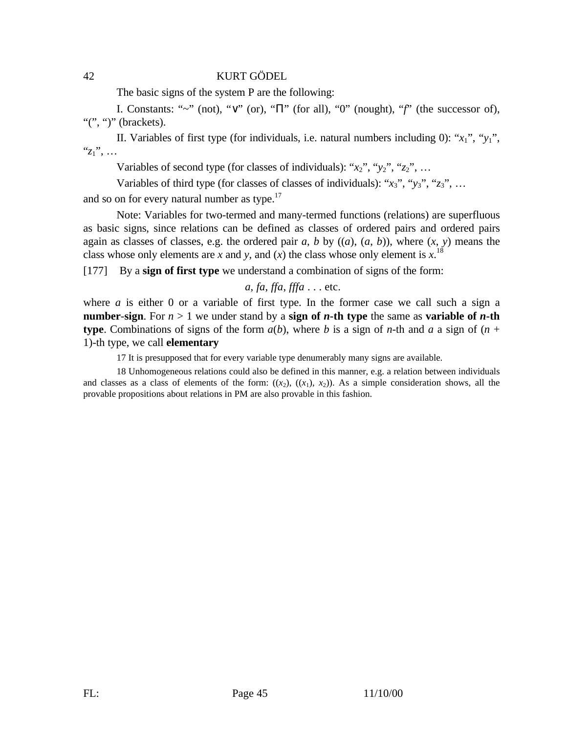The basic signs of the system P are the following:

I. Constants: "~" (not), "∨" (or), "Π" (for all), "0" (nought), "*f*" (the successor of), "(", ")" (brackets).

II. Variables of first type (for individuals, i.e. natural numbers including 0): "$x_1$", "$y_1$", "$z_1$", …

Variables of second type (for classes of individuals): "$x_2$", "$y_2$", "$z_2$", …

Variables of third type (for classes of classes of individuals): "$x_3$", "$y_3$", "$z_3$", …

and so on for every natural number as type.[17]

Note: Variables for two-termed and many-termed functions (relations) are superfluous as basic signs, since relations can be defined as classes of ordered pairs and ordered pairs again as classes of classes, e.g. the ordered pair *a*, *b* by ((*a*), (*a*, *b*)), where (*x*, *y*) means the class whose only elements are *x* and *y*, and (*x*) the class whose only element is *x*.[18]

[177] By a **sign of first type** we understand a combination of signs of the form:

$$a, fa, ffa, fffa \ldots \text{etc.}$$

where *a* is either 0 or a variable of first type. In the former case we call such a sign a **number-sign**. For $n > 1$ we under stand by a **sign of *n*-th type** the same as **variable of *n*-th type**. Combinations of signs of the form $a(b)$, where *b* is a sign of *n*-th and *a* a sign of $(n + 1)$-th type, we call **elementary**

17 It is presupposed that for every variable type denumerably many signs are available.

18 Unhomogeneous relations could also be defined in this manner, e.g. a relation between individuals and classes as a class of elements of the form: (($x_2$), (($x_1$), $x_2$)). As a simple consideration shows, all the provable propositions about relations in PM are also provable in this fashion.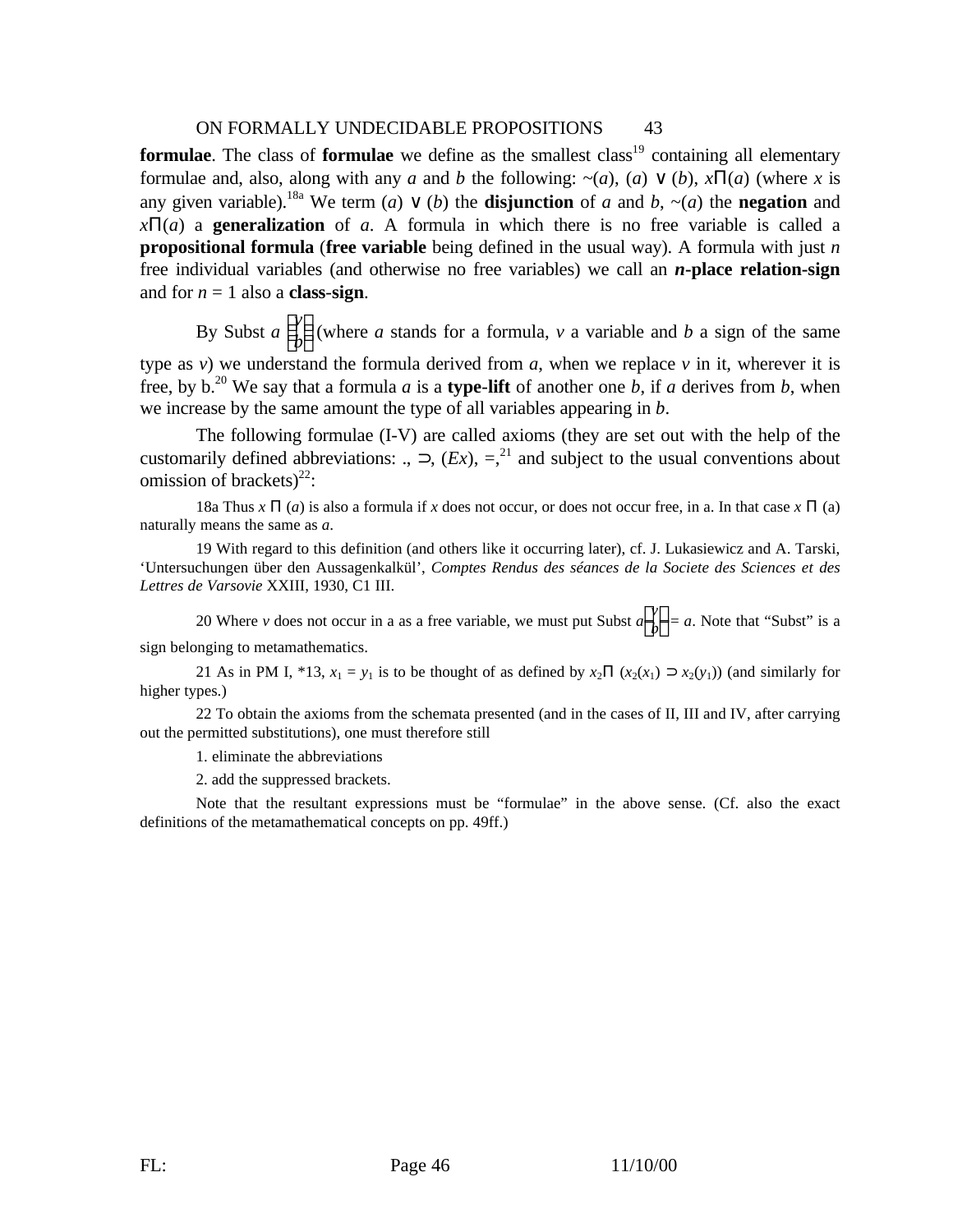**formulae**. The class of **formulae** we define as the smallest class[19] containing all elementary formulae and, also, along with any *a* and *b* the following: ~(*a*), (*a*) ∨ (*b*), *x*Π(*a*) (where *x* is any given variable).[18a] We term (*a*) ∨ (*b*) the **disjunction** of *a* and *b*, ~(*a*) the **negation** and *x*Π(*a*) a **generalization** of *a*. A formula in which there is no free variable is called a **propositional formula** (**free variable** being defined in the usual way). A formula with just *n* free individual variables (and otherwise no free variables) we call an ***n*-place relation-sign** and for *n* = 1 also a **class-sign**.

By Subst $a\left(\begin{matrix}v\\b\end{matrix}\right)$ (where *a* stands for a formula, *v* a variable and *b* a sign of the same type as *v*) we understand the formula derived from *a*, when we replace *v* in it, wherever it is free, by b.[20] We say that a formula *a* is a **type-lift** of another one *b*, if *a* derives from *b*, when we increase by the same amount the type of all variables appearing in *b*.

The following formulae (I-V) are called axioms (they are set out with the help of the customarily defined abbreviations: ., ⊃, (*Ex*), =,[21] and subject to the usual conventions about omission of brackets)[22]:

18a Thus *x* Π (*a*) is also a formula if *x* does not occur, or does not occur free, in a. In that case *x* Π (a) naturally means the same as *a*.

19 With regard to this definition (and others like it occurring later), cf. J. Lukasiewicz and A. Tarski, 'Untersuchungen über den Aussagenkalkül', *Comptes Rendus des séances de la Societe des Sciences et des Lettres de Varsovie* XXIII, 1930, C1 III.

20 Where *v* does not occur in a as a free variable, we must put Subst $a\left(\begin{matrix}v\\b\end{matrix}\right) = a$. Note that "Subst" is a sign belonging to metamathematics.

21 As in PM I, \*13, $x_1 = y_1$ is to be thought of as defined by $x_2\Pi\ (x_2(x_1) \supset x_2(y_1))$ (and similarly for higher types.)

22 To obtain the axioms from the schemata presented (and in the cases of II, III and IV, after carrying out the permitted substitutions), one must therefore still

1. eliminate the abbreviations

2. add the suppressed brackets.

Note that the resultant expressions must be "formulae" in the above sense. (Cf. also the exact definitions of the metamathematical concepts on pp. 49ff.)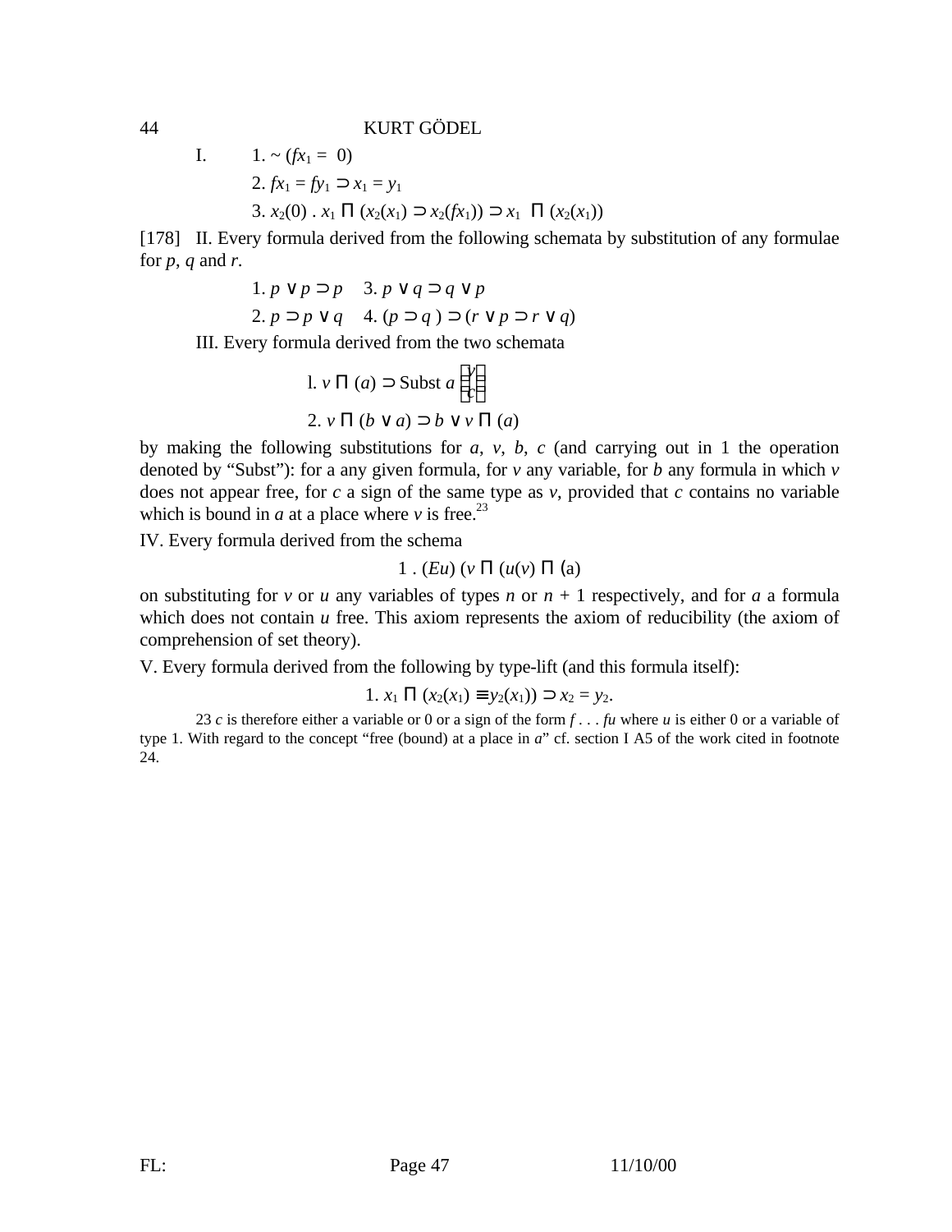I. 1. $\sim (fx_1 = 0)$

2. $fx_1 = fy_1 \supset x_1 = y_1$

3. $x_2(0) \,.\, x_1 \Pi (x_2(x_1) \supset x_2(fx_1)) \supset x_1 \Pi (x_2(x_1))$

[178] II. Every formula derived from the following schemata by substitution of any formulae for *p*, *q* and *r*.

1. $p \vee p \supset p$ 3. $p \vee q \supset q \vee p$

2. $p \supset p \vee q$ 4. $(p \supset q) \supset (r \vee p \supset r \vee q)$

III. Every formula derived from the two schemata

1. $v \Pi (a) \supset \text{Subst}\ a \binom{v}{c}$

2. $v \Pi (b \vee a) \supset b \vee v \Pi (a)$

by making the following substitutions for *a*, *v*, *b*, *c* (and carrying out in 1 the operation denoted by "Subst"): for *a* any given formula, for *v* any variable, for *b* any formula in which *v* does not appear free, for *c* a sign of the same type as *v*, provided that *c* contains no variable which is bound in *a* at a place where *v* is free.[23]

IV. Every formula derived from the schema

$$1.\ (Eu)\,(v \Pi (u(v) \equiv a))$$

on substituting for *v* or *u* any variables of types *n* or *n* + 1 respectively, and for *a* a formula which does not contain *u* free. This axiom represents the axiom of reducibility (the axiom of comprehension of set theory).

V. Every formula derived from the following by type-lift (and this formula itself):

$$1.\ x_1 \Pi (x_2(x_1) \equiv y_2(x_1)) \supset x_2 = y_2.$$

23 *c* is therefore either a variable or 0 or a sign of the form *f* . . . *fu* where *u* is either 0 or a variable of type 1. With regard to the concept "free (bound) at a place in *a*" cf. section I A5 of the work cited in footnote 24.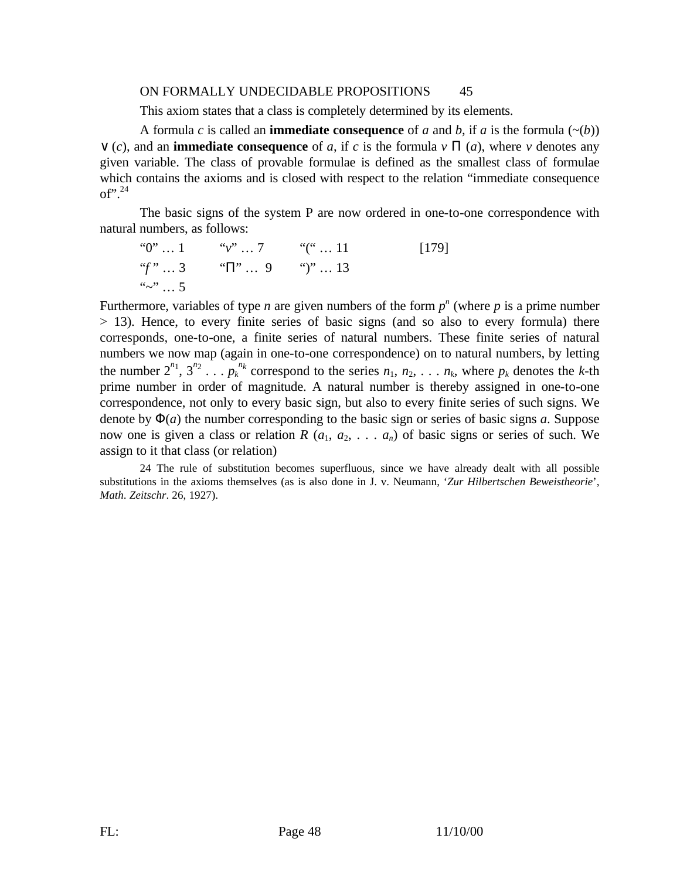This axiom states that a class is completely determined by its elements.

A formula $c$ is called an **immediate consequence** of $a$ and $b$, if $a$ is the formula $(\sim(b)) \vee (c)$, and an **immediate consequence** of $a$, if $c$ is the formula $v \, \Pi \, (a)$, where $v$ denotes any given variable. The class of provable formulae is defined as the smallest class of formulae which contains the axioms and is closed with respect to the relation "immediate consequence of".[24]

The basic signs of the system P are now ordered in one-to-one correspondence with natural numbers, as follows:

| | | | |
|---|---|---|---|
| "0" … 1 | "$v$" … 7 | "(" … 11 | [179] |
| "$f$" … 3 | "$\Pi$" … 9 | ")" … 13 | |
| "~" … 5 | | | |

Furthermore, variables of type $n$ are given numbers of the form $p^n$ (where $p$ is a prime number > 13). Hence, to every finite series of basic signs (and so also to every formula) there corresponds, one-to-one, a finite series of natural numbers. These finite series of natural numbers we now map (again in one-to-one correspondence) on to natural numbers, by letting the number $2^{n_1}, 3^{n_2} \ldots p_k^{n_k}$ correspond to the series $n_1, n_2, \ldots n_k$, where $p_k$ denotes the $k$-th prime number in order of magnitude. A natural number is thereby assigned in one-to-one correspondence, not only to every basic sign, but also to every finite series of such signs. We denote by $\Phi(a)$ the number corresponding to the basic sign or series of basic signs $a$. Suppose now one is given a class or relation $R\,(a_1, a_2, \ldots a_n)$ of basic signs or series of such. We assign to it that class (or relation)

24 The rule of substitution becomes superfluous, since we have already dealt with all possible substitutions in the axioms themselves (as is also done in J. v. Neumann, '*Zur Hilbertschen Beweistheorie*', *Math. Zeitschr*. 26, 1927).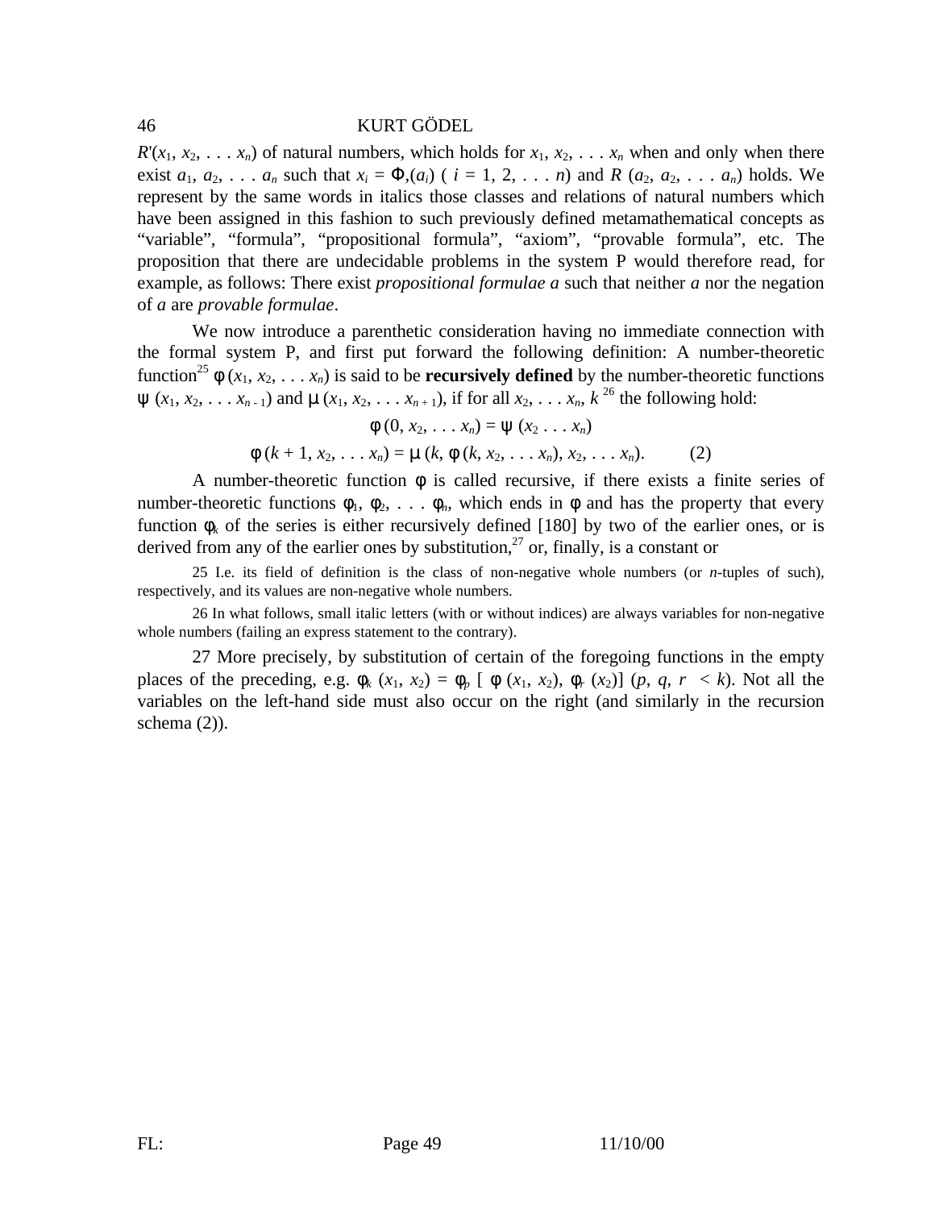$R'(x_1, x_2, \ldots x_n)$ of natural numbers, which holds for $x_1, x_2, \ldots x_n$ when and only when there exist $a_1, a_2, \ldots a_n$ such that $x_i = \Phi,(a_i)$ ( $i = 1, 2, \ldots n$) and $R(a_2, a_2, \ldots a_n)$ holds. We represent by the same words in italics those classes and relations of natural numbers which have been assigned in this fashion to such previously defined metamathematical concepts as "variable", "formula", "propositional formula", "axiom", "provable formula", etc. The proposition that there are undecidable problems in the system P would therefore read, for example, as follows: There exist *propositional formulae* ***a*** such that neither ***a*** nor the negation of ***a*** are *provable formulae*.

We now introduce a parenthetic consideration having no immediate connection with the formal system P, and first put forward the following definition: A number-theoretic function[25] $\phi(x_1, x_2, \ldots x_n)$ is said to be **recursively defined** by the number-theoretic functions $\psi(x_1, x_2, \ldots x_{n-1})$ and $\mu(x_1, x_2, \ldots x_{n+1})$, if for all $x_2, \ldots x_n, k$ [26] the following hold:

$$\phi(0, x_2, \ldots x_n) = \psi(x_2 \ldots x_n)$$

$$\phi(k+1, x_2, \ldots x_n) = \mu(k, \phi(k, x_2, \ldots x_n), x_2, \ldots x_n). \qquad (2)$$

A number-theoretic function $\phi$ is called recursive, if there exists a finite series of number-theoretic functions $\phi_1, \phi_2, \ldots \phi_n$, which ends in $\phi$ and has the property that every function $\phi_k$ of the series is either recursively defined [180] by two of the earlier ones, or is derived from any of the earlier ones by substitution,[27] or, finally, is a constant or

25 I.e. its field of definition is the class of non-negative whole numbers (or *n*-tuples of such), respectively, and its values are non-negative whole numbers.

26 In what follows, small italic letters (with or without indices) are always variables for non-negative whole numbers (failing an express statement to the contrary).

27 More precisely, by substitution of certain of the foregoing functions in the empty places of the preceding, e.g. $\phi_k(x_1, x_2) = \phi_p[\phi(x_1, x_2), \phi_r(x_2)]$ $(p, q, r < k)$. Not all the variables on the left-hand side must also occur on the right (and similarly in the recursion schema (2)).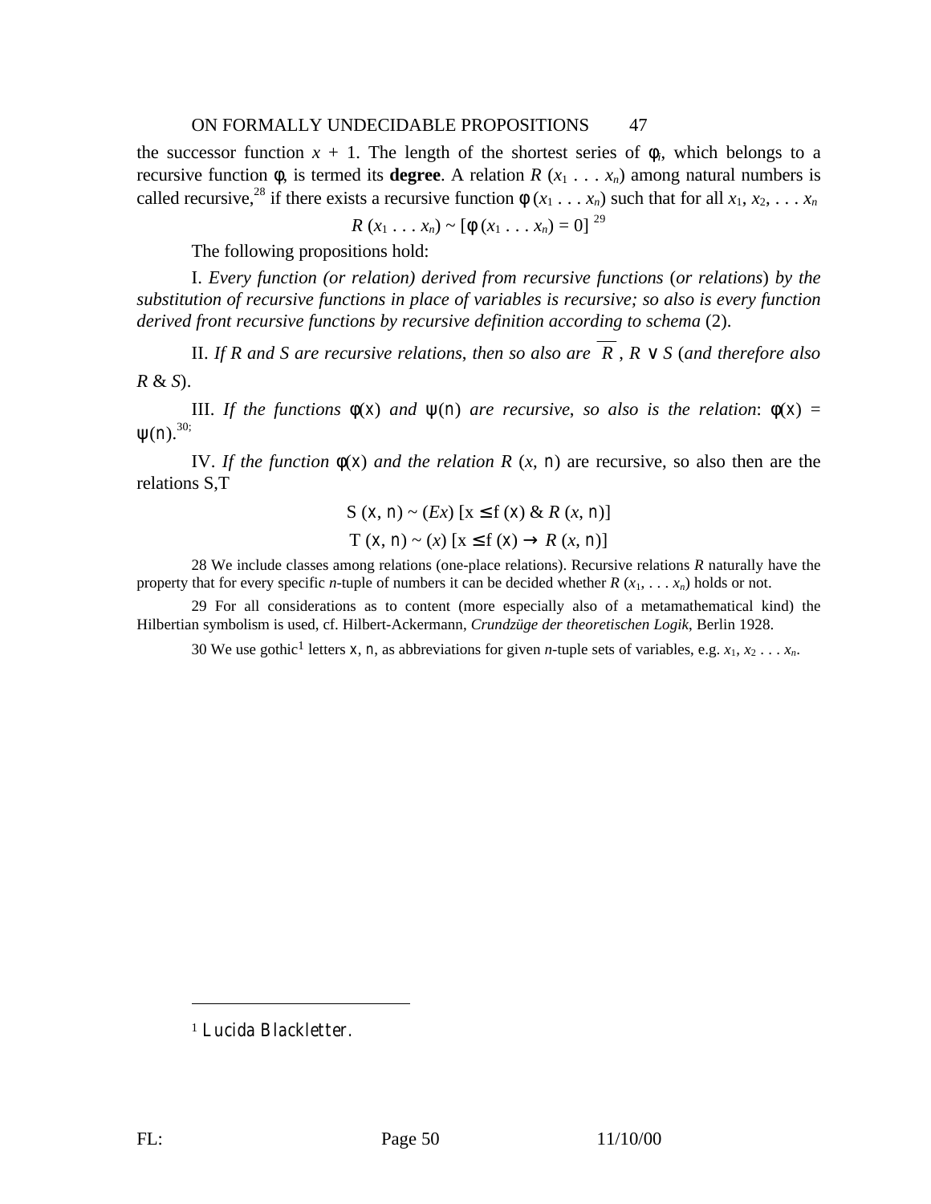the successor function $x + 1$. The length of the shortest series of $\phi_i$, which belongs to a recursive function $\phi$, is termed its **degree**. A relation $R(x_1 \ldots x_n)$ among natural numbers is called recursive,[28] if there exists a recursive function $\phi(x_1 \ldots x_n)$ such that for all $x_1, x_2, \ldots x_n$

$$R(x_1 \ldots x_n) \sim [\phi(x_1 \ldots x_n) = 0]$$ [29]

The following propositions hold:

I. *Every function (or relation) derived from recursive functions* (*or relations*) *by the substitution of recursive functions in place of variables is recursive; so also is every function derived front recursive functions by recursive definition according to schema* (2).

II. *If R and S are recursive relations, then so also are* $\overline{R}$, $R \vee S$ (*and therefore also* $R$ & $S$).

III. *If the functions* $\phi(\mathfrak{x})$ *and* $\psi(\mathfrak{y})$ *are recursive, so also is the relation*: $\phi(\mathfrak{x}) = \psi(\mathfrak{y})$.[30;]

IV. *If the function* $\phi(\mathfrak{x})$ *and the relation* $R(x, \mathfrak{y})$ are recursive, so also then are the relations S,T

$$S(\mathfrak{x}, \mathfrak{y}) \sim (Ex)[x \leq f(\mathfrak{x}) \; \& \; R(x, \mathfrak{y})]$$

$$T(\mathfrak{x}, \mathfrak{y}) \sim (x)[x \leq f(\mathfrak{x}) \rightarrow R(x, \mathfrak{y})]$$

28 We include classes among relations (one-place relations). Recursive relations $R$ naturally have the property that for every specific $n$-tuple of numbers it can be decided whether $R(x_1, \ldots x_n)$ holds or not.

29 For all considerations as to content (more especially also of a metamathematical kind) the Hilbertian symbolism is used, cf. Hilbert-Ackermann, *Crundzüge der theoretischen Logik*, Berlin 1928.

30 We use gothic[1] letters $\mathfrak{x}$, $\mathfrak{y}$, as abbreviations for given $n$-tuple sets of variables, e.g. $x_1, x_2 \ldots x_n$.

---

1 Lucida Blackletter.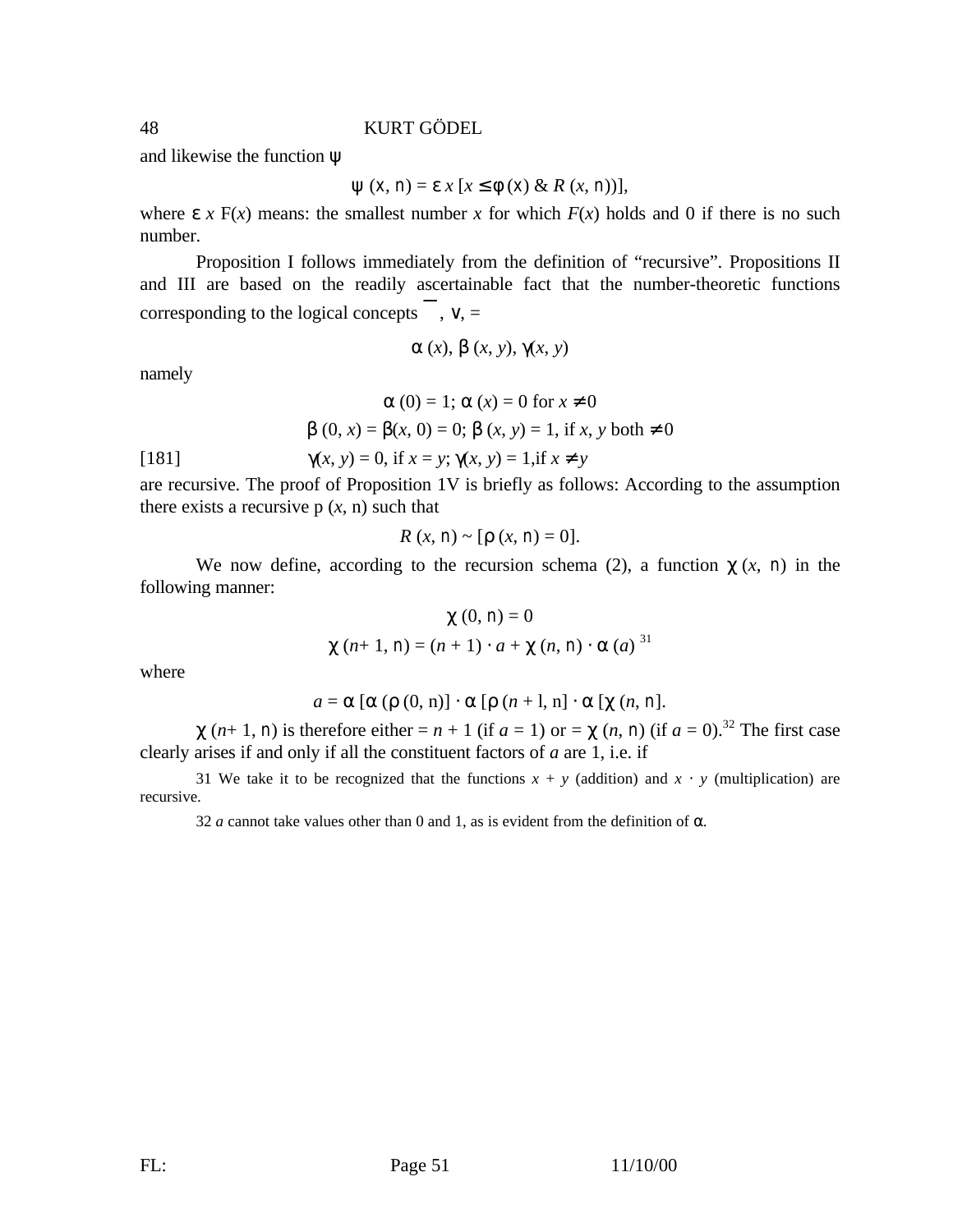and likewise the function ψ

$$\psi(x, n) = \varepsilon x\, [x \leq \phi(x) \;\&\; R(x, n))],$$

where $\varepsilon x\, F(x)$ means: the smallest number $x$ for which $F(x)$ holds and 0 if there is no such number.

Proposition I follows immediately from the definition of “recursive”. Propositions II and III are based on the readily ascertainable fact that the number-theoretic functions corresponding to the logical concepts $\overline{\phantom{x}}$, ∨, =

$$\alpha(x),\ \beta(x, y),\ \gamma(x, y)$$

namely

$$\alpha(0) = 1;\ \alpha(x) = 0 \text{ for } x \neq 0$$

$$\beta(0, x) = \beta(x, 0) = 0;\ \beta(x, y) = 1, \text{ if } x, y \text{ both} \neq 0$$

[181] $$\gamma(x, y) = 0, \text{ if } x = y;\ \gamma(x, y) = 1, \text{if } x \neq y$$

are recursive. The proof of Proposition 1V is briefly as follows: According to the assumption there exists a recursive p $(x, n)$ such that

$$R(x, n) \sim [\rho(x, n) = 0].$$

We now define, according to the recursion schema (2), a function $\chi(x, n)$ in the following manner:

$$\chi(0, n) = 0$$

$$\chi(n+1, n) = (n+1) \cdot a + \chi(n, n) \cdot \alpha(a)\ ^{31}$$

where

$$a = \alpha\, [\alpha\, (\rho(0, n)] \cdot \alpha\, [\rho(n + l, n] \cdot \alpha\, [\chi(n, n].$$

$\chi(n+1, n)$ is therefore either $= n + 1$ (if $a = 1$) or $= \chi(n, n)$ (if $a = 0$).[32] The first case clearly arises if and only if all the constituent factors of $a$ are 1, i.e. if

31 We take it to be recognized that the functions $x + y$ (addition) and $x \cdot y$ (multiplication) are recursive.

32 $a$ cannot take values other than 0 and 1, as is evident from the definition of α.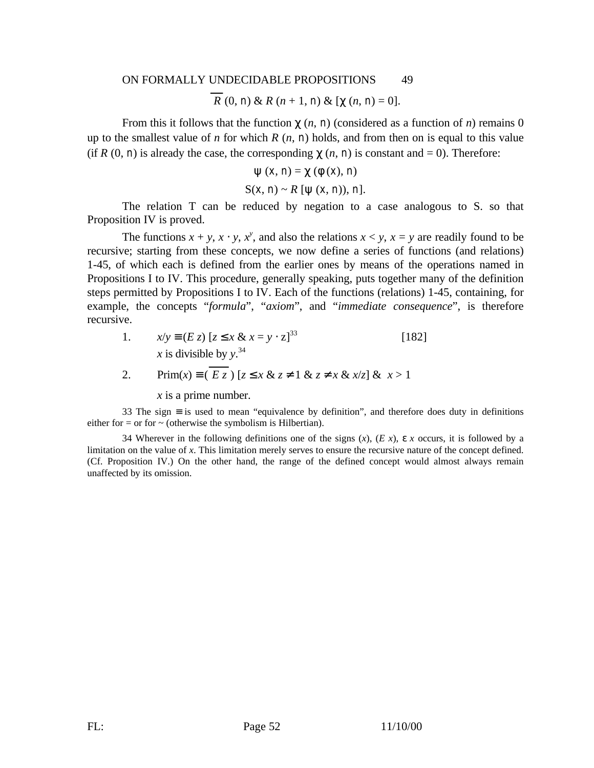$$\overline{R}(0, \mathfrak{n}) \,\&\, R(n + 1, \mathfrak{n}) \,\&\, [\chi(n, \mathfrak{n}) = 0].$$

From this it follows that the function $\chi(n, \mathfrak{n})$ (considered as a function of $n$) remains 0 up to the smallest value of $n$ for which $R(n, \mathfrak{n})$ holds, and from then on is equal to this value (if $R(0, \mathfrak{n})$ is already the case, the corresponding $\chi(n, \mathfrak{n})$ is constant and = 0). Therefore:

$$\psi(\mathfrak{x}, \mathfrak{n}) = \chi(\phi(\mathfrak{x}), \mathfrak{n})$$

$$S(\mathfrak{x}, \mathfrak{n}) \sim R[\psi(\mathfrak{x}, \mathfrak{n})), \mathfrak{n}].$$

The relation T can be reduced by negation to a case analogous to S. so that Proposition IV is proved.

The functions $x + y$, $x \cdot y$, $x^y$, and also the relations $x < y$, $x = y$ are readily found to be recursive; starting from these concepts, we now define a series of functions (and relations) 1-45, of which each is defined from the earlier ones by means of the operations named in Propositions I to IV. This procedure, generally speaking, puts together many of the definition steps permitted by Propositions I to IV. Each of the functions (relations) 1-45, containing, for example, the concepts "*formula*", "*axiom*", and "*immediate consequence*", is therefore recursive.

1. $x/y \equiv (E\,z)\,[z \leq x \,\&\, x = y \cdot z]$[33] [182]
   $x$ is divisible by $y$.[34]

2. $\text{Prim}(x) \equiv (\overline{E\,z})\,[z \leq x \,\&\, z \neq 1 \,\&\, z \neq x \,\&\, x/z] \,\&\, x > 1$
   $x$ is a prime number.

33 The sign $\equiv$ is used to mean "equivalence by definition", and therefore does duty in definitions either for = or for ~ (otherwise the symbolism is Hilbertian).

34 Wherever in the following definitions one of the signs $(x)$, $(E\,x)$, $\varepsilon\,x$ occurs, it is followed by a limitation on the value of $x$. This limitation merely serves to ensure the recursive nature of the concept defined. (Cf. Proposition IV.) On the other hand, the range of the defined concept would almost always remain unaffected by its omission.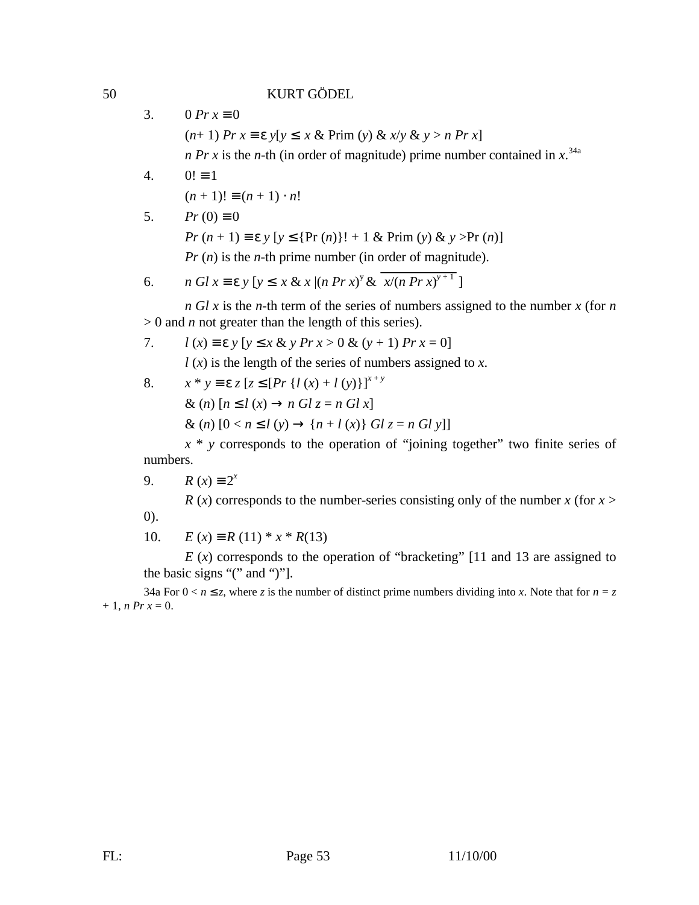3. $0\ Pr\ x \equiv 0$

   $(n+1)\ Pr\ x \equiv \varepsilon\, y[y \leq x\ \&\ \text{Prim}\ (y)\ \&\ x/y\ \&\ y > n\ Pr\ x]$

   $n\ Pr\ x$ is the $n$-th (in order of magnitude) prime number contained in $x$.[34a]

4. $0! \equiv 1$

   $(n+1)! \equiv (n+1) \cdot n!$

5. $Pr\ (0) \equiv 0$

   $Pr\ (n+1) \equiv \varepsilon\, y\ [y \leq \{\text{Pr}\ (n)\}! + 1\ \&\ \text{Prim}\ (y)\ \&\ y > \text{Pr}\ (n)]$

   $Pr\ (n)$ is the $n$-th prime number (in order of magnitude).

6. $n\ Gl\ x \equiv \varepsilon\, y\ [y \leq x\ \&\ x\ |(n\ Pr\ x)^y\ \&\ \overline{x/(n\ Pr\ x)^{y+1}}\ ]$

   $n\ Gl\ x$ is the $n$-th term of the series of numbers assigned to the number $x$ (for $n > 0$ and $n$ not greater than the length of this series).

7. $l\ (x) \equiv \varepsilon\, y\ [y \leq x\ \&\ y\ Pr\ x > 0\ \&\ (y+1)\ Pr\ x = 0]$

   $l\ (x)$ is the length of the series of numbers assigned to $x$.

8. $x * y \equiv \varepsilon\, z\ [z \leq [Pr\ \{l\ (x) + l\ (y)\}]^{x+y}$

   $\&\ (n)\ [n \leq l\ (x) \rightarrow n\ Gl\ z = n\ Gl\ x]$

   $\&\ (n)\ [0 < n \leq l\ (y) \rightarrow \{n + l\ (x)\}\ Gl\ z = n\ Gl\ y]]$

   $x * y$ corresponds to the operation of "joining together" two finite series of numbers.

9. $R\ (x) \equiv 2^x$

   $R\ (x)$ corresponds to the number-series consisting only of the number $x$ (for $x > 0$).

10. $E\ (x) \equiv R\ (11) * x * R(13)$

    $E\ (x)$ corresponds to the operation of "bracketing" [11 and 13 are assigned to the basic signs "(" and ")"].

34a For $0 < n \leq z$, where $z$ is the number of distinct prime numbers dividing into $x$. Note that for $n = z + 1$, $n\ Pr\ x = 0$.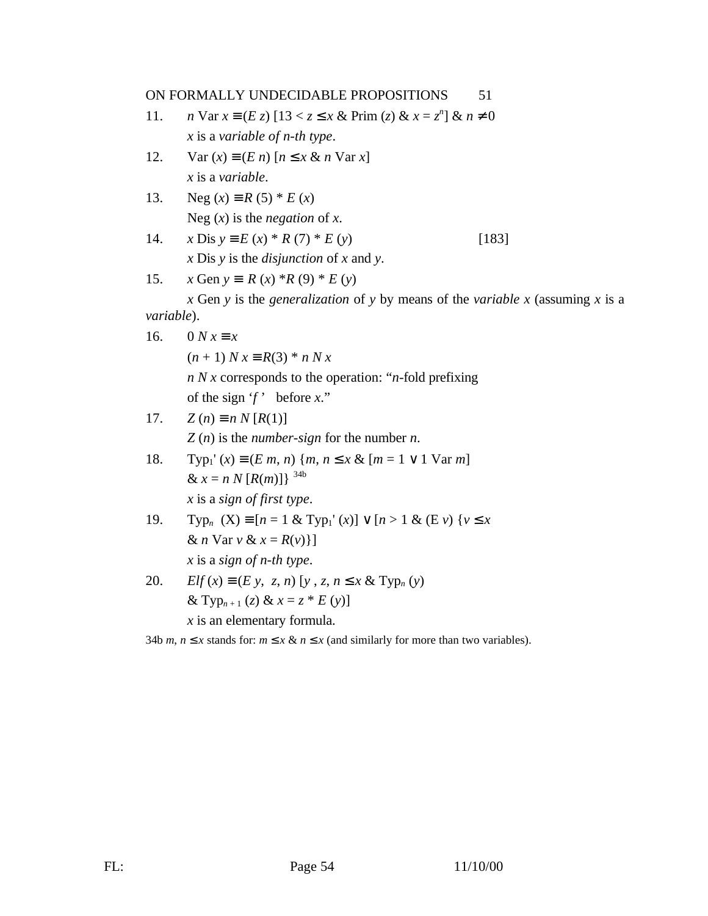11. $n$ Var $x \equiv (E\, z)\, [13 < z \leq x$ & Prim $(z)$ & $x = z^n]$ & $n \neq 0$

    $x$ is a *variable of n-th type*.

12. Var $(x) \equiv (E\, n)\, [n \leq x$ & $n$ Var $x]$

    $x$ is a *variable*.

13. Neg $(x) \equiv R\,(5) * E\,(x)$

    Neg $(x)$ is the *negation* of $x$.

14. $x$ Dis $y \equiv E\,(x) * R\,(7) * E\,(y)$ [183]

    $x$ Dis $y$ is the *disjunction* of $x$ and $y$.

15. $x$ Gen $y \equiv R\,(x) * R\,(9) * E\,(y)$

    $x$ Gen $y$ is the *generalization* of $y$ by means of the *variable* $x$ (assuming $x$ is a *variable*).

16. $0\, N\, x \equiv x$

    $(n + 1)\, N\, x \equiv R(3) * n\, N\, x$

    $n\, N\, x$ corresponds to the operation: "$n$-fold prefixing of the sign '$f$' before $x$."

17. $Z\,(n) \equiv n\, N\, [R(1)]$

    $Z\,(n)$ is the *number-sign* for the number $n$.

18. $\text{Typ}_1'\,(x) \equiv (E\, m, n)\, \{m, n \leq x$ & $[m = 1 \vee 1$ Var $m]$ & $x = n\, N\, [R(m)]\}$ [34b]

    $x$ is a *sign of first type*.

19. $\text{Typ}_n\,(X) \equiv [n = 1$ & $\text{Typ}_1'\,(x)] \vee [n > 1$ & $(E\, v)\, \{v \leq x$ & $n$ Var $v$ & $x = R(v)\}]$

    $x$ is a *sign of n-th type*.

20. *Elf* $(x) \equiv (E\, y, z, n)\, [y, z, n \leq x$ & $\text{Typ}_n\,(y)$ & $\text{Typ}_{n+1}\,(z)$ & $x = z * E\,(y)]$

    $x$ is an elementary formula.

34b $m, n \leq x$ stands for: $m \leq x$ & $n \leq x$ (and similarly for more than two variables).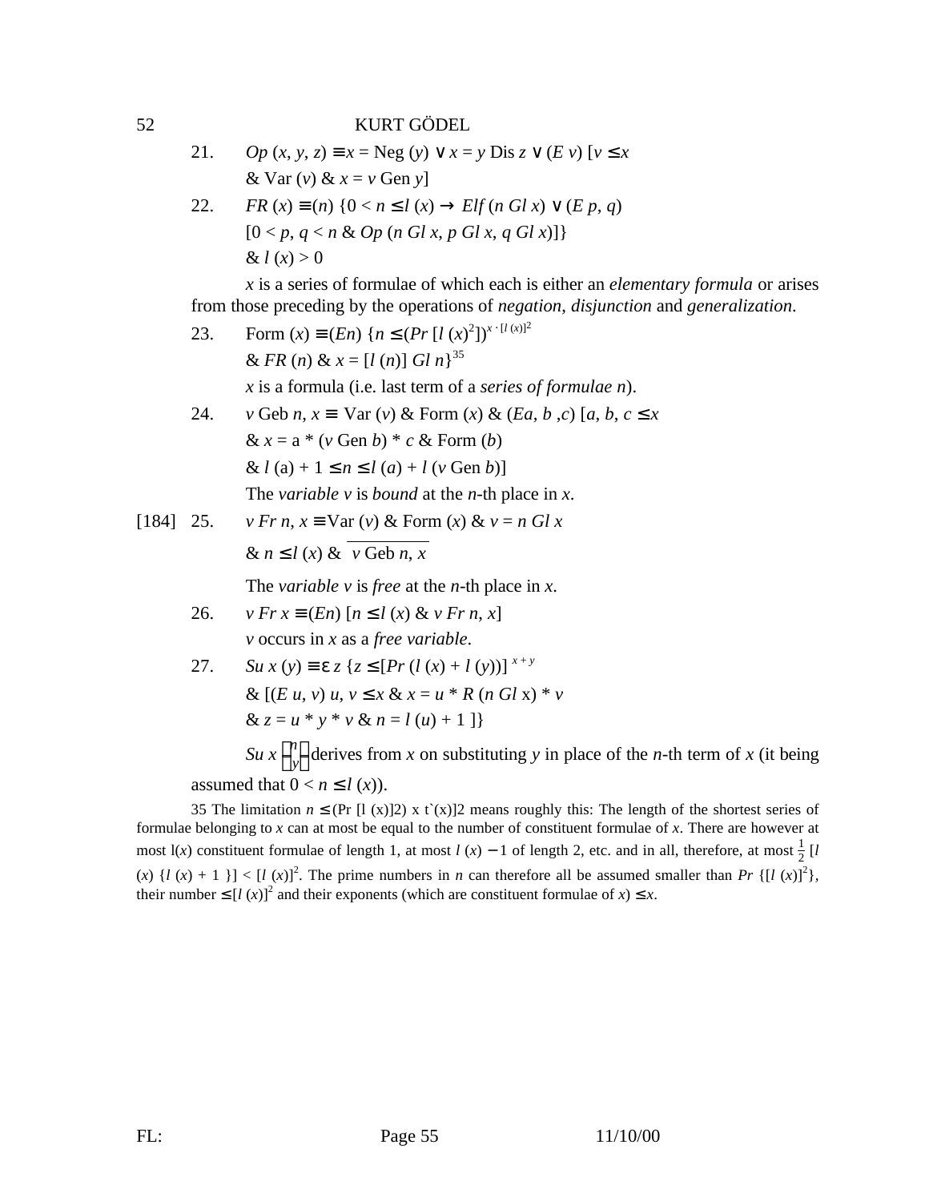21. $Op\,(x, y, z) \equiv x = \text{Neg}\,(y) \vee x = y \text{ Dis } z \vee (E\,v)\,[v \leq x$
 $\&\ \text{Var}\,(v)\ \&\ x = v \text{ Gen } y]$

22. $FR\,(x) \equiv (n)\,\{0 < n \leq l\,(x) \rightarrow Elf\,(n\ Gl\ x) \vee (E\,p, q)$
 $[0 < p, q < n\ \&\ Op\,(n\ Gl\ x, p\ Gl\ x, q\ Gl\ x)]\}$
 $\&\ l\,(x) > 0$

 $x$ is a series of formulae of which each is either an *elementary formula* or arises from those preceding by the operations of *negation*, *disjunction* and *generalization*.

23. $\text{Form}\,(x) \equiv (En)\,\{n \leq (Pr\,[l\,(x)^2])^{x \cdot [l\,(x)]^2}$
 $\&\ FR\,(n)\ \&\ x = [l\,(n)]\ Gl\ n\}$[35]

 $x$ is a formula (i.e. last term of a *series of formulae n*).

24. $v \text{ Geb } n, x \equiv \text{Var}\,(v)\ \&\ \text{Form}\,(x)\ \&\ (Ea, b, c)\,[a, b, c \leq x$
 $\&\ x = a * (v \text{ Gen } b) * c\ \&\ \text{Form}\,(b)$
 $\&\ l\,(a) + 1 \leq n \leq l\,(a) + l\,(v \text{ Gen } b)]$

 The *variable v* is *bound* at the *n*-th place in *x*.

[184] 25. $v\ Fr\ n, x \equiv \text{Var}\,(v)\ \&\ \text{Form}\,(x)\ \&\ v = n\ Gl\ x$
 $\&\ n \leq l\,(x)\ \&\ \overline{v \text{ Geb } n, x}$

 The *variable v* is *free* at the *n*-th place in *x*.

26. $v\ Fr\ x \equiv (En)\,[n \leq l\,(x)\ \&\ v\ Fr\ n, x]$

 $v$ occurs in $x$ as a *free variable*.

27. $Su\ x\,(y) \equiv \varepsilon\, z\,\{z \leq [Pr\,(l\,(x) + l\,(y))]^{\,x + y}$
 $\&\ [(E\,u, v)\ u, v \leq x\ \&\ x = u * R\,(n\ Gl\ x) * v$
 $\&\ z = u * y * v\ \&\ n = l\,(u) + 1\,]\}$

 $Su\ x \binom{n}{y}$ derives from $x$ on substituting $y$ in place of the $n$-th term of $x$ (it being assumed that $0 < n \leq l\,(x)$).

35 The limitation $n \leq (Pr\,[l\,(x)]^2)^{x \cdot [l(x)]^2}$ means roughly this: The length of the shortest series of formulae belonging to $x$ can at most be equal to the number of constituent formulae of $x$. There are however at most $l(x)$ constituent formulae of length 1, at most $l\,(x) - 1$ of length 2, etc. and in all, therefore, at most $\frac{1}{2}\,[l\,(x)\,\{l\,(x) + 1\,\}] < [l\,(x)]^2$. The prime numbers in $n$ can therefore all be assumed smaller than $Pr\,\{[l\,(x)]^2\}$, their number $\leq [l\,(x)]^2$ and their exponents (which are constituent formulae of $x$) $\leq x$.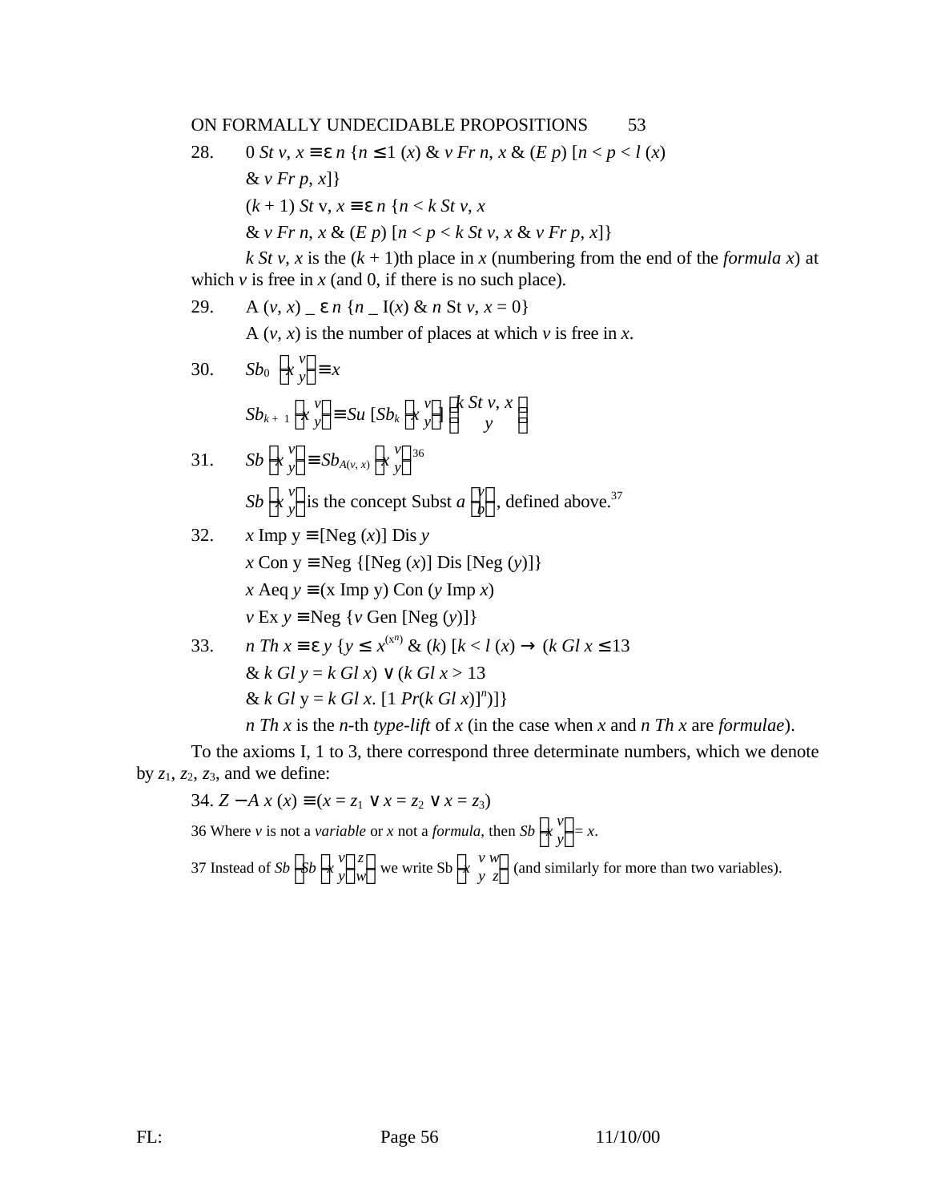28. $0 \; St \; v, x \equiv \varepsilon n \{n \leq 1 (x) \; \& \; v \; Fr \; n, x \; \& \; (E p) [n < p < l (x)$

$\& \; v \; Fr \; p, x]\}$

$(k + 1) \; St \; v, x \equiv \varepsilon n \{n < k \; St \; v, x$

$\& \; v \; Fr \; n, x \; \& \; (E p) [n < p < k \; St \; v, x \; \& \; v \; Fr \; p, x]\}$

*k St v*, *x* is the (*k* + 1)th place in *x* (numbering from the end of the *formula x*) at which *v* is free in *x* (and 0, if there is no such place).

29. $A (v, x) \equiv \varepsilon n \{n \leq l(x) \; \& \; n \; St \; v, x = 0\}$

A (*v*, *x*) is the number of places at which *v* is free in *x*.

30. $Sb_0 \left( x \begin{smallmatrix} v \\ y \end{smallmatrix} \right) \equiv x$

$Sb_{k+1} \left( x \begin{smallmatrix} v \\ y \end{smallmatrix} \right) \equiv Su \left[ Sb_k \left( x \begin{smallmatrix} v \\ y \end{smallmatrix} \right) \right] \left( \begin{smallmatrix} k \; St \; v, x \\ y \end{smallmatrix} \right)$

31. $Sb \left( x \begin{smallmatrix} v \\ y \end{smallmatrix} \right) \equiv Sb_{A(v, x)} \left( x \begin{smallmatrix} v \\ y \end{smallmatrix} \right)$[36]

$Sb \left( x \begin{smallmatrix} v \\ y \end{smallmatrix} \right)$ is the concept Subst $a \left( \begin{smallmatrix} v \\ b \end{smallmatrix} \right)$, defined above.[37]

32. $x \; Imp \; y \equiv [Neg (x)] \; Dis \; y$

$x \; Con \; y \equiv Neg \{[Neg (x)] \; Dis \; [Neg (y)]\}$

$x \; Aeq \; y \equiv (x \; Imp \; y) \; Con \; (y \; Imp \; x)$

$v \; Ex \; y \equiv Neg \{v \; Gen \; [Neg (y)]\}$

33. $n \; Th \; x \equiv \varepsilon y \{y \leq x^{(x^n)} \; \& \; (k) [k < l (x) \rightarrow (k \; Gl \; x \leq 13$

$\& \; k \; Gl \; y = k \; Gl \; x) \vee (k \; Gl \; x > 13$

$\& \; k \; Gl \; y = k \; Gl \; x . [1 \; Pr(k \; Gl \; x)]^n)]\}$

*n Th x* is the *n*-th *type-lift* of *x* (in the case when *x* and *n Th x* are *formulae*).

To the axioms I, 1 to 3, there correspond three determinate numbers, which we denote by $z_1$, $z_2$, $z_3$, and we define:

34. $Z - A x (x) \equiv (x = z_1 \vee x = z_2 \vee x = z_3)$

36 Where *v* is not a *variable* or *x* not a *formula*, then $Sb \left( x \begin{smallmatrix} v \\ y \end{smallmatrix} \right) = x$.

37 Instead of $Sb \left[ Sb \left( x \begin{smallmatrix} v \\ y \end{smallmatrix} \right) \begin{smallmatrix} z \\ w \end{smallmatrix} \right]$ we write $Sb \left( x \begin{smallmatrix} v & w \\ y & z \end{smallmatrix} \right)$ (and similarly for more than two variables).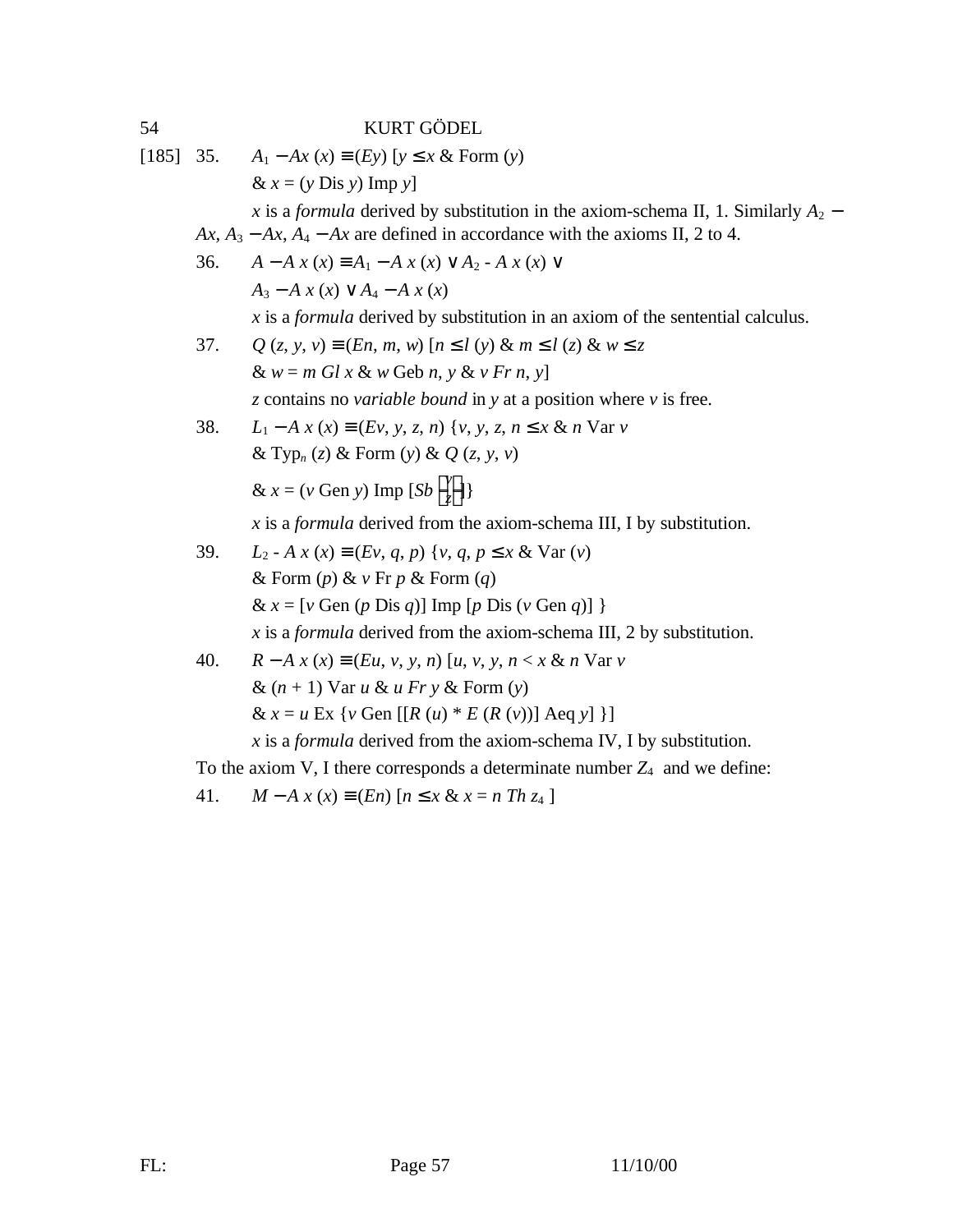[185] 35. $A_1 - Ax\ (x) \equiv (Ey)\ [y \leq x$ & Form $(y)$
& $x = (y$ Dis $y)$ Imp $y]$

$x$ is a *formula* derived by substitution in the axiom-schema II, 1. Similarly $A_2 - Ax$, $A_3 - Ax$, $A_4 - Ax$ are defined in accordance with the axioms II, 2 to 4.

36. $A - A\ x\ (x) \equiv A_1 - A\ x\ (x) \vee A_2 - A\ x\ (x) \vee$
$A_3 - A\ x\ (x) \vee A_4 - A\ x\ (x)$

$x$ is a *formula* derived by substitution in an axiom of the sentential calculus.

37. $Q\ (z, y, v) \equiv (En, m, w)\ [n \leq l\ (y)$ & $m \leq l\ (z)$ & $w \leq z$
& $w = m\ Gl\ x$ & $w$ Geb $n, y$ & $v\ Fr\ n, y]$

$z$ contains no *variable bound* in $y$ at a position where $v$ is free.

38. $L_1 - A\ x\ (x) \equiv (Ev, y, z, n)\ \{v, y, z, n \leq x$ & $n$ Var $v$
& $\text{Typ}_n\ (z)$ & Form $(y)$ & $Q\ (z, y, v)$
& $x = (v$ Gen $y)$ Imp $[Sb \binom{y}{z}]\}$

$x$ is a *formula* derived from the axiom-schema III, I by substitution.

39. $L_2 - A\ x\ (x) \equiv (Ev, q, p)\ \{v, q, p \leq x$ & Var $(v)$
& Form $(p)$ & $v$ Fr $p$ & Form $(q)$
& $x = [v$ Gen $(p$ Dis $q)]$ Imp $[p$ Dis $(v$ Gen $q)]\ \}$

$x$ is a *formula* derived from the axiom-schema III, 2 by substitution.

40. $R - A\ x\ (x) \equiv (Eu, v, y, n)\ [u, v, y, n < x$ & $n$ Var $v$
& $(n + 1)$ Var $u$ & $u\ Fr\ y$ & Form $(y)$
& $x = u$ Ex $\{v$ Gen $[[R\ (u) * E\ (R\ (v))]$ Aeq $y]\ \}]$

$x$ is a *formula* derived from the axiom-schema IV, I by substitution.

To the axiom V, I there corresponds a determinate number $Z_4$ and we define:

41. $M - A\ x\ (x) \equiv (En)\ [n \leq x$ & $x = n\ Th\ z_4\ ]$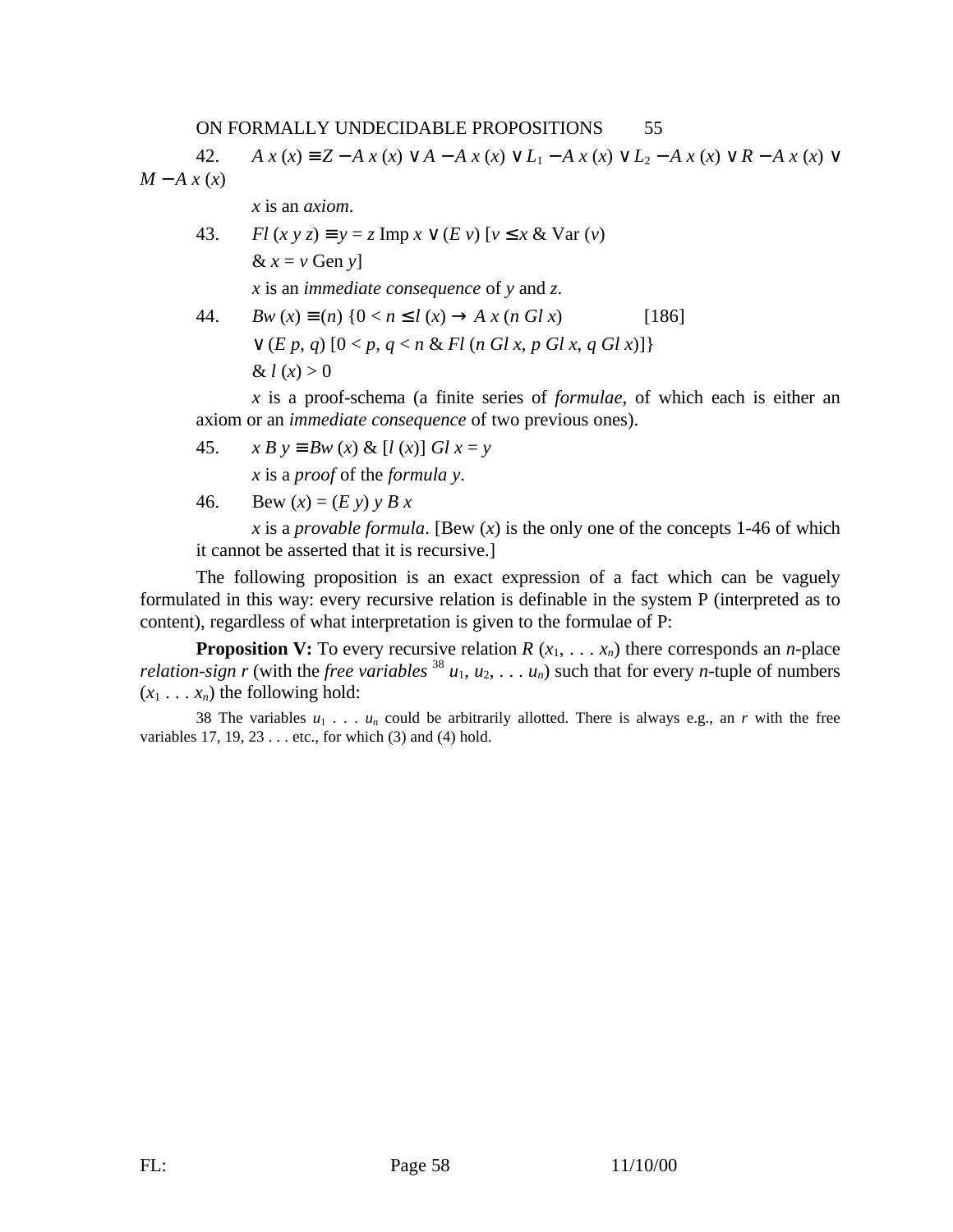42. $A\ x\ (x) \equiv Z - A\ x\ (x) \vee A - A\ x\ (x) \vee L_1 - A\ x\ (x) \vee L_2 - A\ x\ (x) \vee R - A\ x\ (x) \vee M - A\ x\ (x)$

$x$ is an *axiom*.

43. $Fl\ (x\ y\ z) \equiv y = z$ Imp $x \vee (E\ v)\ [v \leq x$ & Var $(v)$ & $x = v$ Gen $y]$

$x$ is an *immediate consequence* of $y$ and $z$.

44. $Bw\ (x) \equiv (n)\ \{0 < n \leq l\ (x) \rightarrow A\ x\ (n\ Gl\ x)$ [186] $\vee\ (E\ p, q)\ [0 < p, q < n$ & $Fl\ (n\ Gl\ x, p\ Gl\ x, q\ Gl\ x)]\}$ & $l\ (x) > 0$

$x$ is a proof-schema (a finite series of *formulae*, of which each is either an axiom or an *immediate consequence* of two previous ones).

45. $x\ B\ y \equiv Bw\ (x)$ & $[l\ (x)]\ Gl\ x = y$

$x$ is a *proof* of the *formula* $y$.

46. Bew $(x) = (E\ y)\ y\ B\ x$

$x$ is a *provable formula*. [Bew $(x)$ is the only one of the concepts 1-46 of which it cannot be asserted that it is recursive.]

The following proposition is an exact expression of a fact which can be vaguely formulated in this way: every recursive relation is definable in the system P (interpreted as to content), regardless of what interpretation is given to the formulae of P:

**Proposition V:** To every recursive relation $R\ (x_1, \ldots x_n)$ there corresponds an $n$-place *relation-sign* $r$ (with the *free variables* [38] $u_1, u_2, \ldots u_n$) such that for every $n$-tuple of numbers $(x_1 \ldots x_n)$ the following hold:

38 The variables $u_1 \ldots u_n$ could be arbitrarily allotted. There is always e.g., an $r$ with the free variables 17, 19, 23 . . . etc., for which (3) and (4) hold.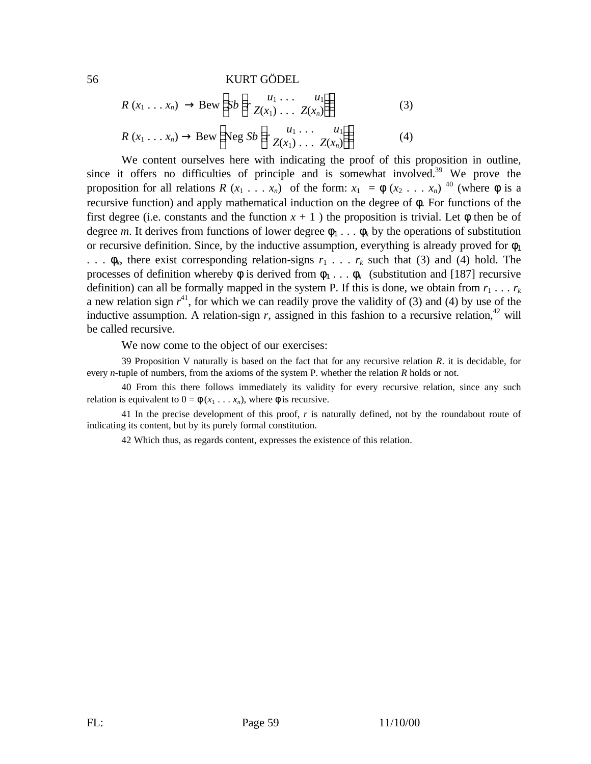$$R(x_1 \ldots x_n) \rightarrow \text{Bew}\left(Sb\left(r \begin{matrix} u_1 \ldots & u_1 \\ Z(x_1) \ldots & Z(x_n) \end{matrix}\right)\right) \tag{3}$$

$$R(x_1 \ldots x_n) \rightarrow \text{Bew}\left(\text{Neg}\ Sb\left(r \begin{matrix} u_1 \ldots & u_1 \\ Z(x_1) \ldots & Z(x_n) \end{matrix}\right)\right) \tag{4}$$

We content ourselves here with indicating the proof of this proposition in outline, since it offers no difficulties of principle and is somewhat involved.[39] We prove the proposition for all relations $R(x_1 \ldots x_n)$ of the form: $x_1 = \phi(x_2 \ldots x_n)$ [40] (where $\phi$ is a recursive function) and apply mathematical induction on the degree of $\phi$. For functions of the first degree (i.e. constants and the function $x + 1$) the proposition is trivial. Let $\phi$ then be of degree $m$. It derives from functions of lower degree $\phi_1 \ldots \phi_k$ by the operations of substitution or recursive definition. Since, by the inductive assumption, everything is already proved for $\phi_1 \ldots \phi_k$, there exist corresponding relation-signs $r_1 \ldots r_k$ such that (3) and (4) hold. The processes of definition whereby $\phi$ is derived from $\phi_1 \ldots \phi_k$ (substitution and [187] recursive definition) can all be formally mapped in the system P. If this is done, we obtain from $r_1 \ldots r_k$ a new relation sign $r$[41], for which we can readily prove the validity of (3) and (4) by use of the inductive assumption. A relation-sign $r$, assigned in this fashion to a recursive relation,[42] will be called recursive.

We now come to the object of our exercises:

39 Proposition V naturally is based on the fact that for any recursive relation $R$. it is decidable, for every $n$-tuple of numbers, from the axioms of the system P. whether the relation $R$ holds or not.

40 From this there follows immediately its validity for every recursive relation, since any such relation is equivalent to $0 = \phi(x_1 \ldots x_n)$, where $\phi$ is recursive.

41 In the precise development of this proof, $r$ is naturally defined, not by the roundabout route of indicating its content, but by its purely formal constitution.

42 Which thus, as regards content, expresses the existence of this relation.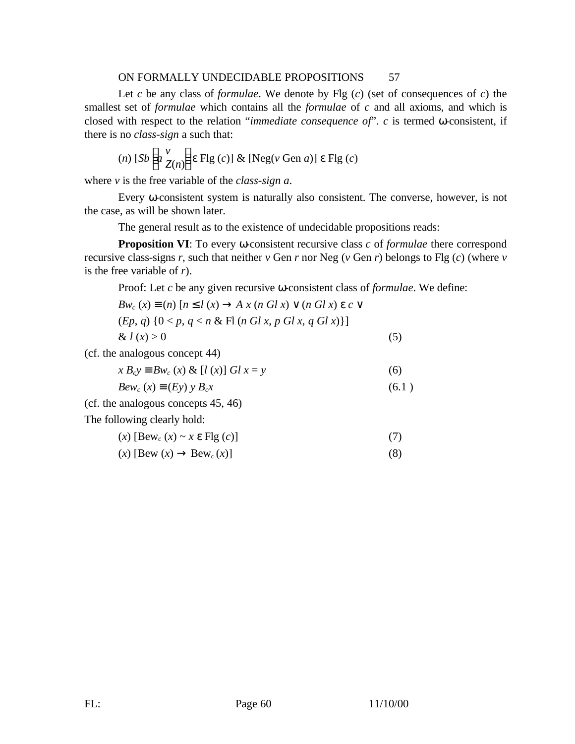Let *c* be any class of *formulae*. We denote by Flg (*c*) (set of consequences of *c*) the smallest set of *formulae* which contains all the *formulae* of *c* and all axioms, and which is closed with respect to the relation "*immediate consequence of*". *c* is termed ω-consistent, if there is no *class-sign* a such that:

$$(n)\ [Sb\left(a\ {v \atop Z(n)}\right) \varepsilon \text{ Flg } (c)]\ \&\ [\text{Neg}(v \text{ Gen } a)]\ \varepsilon \text{ Flg } (c)$$

where *v* is the free variable of the *class-sign a*.

Every ω-consistent system is naturally also consistent. The converse, however, is not the case, as will be shown later.

The general result as to the existence of undecidable propositions reads:

**Proposition VI**: To every ω-consistent recursive class *c* of *formulae* there correspond recursive class-signs *r*, such that neither *v* Gen *r* nor Neg (*v* Gen *r*) belongs to Flg (*c*) (where *v* is the free variable of *r*).

Proof: Let *c* be any given recursive ω-consistent class of *formulae*. We define:

$$Bw_c\ (x) \equiv (n)\ [n \leq l\ (x) \rightarrow A\ x\ (n\ Gl\ x) \vee (n\ Gl\ x)\ \varepsilon\ c \vee$$
$$(Ep, q)\ \{0 < p, q < n\ \&\ \text{Fl}\ (n\ Gl\ x, p\ Gl\ x, q\ Gl\ x)\}]$$
$$\&\ l\ (x) > 0 \qquad (5)$$

(cf. the analogous concept 44)

$$x\ B_c y \equiv Bw_c\ (x)\ \&\ [l\ (x)]\ Gl\ x = y \qquad (6)$$

$$Bew_c\ (x) \equiv (Ey)\ y\ B_c x \qquad (6.1)$$

(cf. the analogous concepts 45, 46)

The following clearly hold:

$$(x)\ [\text{Bew}_c\ (x) \sim x\ \varepsilon\ \text{Flg}\ (c)] \qquad (7)$$

$$(x)\ [\text{Bew}\ (x) \rightarrow \text{Bew}_c\ (x)] \qquad (8)$$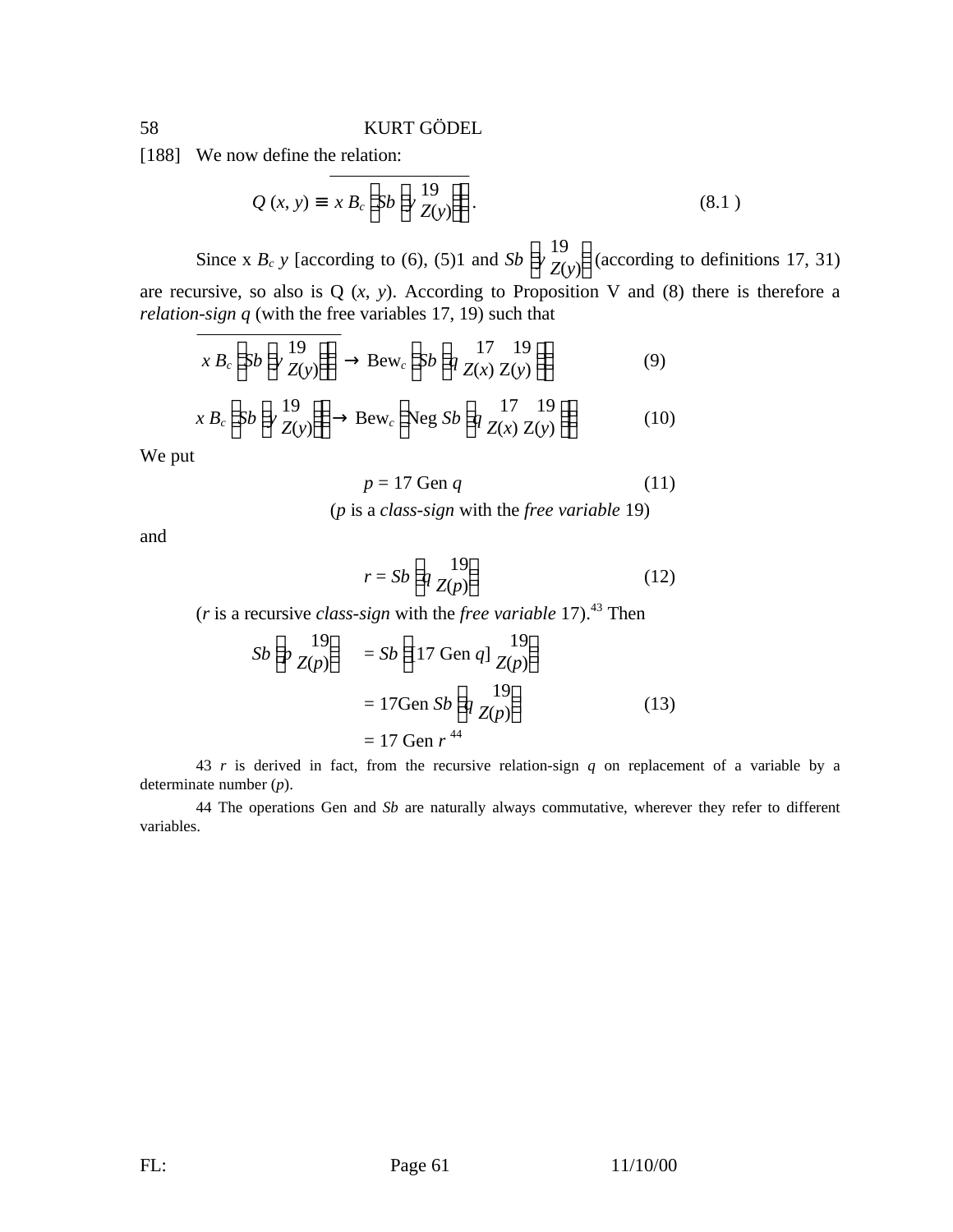[188] We now define the relation:

$$Q(x, y) \equiv \overline{x\, B_c \left[Sb\left(y \; \begin{matrix} 19 \\ Z(y) \end{matrix}\right)\right]}. \qquad (8.1)$$

Since $x\, B_c\, y$ [according to (6), (5)1 and $Sb\left(y \; \begin{matrix} 19 \\ Z(y) \end{matrix}\right)$ (according to definitions 17, 31) are recursive, so also is Q (*x*, *y*). According to Proposition V and (8) there is therefore a *relation-sign q* (with the free variables 17, 19) such that

$$\overline{x\, B_c \left[Sb\left(y \; \begin{matrix} 19 \\ Z(y) \end{matrix}\right)\right]} \rightarrow \text{Bew}_c \left[Sb\left(q \; \begin{matrix} 17 & 19 \\ Z(x) & Z(y) \end{matrix}\right)\right] \qquad (9)$$

$$x\, B_c \left[Sb\left(y \; \begin{matrix} 19 \\ Z(y) \end{matrix}\right)\right] \rightarrow \text{Bew}_c \left[\text{Neg}\; Sb\left(q \; \begin{matrix} 17 & 19 \\ Z(x) & Z(y) \end{matrix}\right)\right] \qquad (10)$$

We put

$$p = 17 \text{ Gen } q \qquad (11)$$

(*p* is a *class-sign* with the *free variable* 19)

and

$$r = Sb\left(q \; \begin{matrix} 19 \\ Z(p) \end{matrix}\right) \qquad (12)$$

(*r* is a recursive *class-sign* with the *free variable* 17).[43] Then

$$\begin{aligned} Sb\left(p \; \begin{matrix} 19 \\ Z(p) \end{matrix}\right) &= Sb\left([17 \text{ Gen } q] \; \begin{matrix} 19 \\ Z(p) \end{matrix}\right) \\ &= 17\text{Gen } Sb\left(q \; \begin{matrix} 19 \\ Z(p) \end{matrix}\right) \qquad (13) \\ &= 17 \text{ Gen } r \end{aligned}$$ [44]

43 *r* is derived in fact, from the recursive relation-sign *q* on replacement of a variable by a determinate number (*p*).

44 The operations Gen and *Sb* are naturally always commutative, wherever they refer to different variables.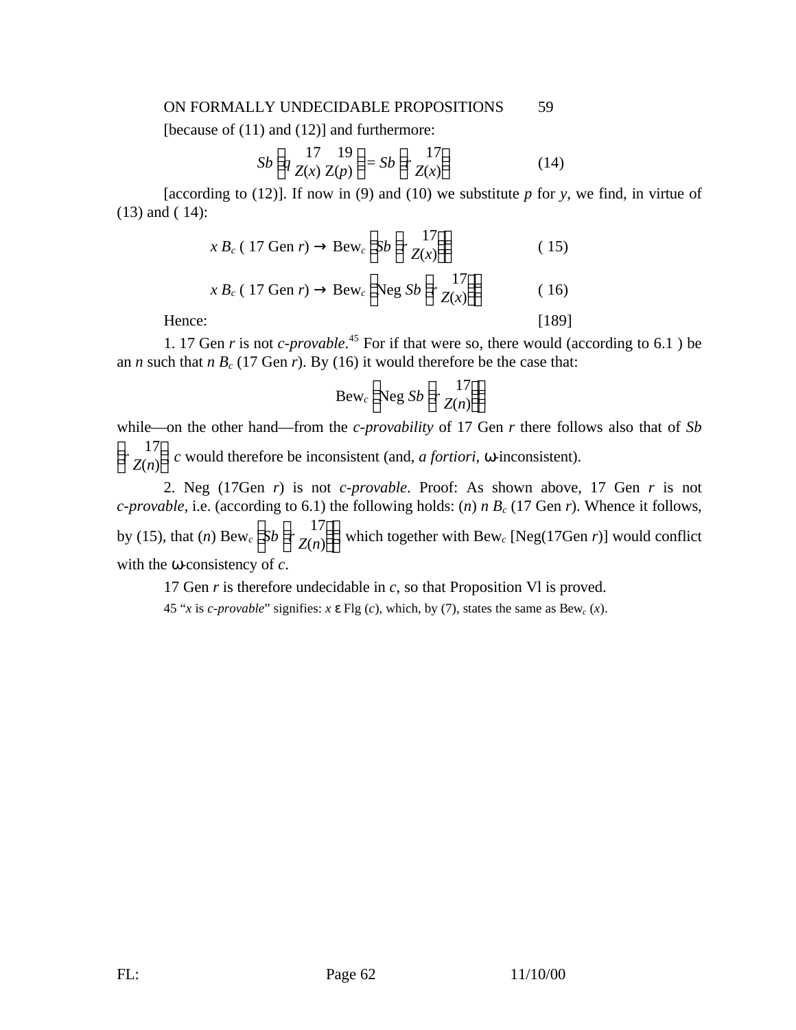[because of (11) and (12)] and furthermore:

$$Sb\left(q \begin{matrix} 17 & 19 \\ Z(x) & Z(p) \end{matrix}\right) = Sb\left(r \begin{matrix} 17 \\ Z(x) \end{matrix}\right) \tag{14}$$

[according to (12)]. If now in (9) and (10) we substitute $p$ for $y$, we find, in virtue of (13) and ( 14):

$$x\, B_c\,(17 \text{ Gen } r) \rightarrow \text{Bew}_c\left[Sb\left(r \begin{matrix} 17 \\ Z(x) \end{matrix}\right)\right] \tag{15}$$

$$x\, B_c\,(17 \text{ Gen } r) \rightarrow \text{Bew}_c\left[\text{Neg } Sb\left(r \begin{matrix} 17 \\ Z(x) \end{matrix}\right)\right] \tag{16}$$

Hence: [189]

1. 17 Gen $r$ is not *c-provable*.[45] For if that were so, there would (according to 6.1 ) be an $n$ such that $n\, B_c$ (17 Gen $r$). By (16) it would therefore be the case that:

$$\text{Bew}_c\left[\text{Neg } Sb\left(r \begin{matrix} 17 \\ Z(n) \end{matrix}\right)\right]$$

while—on the other hand—from the *c-provability* of 17 Gen $r$ there follows also that of $Sb\left(r \begin{matrix} 17 \\ Z(n) \end{matrix}\right)$. $c$ would therefore be inconsistent (and, *a fortiori*, ω-inconsistent).

2. Neg (17Gen $r$) is not *c-provable*. Proof: As shown above, 17 Gen $r$ is not *c-provable*, i.e. (according to 6.1) the following holds: $(n)\; n\, B_c$ (17 Gen $r$). Whence it follows, by (15), that $(n)\; \text{Bew}_c\left[Sb\left(r \begin{matrix} 17 \\ Z(n) \end{matrix}\right)\right]$ which together with $\text{Bew}_c$ [Neg(17Gen $r$)] would conflict with the ω-consistency of $c$.

17 Gen $r$ is therefore undecidable in $c$, so that Proposition VI is proved.

45 "$x$ is *c-provable*" signifies: $x \,\varepsilon\, \text{Flg}(c)$, which, by (7), states the same as $\text{Bew}_c(x)$.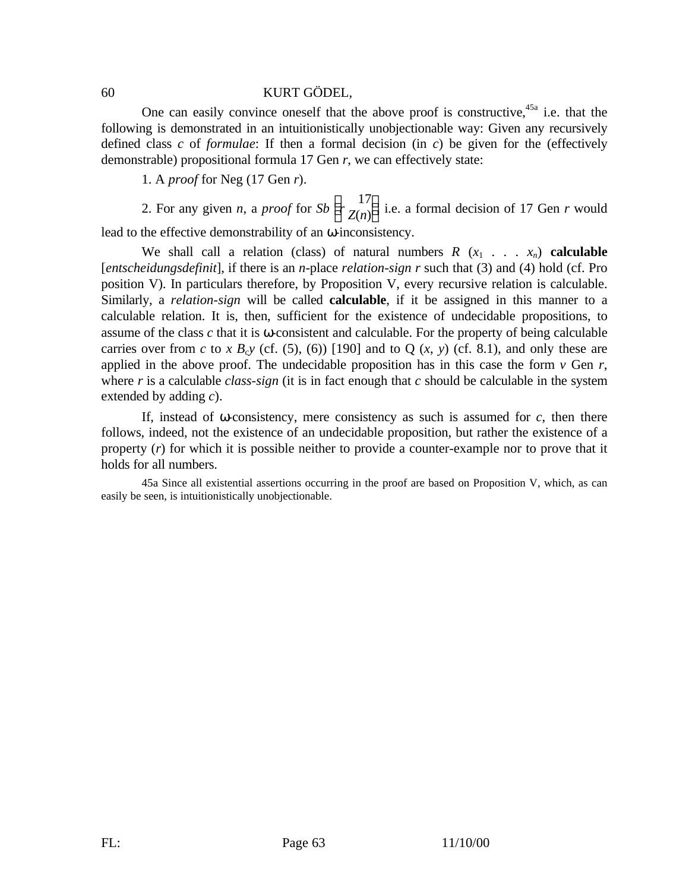One can easily convince oneself that the above proof is constructive,[45a] i.e. that the following is demonstrated in an intuitionistically unobjectionable way: Given any recursively defined class *c* of *formulae*: If then a formal decision (in *c*) be given for the (effectively demonstrable) propositional formula 17 Gen *r*, we can effectively state:

1. A *proof* for Neg (17 Gen *r*).

2. For any given *n*, a *proof* for $Sb\left(r\ \begin{matrix}17\\Z(n)\end{matrix}\right)$ i.e. a formal decision of 17 Gen *r* would lead to the effective demonstrability of an ω-inconsistency.

We shall call a relation (class) of natural numbers $R\ (x_1\ .\ .\ .\ x_n)$ **calculable** [*entscheidungsdefinit*], if there is an *n*-place *relation-sign r* such that (3) and (4) hold (cf. Pro position V). In particulars therefore, by Proposition V, every recursive relation is calculable. Similarly, a *relation-sign* will be called **calculable**, if it be assigned in this manner to a calculable relation. It is, then, sufficient for the existence of undecidable propositions, to assume of the class *c* that it is ω-consistent and calculable. For the property of being calculable carries over from *c* to $x\ B_c y$ (cf. (5), (6)) [190] and to Q (*x*, *y*) (cf. 8.1), and only these are applied in the above proof. The undecidable proposition has in this case the form *v* Gen *r*, where *r* is a calculable *class-sign* (it is in fact enough that *c* should be calculable in the system extended by adding *c*).

If, instead of ω-consistency, mere consistency as such is assumed for *c*, then there follows, indeed, not the existence of an undecidable proposition, but rather the existence of a property (*r*) for which it is possible neither to provide a counter-example nor to prove that it holds for all numbers.

45a Since all existential assertions occurring in the proof are based on Proposition V, which, as can easily be seen, is intuitionistically unobjectionable.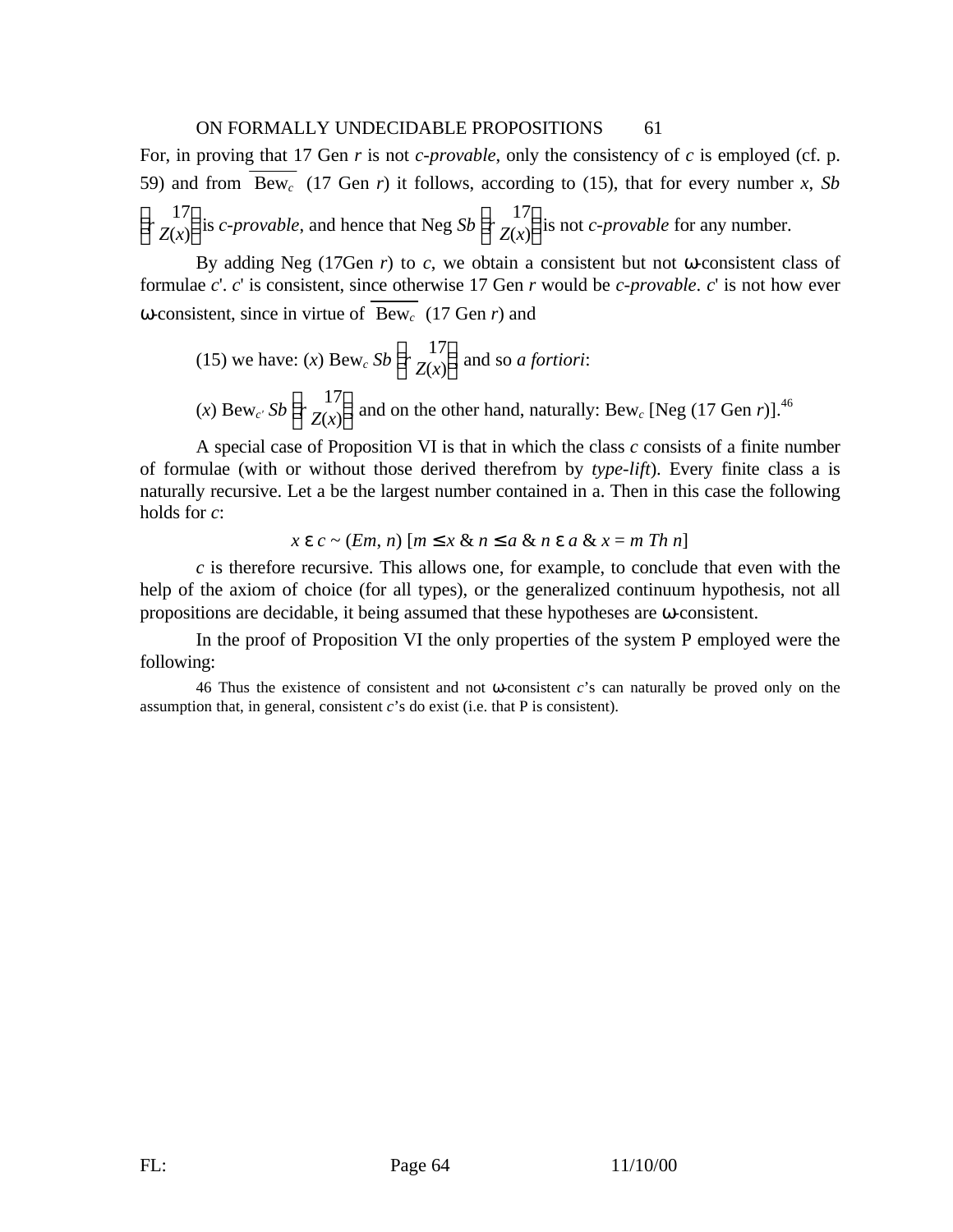For, in proving that 17 Gen $r$ is not *c-provable*, only the consistency of $c$ is employed (cf. p. 59) and from $\overline{\text{Bew}_c}$ (17 Gen $r$) it follows, according to (15), that for every number $x$, $Sb\left(r \begin{smallmatrix} 17 \\ Z(x) \end{smallmatrix}\right)$ is *c-provable*, and hence that Neg $Sb\left(r \begin{smallmatrix} 17 \\ Z(x) \end{smallmatrix}\right)$ is not *c-provable* for any number.

By adding Neg (17Gen $r$) to $c$, we obtain a consistent but not ω-consistent class of formulae $c'$. $c'$ is consistent, since otherwise 17 Gen $r$ would be *c-provable*. $c'$ is not how ever ω-consistent, since in virtue of $\overline{\text{Bew}_c}$ (17 Gen $r$) and

(15) we have: $(x)$ $\text{Bew}_c$ $Sb\left(r \begin{smallmatrix} 17 \\ Z(x) \end{smallmatrix}\right)$ and so *a fortiori*:

$(x)$ $\text{Bew}_{c'}$ $Sb\left(r \begin{smallmatrix} 17 \\ Z(x) \end{smallmatrix}\right)$ and on the other hand, naturally: $\text{Bew}_c$ [Neg (17 Gen $r$)].[46]

A special case of Proposition VI is that in which the class $c$ consists of a finite number of formulae (with or without those derived therefrom by *type-lift*). Every finite class a is naturally recursive. Let a be the largest number contained in a. Then in this case the following holds for $c$:

$$x \;\varepsilon\; c \sim (Em, n)\,[m \leq x \;\&\; n \leq a \;\&\; n \;\varepsilon\; a \;\&\; x = m \; Th \; n]$$

$c$ is therefore recursive. This allows one, for example, to conclude that even with the help of the axiom of choice (for all types), or the generalized continuum hypothesis, not all propositions are decidable, it being assumed that these hypotheses are ω-consistent.

In the proof of Proposition VI the only properties of the system P employed were the following:

46 Thus the existence of consistent and not ω-consistent $c$'s can naturally be proved only on the assumption that, in general, consistent $c$'s do exist (i.e. that P is consistent).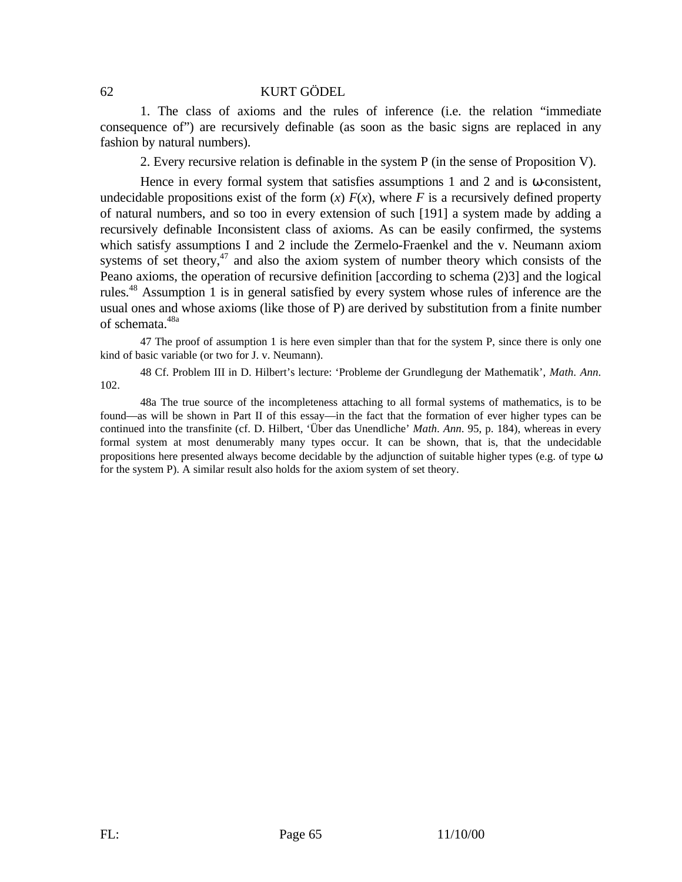1. The class of axioms and the rules of inference (i.e. the relation "immediate consequence of") are recursively definable (as soon as the basic signs are replaced in any fashion by natural numbers).

2. Every recursive relation is definable in the system P (in the sense of Proposition V).

Hence in every formal system that satisfies assumptions 1 and 2 and is ω-consistent, undecidable propositions exist of the form $(x)\ F(x)$, where $F$ is a recursively defined property of natural numbers, and so too in every extension of such [191] a system made by adding a recursively definable Inconsistent class of axioms. As can be easily confirmed, the systems which satisfy assumptions I and 2 include the Zermelo-Fraenkel and the v. Neumann axiom systems of set theory,[47] and also the axiom system of number theory which consists of the Peano axioms, the operation of recursive definition [according to schema (2)3] and the logical rules.[48] Assumption 1 is in general satisfied by every system whose rules of inference are the usual ones and whose axioms (like those of P) are derived by substitution from a finite number of schemata.[48a]

47 The proof of assumption 1 is here even simpler than that for the system P, since there is only one kind of basic variable (or two for J. v. Neumann).

48 Cf. Problem III in D. Hilbert's lecture: 'Probleme der Grundlegung der Mathematik', *Math. Ann.* 102.

48a The true source of the incompleteness attaching to all formal systems of mathematics, is to be found—as will be shown in Part II of this essay—in the fact that the formation of ever higher types can be continued into the transfinite (cf. D. Hilbert, 'Über das Unendliche' *Math. Ann.* 95, p. 184), whereas in every formal system at most denumerably many types occur. It can be shown, that is, that the undecidable propositions here presented always become decidable by the adjunction of suitable higher types (e.g. of type ω for the system P). A similar result also holds for the axiom system of set theory.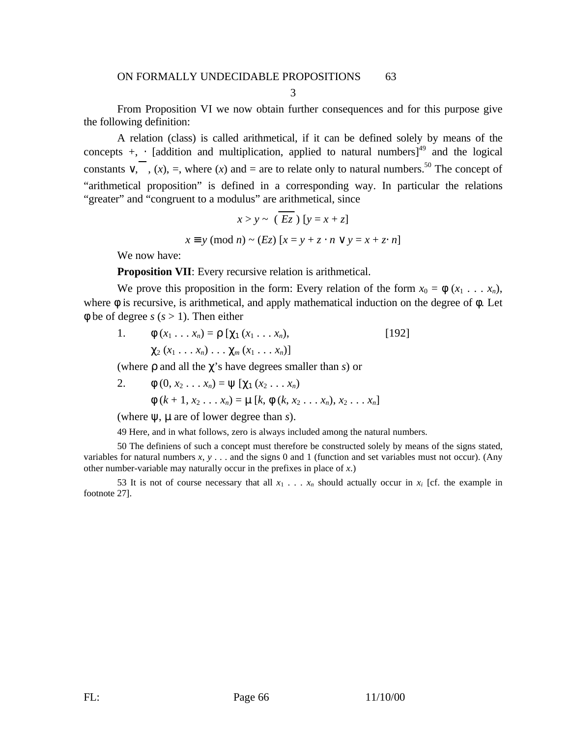3

From Proposition VI we now obtain further consequences and for this purpose give the following definition:

A relation (class) is called arithmetical, if it can be defined solely by means of the concepts +, · [addition and multiplication, applied to natural numbers][49] and the logical constants $\vee$, $\overline{\phantom{x}}$, $(x)$, $=$, where $(x)$ and $=$ are to relate only to natural numbers.[50] The concept of "arithmetical proposition" is defined in a corresponding way. In particular the relations "greater" and "congruent to a modulus" are arithmetical, since

$$x > y \sim \overline{(Ez)}\,[y = x + z]$$

$$x \equiv y \pmod{n} \sim (Ez)\,[x = y + z \cdot n \vee y = x + z \cdot n]$$

We now have:

**Proposition VII**: Every recursive relation is arithmetical.

We prove this proposition in the form: Every relation of the form $x_0 = \phi(x_1 \ldots x_n)$, where $\phi$ is recursive, is arithmetical, and apply mathematical induction on the degree of $\phi$. Let $\phi$ be of degree $s$ ($s > 1$). Then either

1. $\phi(x_1 \ldots x_n) = \rho\,[\chi_1(x_1 \ldots x_n),$ [192]
   $\chi_2(x_1 \ldots x_n) \ldots \chi_m(x_1 \ldots x_n)]$

(where $\rho$ and all the $\chi$'s have degrees smaller than $s$) or

2. $\phi(0, x_2 \ldots x_n) = \psi\,[\chi_1(x_2 \ldots x_n)$
   $\phi(k + 1, x_2 \ldots x_n) = \mu\,[k, \phi(k, x_2 \ldots x_n), x_2 \ldots x_n]$

(where $\psi$, $\mu$ are of lower degree than $s$).

49 Here, and in what follows, zero is always included among the natural numbers.

50 The definiens of such a concept must therefore be constructed solely by means of the signs stated, variables for natural numbers $x, y \ldots$ and the signs 0 and 1 (function and set variables must not occur). (Any other number-variable may naturally occur in the prefixes in place of $x$.)

53 It is not of course necessary that all $x_1 \ldots x_n$ should actually occur in $x_i$ [cf. the example in footnote 27].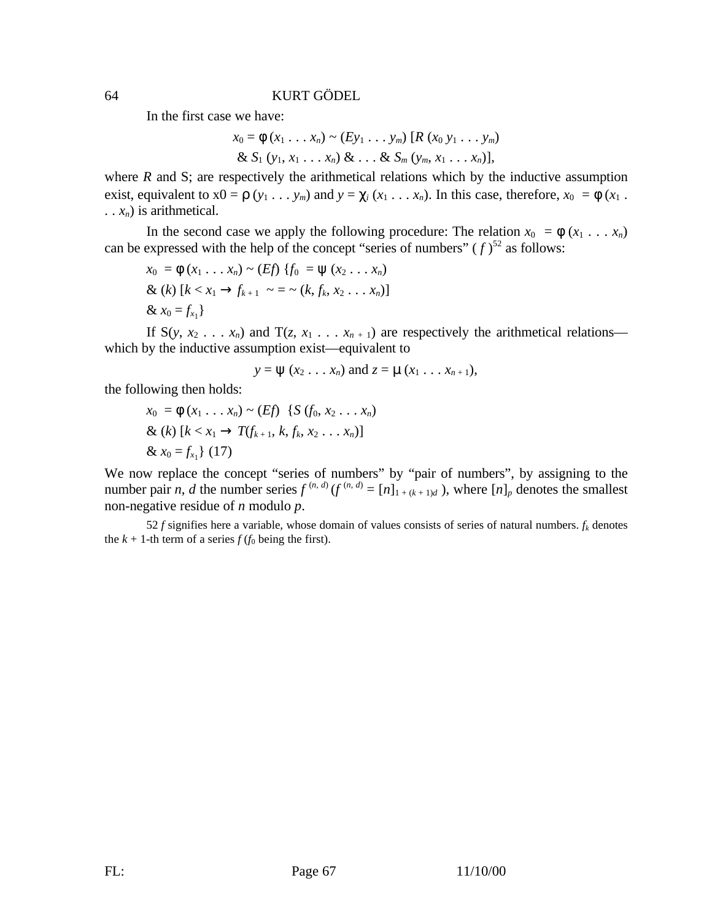In the first case we have:

$$x_0 = \phi (x_1 \ldots x_n) \sim (Ey_1 \ldots y_m) [R (x_0\, y_1 \ldots y_m)$$
$$\& \ S_1 (y_1, x_1 \ldots x_n) \ \& \ldots \& \ S_m (y_m, x_1 \ldots x_n)],$$

where $R$ and S; are respectively the arithmetical relations which by the inductive assumption exist, equivalent to x0 = $\rho (y_1 \ldots y_m)$ and $y = \chi_i (x_1 \ldots x_n)$. In this case, therefore, $x_0 = \phi (x_1 \ldots x_n)$ is arithmetical.

In the second case we apply the following procedure: The relation $x_0 = \phi (x_1 \ldots x_n)$ can be expressed with the help of the concept "series of numbers" ( $f$ )[52] as follows:

$$x_0 = \phi (x_1 \ldots x_n) \sim (Ef) \{f_0 = \psi (x_2 \ldots x_n)$$
$$\& \ (k) [k < x_1 \rightarrow f_{k+1} \sim = \sim (k, f_k, x_2 \ldots x_n)]$$
$$\& \ x_0 = f_{x_1}\}$$

If S$(y, x_2 \ldots x_n)$ and T$(z, x_1 \ldots x_{n+1})$ are respectively the arithmetical relations—which by the inductive assumption exist—equivalent to

$$y = \psi (x_2 \ldots x_n) \text{ and } z = \mu (x_1 \ldots x_{n+1}),$$

the following then holds:

$$x_0 = \phi (x_1 \ldots x_n) \sim (Ef) \ \{S (f_0, x_2 \ldots x_n)$$
$$\& \ (k) [k < x_1 \rightarrow T(f_{k+1}, k, f_k, x_2 \ldots x_n)]$$
$$\& \ x_0 = f_{x_1}\} \ (17)$$

We now replace the concept "series of numbers" by "pair of numbers", by assigning to the number pair $n$, $d$ the number series $f^{(n,\,d)}$ ($f^{(n,\,d)} = [n]_{1 + (k+1)d}$ ), where $[n]_p$ denotes the smallest non-negative residue of $n$ modulo $p$.

52 $f$ signifies here a variable, whose domain of values consists of series of natural numbers. $f_k$ denotes the $k + 1$-th term of a series $f$ ($f_0$ being the first).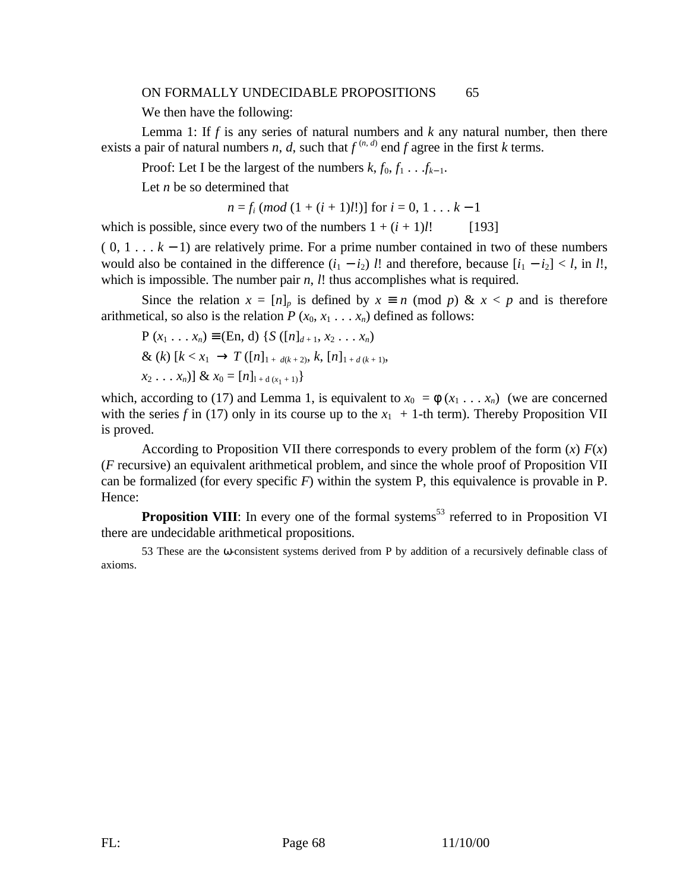We then have the following:

Lemma 1: If *f* is any series of natural numbers and *k* any natural number, then there exists a pair of natural numbers *n*, *d*, such that $f^{(n, d)}$ end *f* agree in the first *k* terms.

Proof: Let I be the largest of the numbers $k$, $f_0$, $f_1 \ldots f_{k-1}$.

Let *n* be so determined that

$$n = f_i \ (mod\ (1 + (i + 1)l!)] \text{ for } i = 0, 1 \ldots k - 1$$

which is possible, since every two of the numbers $1 + (i + 1)l!$ [193] $(0, 1 \ldots k - 1)$ are relatively prime. For a prime number contained in two of these numbers would also be contained in the difference $(i_1 - i_2)\ l!$ and therefore, because $[i_1 - i_2] < l$, in $l!$, which is impossible. The number pair $n$, $l!$ thus accomplishes what is required.

Since the relation $x = [n]_p$ is defined by $x \equiv n \pmod p$ & $x < p$ and is therefore arithmetical, so also is the relation $P(x_0, x_1 \ldots x_n)$ defined as follows:

$$P(x_1 \ldots x_n) \equiv (En, d)\ \{S([n]_{d+1}, x_2 \ldots x_n)$$

$$\& (k)\ [k < x_1 \rightarrow T([n]_{1+d(k+2)}, k, [n]_{1+d(k+1)},$$

$$x_2 \ldots x_n)]\ \&\ x_0 = [n]_{1+d(x_1+1)}\}$$

which, according to (17) and Lemma 1, is equivalent to $x_0 = \phi(x_1 \ldots x_n)$ (we are concerned with the series *f* in (17) only in its course up to the $x_1 + 1$-th term). Thereby Proposition VII is proved.

According to Proposition VII there corresponds to every problem of the form $(x)\ F(x)$ (*F* recursive) an equivalent arithmetical problem, and since the whole proof of Proposition VII can be formalized (for every specific *F*) within the system P, this equivalence is provable in P. Hence:

**Proposition VIII**: In every one of the formal systems[53] referred to in Proposition VI there are undecidable arithmetical propositions.

53 These are the ω-consistent systems derived from P by addition of a recursively definable class of axioms.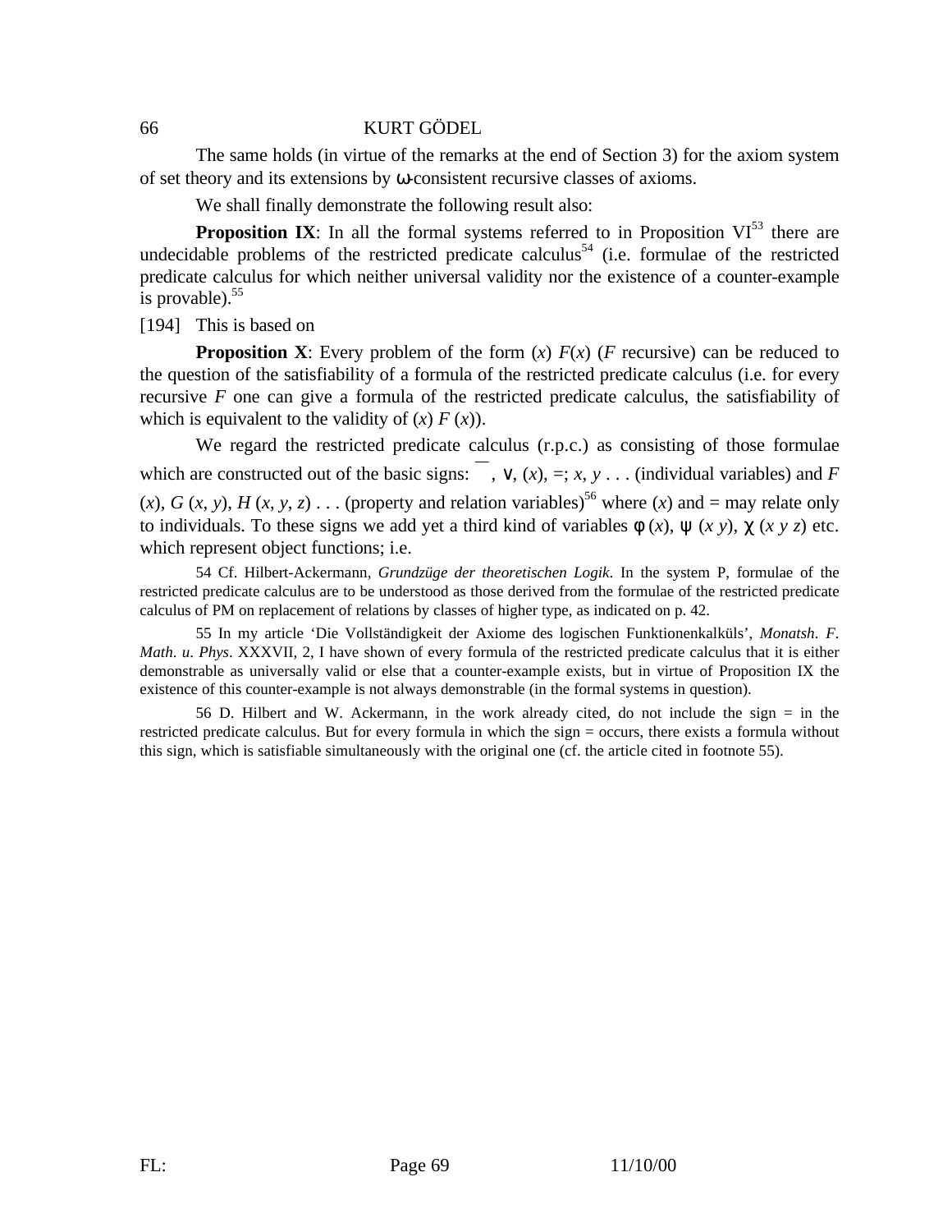The same holds (in virtue of the remarks at the end of Section 3) for the axiom system of set theory and its extensions by ω-consistent recursive classes of axioms.

We shall finally demonstrate the following result also:

**Proposition IX**: In all the formal systems referred to in Proposition VI[53] there are undecidable problems of the restricted predicate calculus[54] (i.e. formulae of the restricted predicate calculus for which neither universal validity nor the existence of a counter-example is provable).[55]

[194] This is based on

**Proposition X**: Every problem of the form $(x)\ F(x)$ ($F$ recursive) can be reduced to the question of the satisfiability of a formula of the restricted predicate calculus (i.e. for every recursive $F$ one can give a formula of the restricted predicate calculus, the satisfiability of which is equivalent to the validity of $(x)\ F(x)$).

We regard the restricted predicate calculus (r.p.c.) as consisting of those formulae which are constructed out of the basic signs: $\overline{\phantom{x}}$, ∨, $(x)$, =; $x, y$ . . . (individual variables) and $F(x)$, $G(x, y)$, $H(x, y, z)$ . . . (property and relation variables)[56] where $(x)$ and = may relate only to individuals. To these signs we add yet a third kind of variables $\phi(x)$, $\psi(x\ y)$, $\chi(x\ y\ z)$ etc. which represent object functions; i.e.

54 Cf. Hilbert-Ackermann, *Grundzüge der theoretischen Logik*. In the system P, formulae of the restricted predicate calculus are to be understood as those derived from the formulae of the restricted predicate calculus of PM on replacement of relations by classes of higher type, as indicated on p. 42.

55 In my article 'Die Vollständigkeit der Axiome des logischen Funktionenkalküls', *Monatsh. F. Math. u. Phys*. XXXVII, 2, I have shown of every formula of the restricted predicate calculus that it is either demonstrable as universally valid or else that a counter-example exists, but in virtue of Proposition IX the existence of this counter-example is not always demonstrable (in the formal systems in question).

56 D. Hilbert and W. Ackermann, in the work already cited, do not include the sign = in the restricted predicate calculus. But for every formula in which the sign = occurs, there exists a formula without this sign, which is satisfiable simultaneously with the original one (cf. the article cited in footnote 55).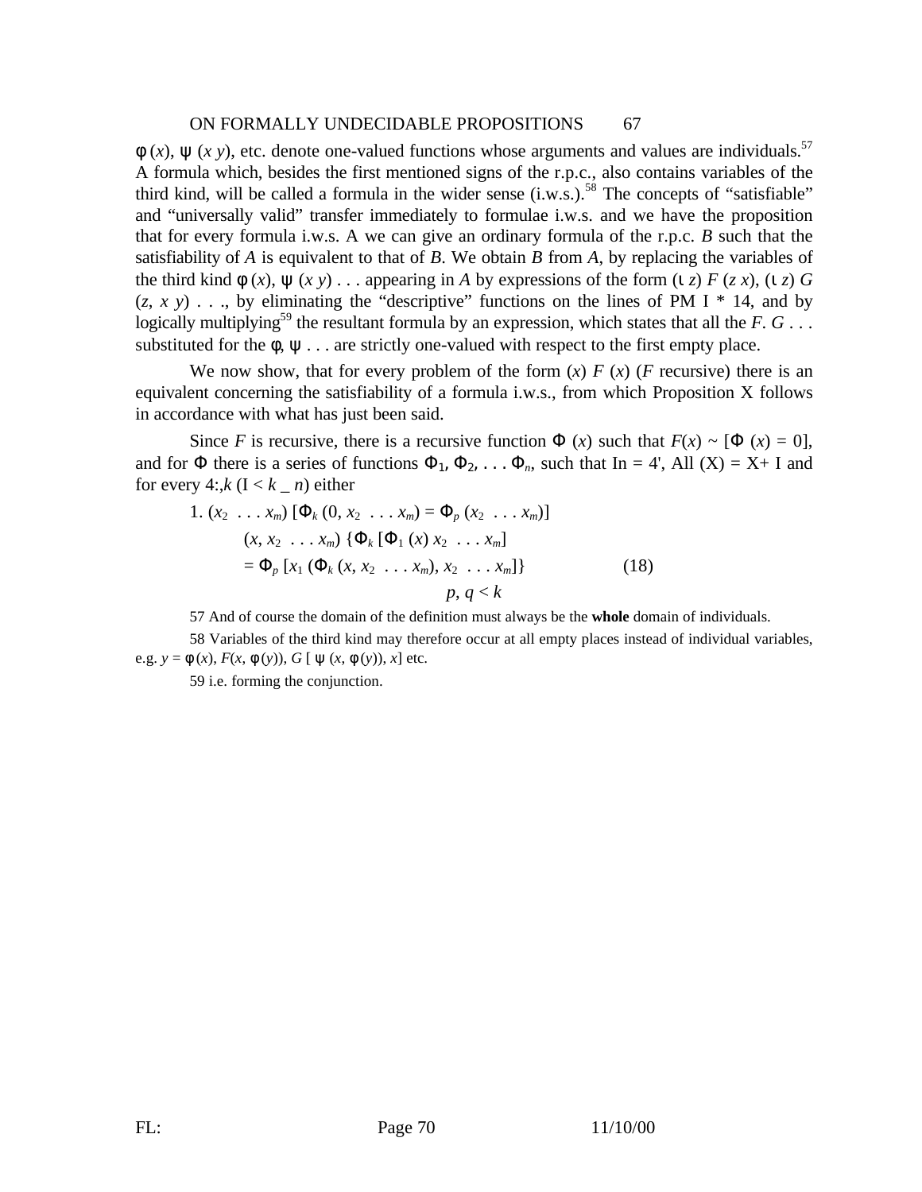$\varphi(x)$, $\psi(x\ y)$, etc. denote one-valued functions whose arguments and values are individuals.[57] A formula which, besides the first mentioned signs of the r.p.c., also contains variables of the third kind, will be called a formula in the wider sense (i.w.s.).[58] The concepts of "satisfiable" and "universally valid" transfer immediately to formulae i.w.s. and we have the proposition that for every formula i.w.s. A we can give an ordinary formula of the r.p.c. *B* such that the satisfiability of *A* is equivalent to that of *B*. We obtain *B* from *A*, by replacing the variables of the third kind $\varphi(x)$, $\psi(x\ y)$ . . . appearing in *A* by expressions of the form $(\iota\ z)\ F\ (z\ x)$, $(\iota\ z)\ G\ (z,\ x\ y)$ . . ., by eliminating the "descriptive" functions on the lines of PM I * 14, and by logically multiplying[59] the resultant formula by an expression, which states that all the *F. G* . . . substituted for the $\varphi$, $\psi$ . . . are strictly one-valued with respect to the first empty place.

We now show, that for every problem of the form $(x)\ F\ (x)$ (*F* recursive) there is an equivalent concerning the satisfiability of a formula i.w.s., from which Proposition X follows in accordance with what has just been said.

Since *F* is recursive, there is a recursive function $\Phi\ (x)$ such that $F(x) \sim [\Phi\ (x) = 0]$, and for $\Phi$ there is a series of functions $\Phi_1, \Phi_2, \ldots \Phi_n$, such that In = 4', All (X) = X+ I and for every 4:,*k* (I < *k* _ *n*) either

$$
\begin{aligned}
1.\ & (x_2\ \ldots x_m)\ [\Phi_k\ (0, x_2\ \ldots x_m) = \Phi_p\ (x_2\ \ldots x_m)] \\
& (x, x_2\ \ldots x_m)\ \{\Phi_k\ [\Phi_1\ (x)\ x_2\ \ldots x_m] \\
& = \Phi_p\ [x_1\ (\Phi_k\ (x, x_2\ \ldots x_m), x_2\ \ldots x_m]\} \qquad (18) \\
& \qquad\qquad p, q < k
\end{aligned}
$$

57 And of course the domain of the definition must always be the **whole** domain of individuals.

58 Variables of the third kind may therefore occur at all empty places instead of individual variables, e.g. $y = \varphi(x)$, $F(x, \varphi(y))$, $G\ [\psi\ (x, \varphi(y)), x]$ etc.

59 i.e. forming the conjunction.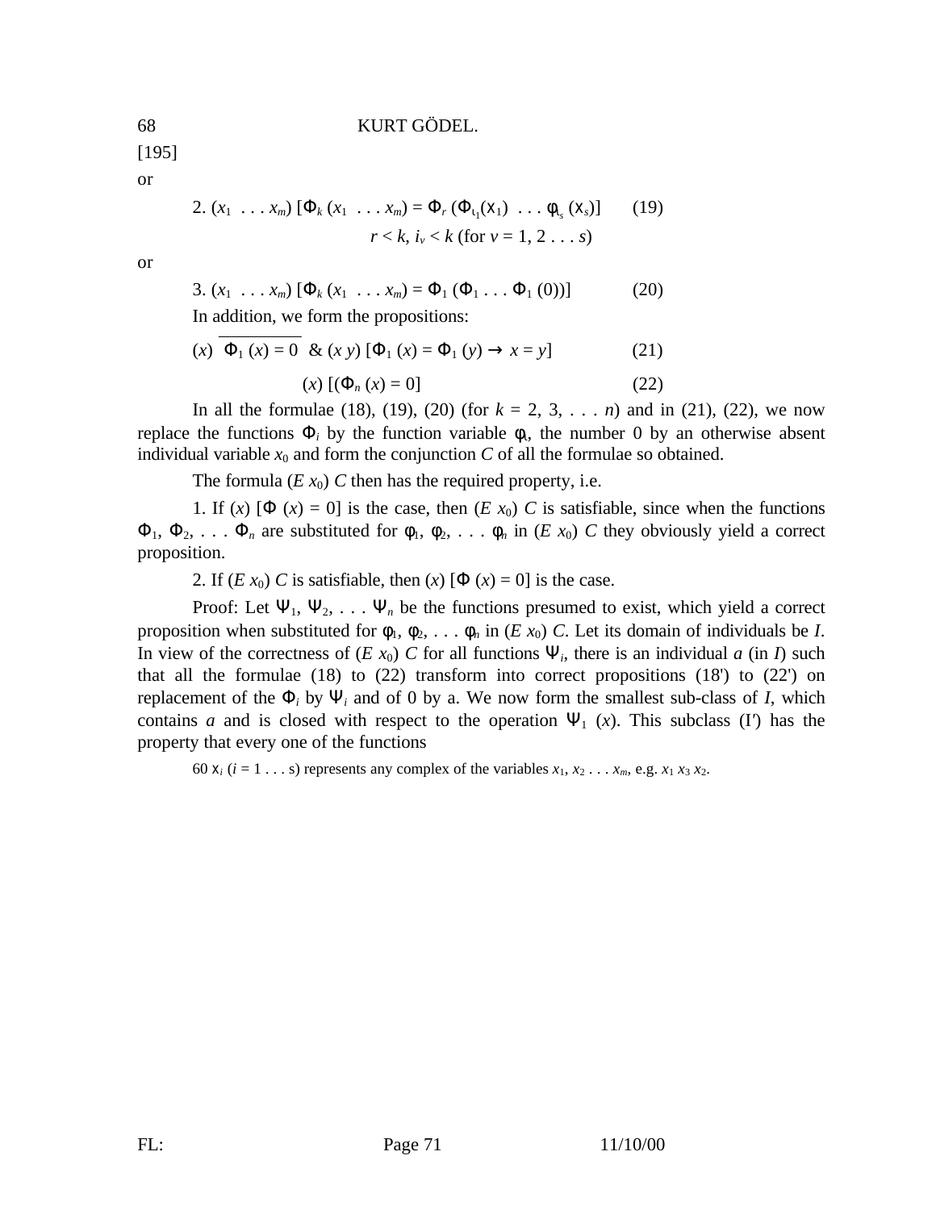[195]

or

$$2.\ (x_1 \ \ldots x_m)\ [\Phi_k (x_1 \ \ldots x_m) = \Phi_r (\Phi_{\iota_1}(\chi_1)\ \ldots \phi_{\iota_s} (\chi_s)] \qquad (19)$$

$$r < k,\ i_v < k \text{ (for } v = 1, 2 \ldots s)$$

or

$$3.\ (x_1 \ \ldots x_m)\ [\Phi_k (x_1 \ \ldots x_m) = \Phi_1 (\Phi_1 \ldots \Phi_1 (0))] \qquad (20)$$

In addition, we form the propositions:

$$(x)\ \overline{\Phi_1 (x) = 0}\ \ \&\ (x\ y)\ [\Phi_1 (x) = \Phi_1 (y) \rightarrow x = y] \qquad (21)$$

$$(x)\ [(\Phi_n (x) = 0] \qquad (22)$$

In all the formulae (18), (19), (20) (for $k = 2, 3, \ldots n$) and in (21), (22), we now replace the functions $\Phi_i$ by the function variable $\phi_i$, the number 0 by an otherwise absent individual variable $x_0$ and form the conjunction $C$ of all the formulae so obtained.

The formula $(E\ x_0)\ C$ then has the required property, i.e.

1. If $(x)\ [\Phi\ (x) = 0]$ is the case, then $(E\ x_0)\ C$ is satisfiable, since when the functions $\Phi_1, \Phi_2, \ldots \Phi_n$ are substituted for $\phi_1, \phi_2, \ldots \phi_n$ in $(E\ x_0)\ C$ they obviously yield a correct proposition.

2. If $(E\ x_0)\ C$ is satisfiable, then $(x)\ [\Phi\ (x) = 0]$ is the case.

Proof: Let $\Psi_1, \Psi_2, \ldots \Psi_n$ be the functions presumed to exist, which yield a correct proposition when substituted for $\phi_1, \phi_2, \ldots \phi_n$ in $(E\ x_0)\ C$. Let its domain of individuals be $I$. In view of the correctness of $(E\ x_0)\ C$ for all functions $\Psi_i$, there is an individual $a$ (in $I$) such that all the formulae (18) to (22) transform into correct propositions (18') to (22') on replacement of the $\Phi_i$ by $\Psi_i$ and of 0 by a. We now form the smallest sub-class of $I$, which contains $a$ and is closed with respect to the operation $\Psi_1\ (x)$. This subclass (I′) has the property that every one of the functions

60 $\chi_i$ ($i = 1 \ldots s$) represents any complex of the variables $x_1, x_2 \ldots x_m$, e.g. $x_1\ x_3\ x_2$.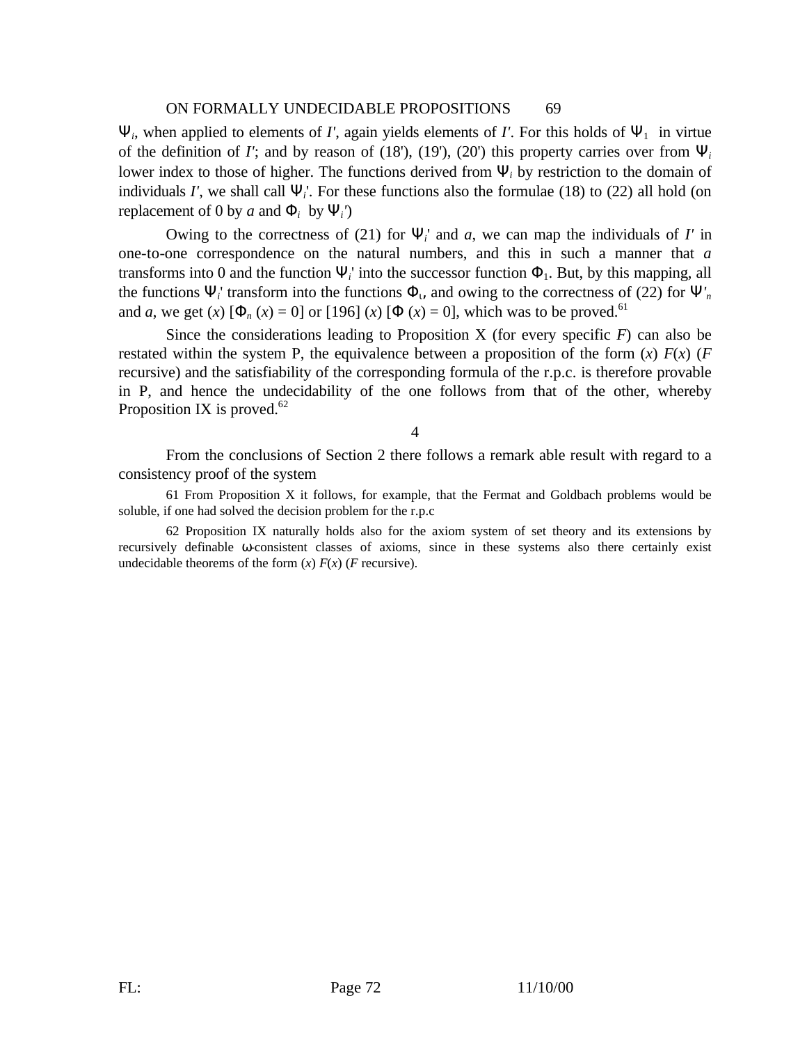$\Psi_i$, when applied to elements of $I'$, again yields elements of $I'$. For this holds of $\Psi_1$ in virtue of the definition of $I'$; and by reason of (18'), (19'), (20') this property carries over from $\Psi_i$ lower index to those of higher. The functions derived from $\Psi_i$ by restriction to the domain of individuals $I'$, we shall call $\Psi_i'$. For these functions also the formulae (18) to (22) all hold (on replacement of 0 by $a$ and $\Phi_i$ by $\Psi_i'$)

Owing to the correctness of (21) for $\Psi_i'$ and $a$, we can map the individuals of $I'$ in one-to-one correspondence on the natural numbers, and this in such a manner that $a$ transforms into 0 and the function $\Psi_i'$ into the successor function $\Phi_1$. But, by this mapping, all the functions $\Psi_i'$ transform into the functions $\Phi_\iota$, and owing to the correctness of (22) for $\Psi'_n$ and $a$, we get $(x)$ $[\Phi_n(x) = 0]$ or [196] $(x)$ $[\Phi(x) = 0]$, which was to be proved.[61]

Since the considerations leading to Proposition X (for every specific $F$) can also be restated within the system P, the equivalence between a proposition of the form $(x)$ $F(x)$ ($F$ recursive) and the satisfiability of the corresponding formula of the r.p.c. is therefore provable in P, and hence the undecidability of the one follows from that of the other, whereby Proposition IX is proved.[62]

4

From the conclusions of Section 2 there follows a remark able result with regard to a consistency proof of the system

61 From Proposition X it follows, for example, that the Fermat and Goldbach problems would be soluble, if one had solved the decision problem for the r.p.c

62 Proposition IX naturally holds also for the axiom system of set theory and its extensions by recursively definable ω-consistent classes of axioms, since in these systems also there certainly exist undecidable theorems of the form $(x)$ $F(x)$ ($F$ recursive).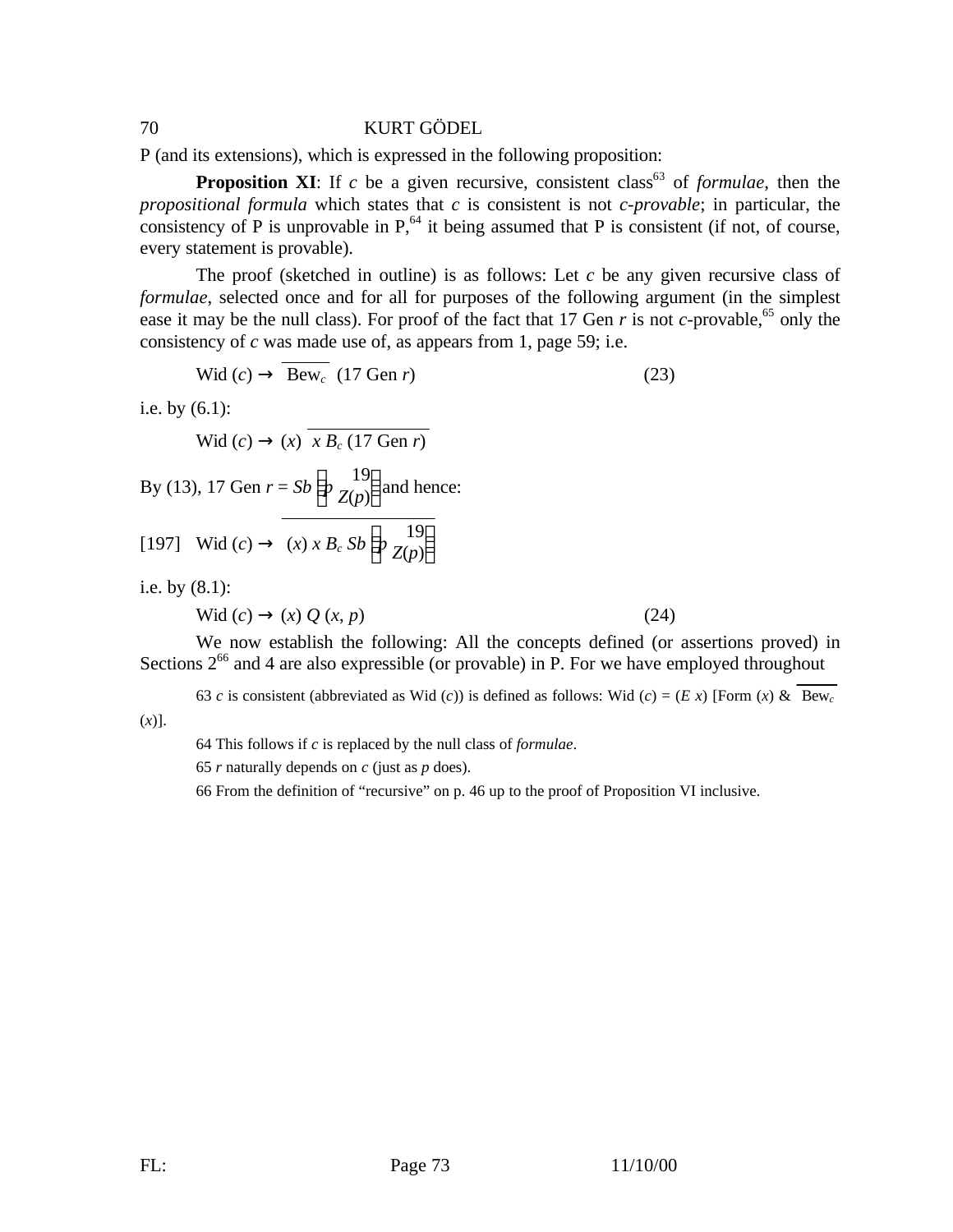P (and its extensions), which is expressed in the following proposition:

**Proposition XI**: If $c$ be a given recursive, consistent class[63] of *formulae*, then the *propositional formula* which states that $c$ is consistent is not *c-provable*; in particular, the consistency of P is unprovable in P,[64] it being assumed that P is consistent (if not, of course, every statement is provable).

The proof (sketched in outline) is as follows: Let $c$ be any given recursive class of *formulae*, selected once and for all for purposes of the following argument (in the simplest ease it may be the null class). For proof of the fact that 17 Gen $r$ is not $c$-provable,[65] only the consistency of $c$ was made use of, as appears from 1, page 59; i.e.

$$\text{Wid}\,(c) \rightarrow \overline{\text{Bew}_c}\ (17\ \text{Gen}\ r) \qquad (23)$$

i.e. by (6.1):

$$\text{Wid}\,(c) \rightarrow (x)\ \overline{x\, B_c\, (17\ \text{Gen}\ r)}$$

By (13), 17 Gen $r = Sb\left(p\ {19 \atop Z(p)}\right)$ and hence:

[197] $$\text{Wid}\,(c) \rightarrow \overline{(x)\ x\, B_c\, Sb\left(p\ {19 \atop Z(p)}\right)}$$

i.e. by (8.1):

$$\text{Wid}\,(c) \rightarrow (x)\ Q\,(x, p) \qquad (24)$$

We now establish the following: All the concepts defined (or assertions proved) in Sections 2[66] and 4 are also expressible (or provable) in P. For we have employed throughout

---

63 $c$ is consistent (abbreviated as Wid ($c$)) is defined as follows: Wid ($c$) = ($E$ $x$) [Form ($x$) & $\overline{\text{Bew}_c}$ ($x$)].

64 This follows if $c$ is replaced by the null class of *formulae*.

65 $r$ naturally depends on $c$ (just as $p$ does).

66 From the definition of "recursive" on p. 46 up to the proof of Proposition VI inclusive.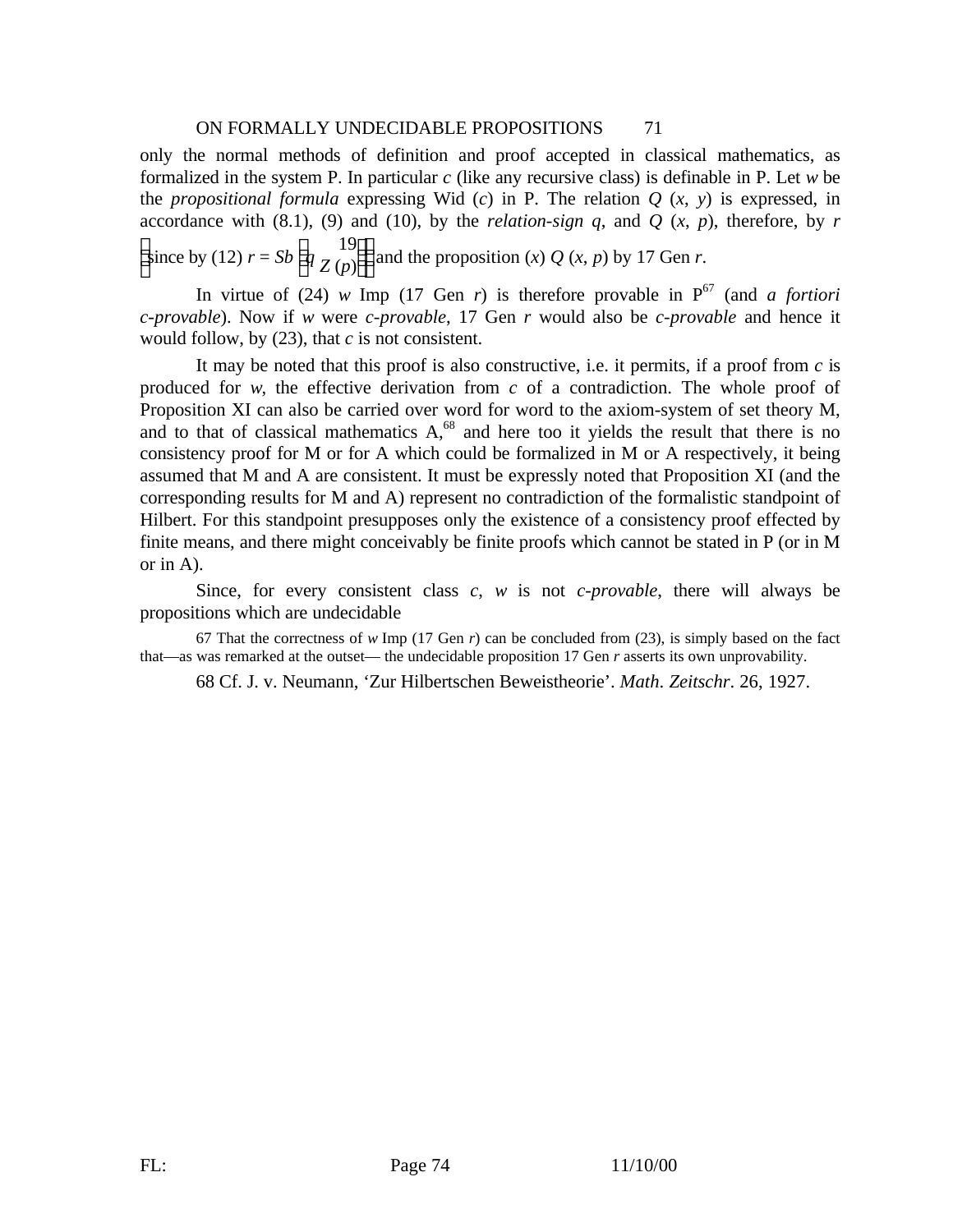only the normal methods of definition and proof accepted in classical mathematics, as formalized in the system P. In particular *c* (like any recursive class) is definable in P. Let *w* be the *propositional formula* expressing Wid (*c*) in P. The relation *Q* (*x*, *y*) is expressed, in accordance with (8.1), (9) and (10), by the *relation-sign q*, and *Q* (*x*, *p*), therefore, by *r* $\left(\text{since by (12) } r = Sb\left(q \begin{smallmatrix} 19 \\ Z(p) \end{smallmatrix}\right)\right)$ and the proposition (*x*) *Q* (*x*, *p*) by 17 Gen *r*.

In virtue of (24) *w* Imp (17 Gen *r*) is therefore provable in P[67] (and *a fortiori c-provable*). Now if *w* were *c-provable*, 17 Gen *r* would also be *c-provable* and hence it would follow, by (23), that *c* is not consistent.

It may be noted that this proof is also constructive, i.e. it permits, if a proof from *c* is produced for *w*, the effective derivation from *c* of a contradiction. The whole proof of Proposition XI can also be carried over word for word to the axiom-system of set theory M, and to that of classical mathematics A,[68] and here too it yields the result that there is no consistency proof for M or for A which could be formalized in M or A respectively, it being assumed that M and A are consistent. It must be expressly noted that Proposition XI (and the corresponding results for M and A) represent no contradiction of the formalistic standpoint of Hilbert. For this standpoint presupposes only the existence of a consistency proof effected by finite means, and there might conceivably be finite proofs which cannot be stated in P (or in M or in A).

Since, for every consistent class *c*, *w* is not *c-provable*, there will always be propositions which are undecidable

67 That the correctness of *w* Imp (17 Gen *r*) can be concluded from (23), is simply based on the fact that—as was remarked at the outset— the undecidable proposition 17 Gen *r* asserts its own unprovability.

68 Cf. J. v. Neumann, ‘Zur Hilbertschen Beweistheorie’. *Math. Zeitschr.* 26, 1927.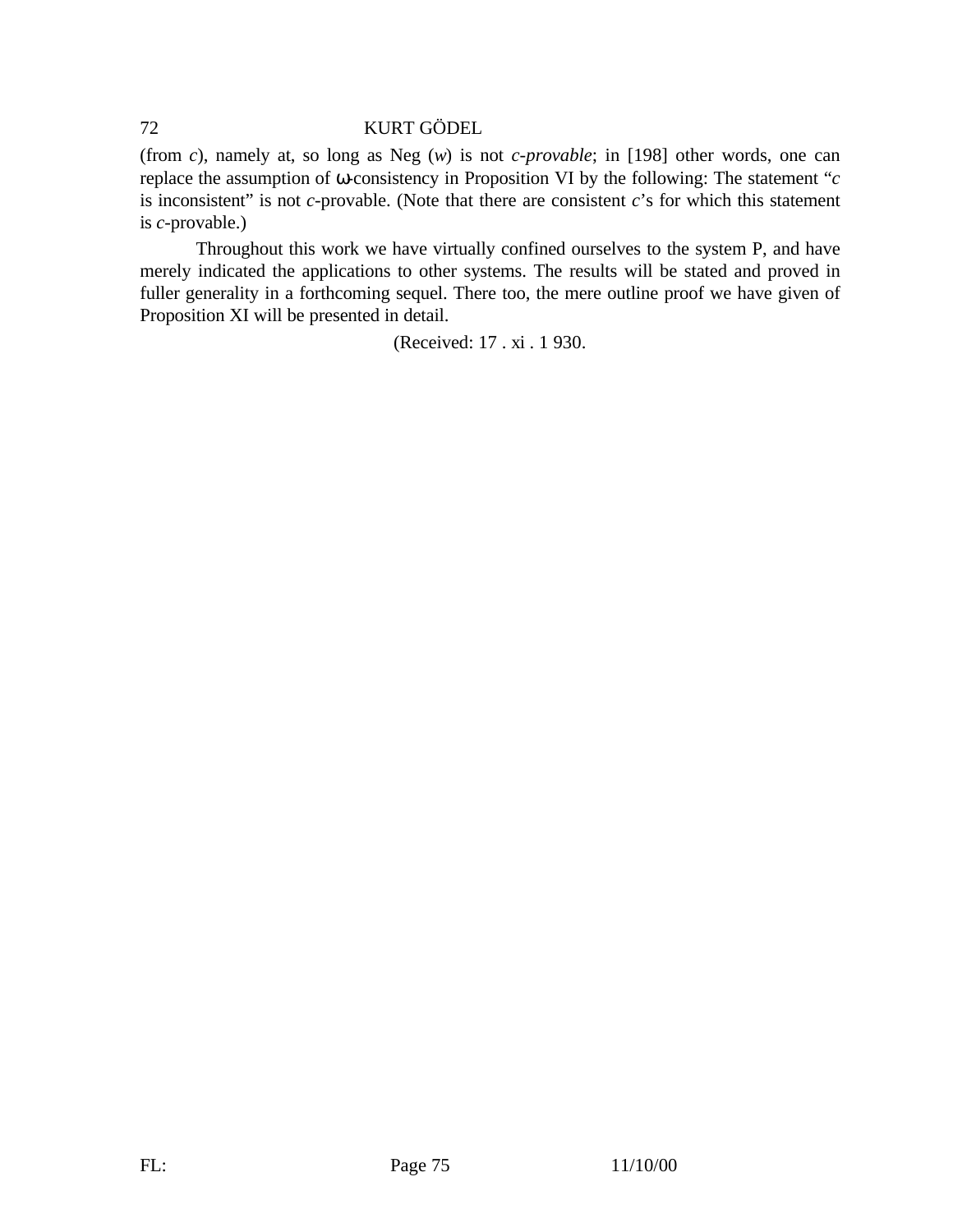(from *c*), namely at, so long as Neg (*w*) is not *c-provable*; in [198] other words, one can replace the assumption of ω-consistency in Proposition VI by the following: The statement "*c* is inconsistent" is not *c*-provable. (Note that there are consistent *c*'s for which this statement is *c*-provable.)

Throughout this work we have virtually confined ourselves to the system P, and have merely indicated the applications to other systems. The results will be stated and proved in fuller generality in a forthcoming sequel. There too, the mere outline proof we have given of Proposition XI will be presented in detail.

(Received: 17 . xi . 1 930.